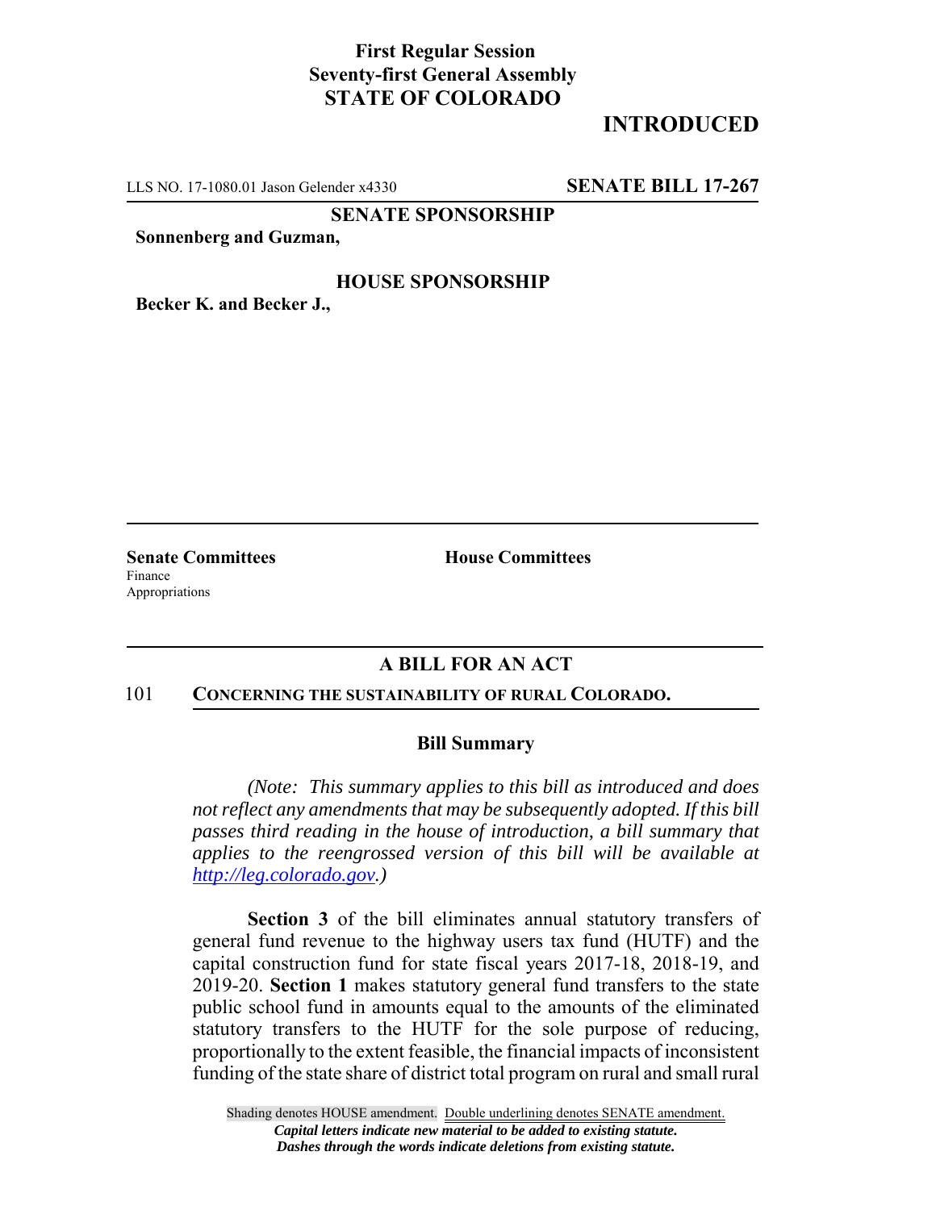**First Regular Session**
**Seventy-first General Assembly**
**STATE OF COLORADO**

**INTRODUCED**

LLS NO. 17-1080.01 Jason Gelender x4330 **SENATE BILL 17-267**

**SENATE SPONSORSHIP**

**Sonnenberg and Guzman,**

**HOUSE SPONSORSHIP**

**Becker K. and Becker J.,**

**Senate Committees**
Finance
Appropriations

**House Committees**

## A BILL FOR AN ACT

101 **CONCERNING THE SUSTAINABILITY OF RURAL COLORADO.**

### Bill Summary

*(Note: This summary applies to this bill as introduced and does not reflect any amendments that may be subsequently adopted. If this bill passes third reading in the house of introduction, a bill summary that applies to the reengrossed version of this bill will be available at http://leg.colorado.gov.)*

**Section 3** of the bill eliminates annual statutory transfers of general fund revenue to the highway users tax fund (HUTF) and the capital construction fund for state fiscal years 2017-18, 2018-19, and 2019-20. **Section 1** makes statutory general fund transfers to the state public school fund in amounts equal to the amounts of the eliminated statutory transfers to the HUTF for the sole purpose of reducing, proportionally to the extent feasible, the financial impacts of inconsistent funding of the state share of district total program on rural and small rural

Shading denotes HOUSE amendment. Double underlining denotes SENATE amendment.
*Capital letters indicate new material to be added to existing statute.*
*Dashes through the words indicate deletions from existing statute.*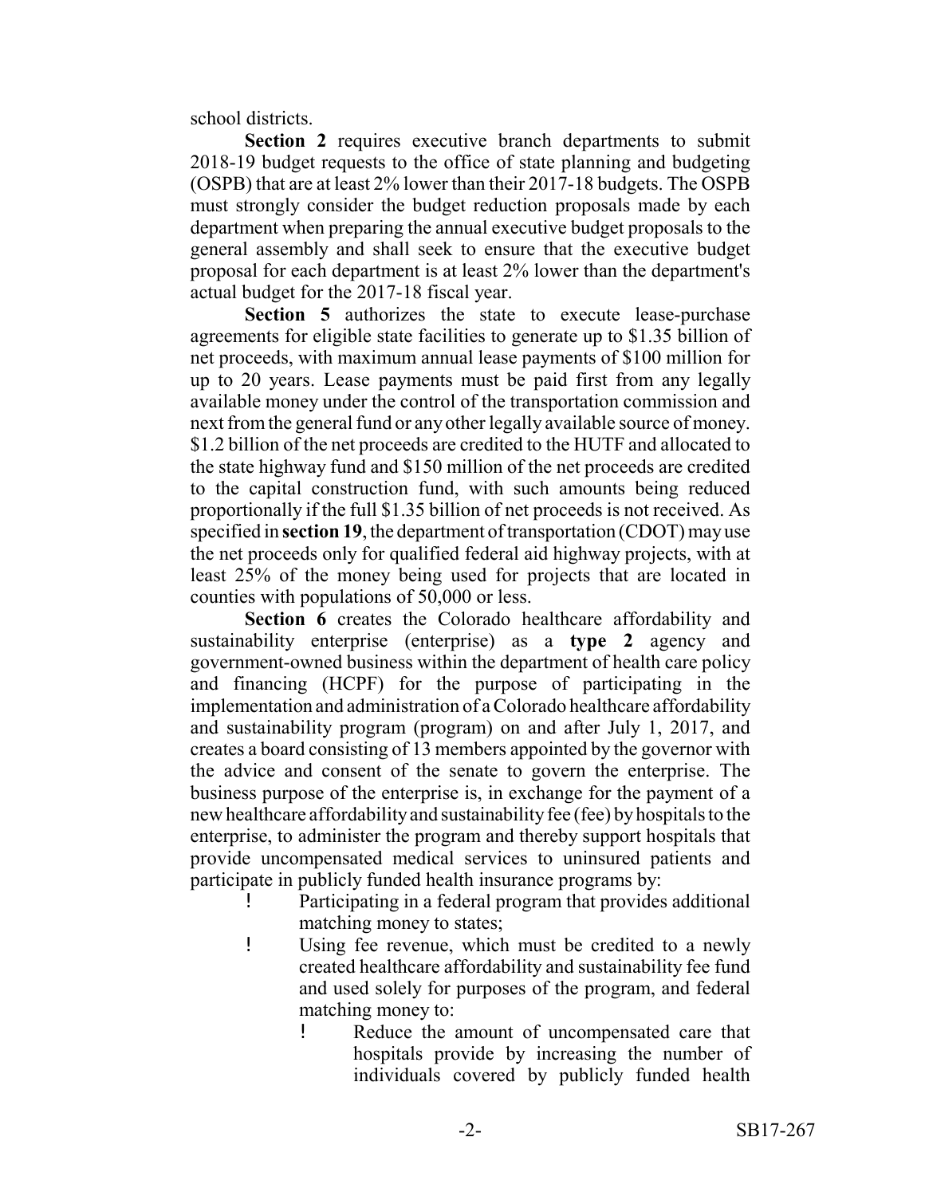school districts.

**Section 2** requires executive branch departments to submit 2018-19 budget requests to the office of state planning and budgeting (OSPB) that are at least 2% lower than their 2017-18 budgets. The OSPB must strongly consider the budget reduction proposals made by each department when preparing the annual executive budget proposals to the general assembly and shall seek to ensure that the executive budget proposal for each department is at least 2% lower than the department's actual budget for the 2017-18 fiscal year.

**Section 5** authorizes the state to execute lease-purchase agreements for eligible state facilities to generate up to $1.35 billion of net proceeds, with maximum annual lease payments of $100 million for up to 20 years. Lease payments must be paid first from any legally available money under the control of the transportation commission and next from the general fund or any other legally available source of money. $1.2 billion of the net proceeds are credited to the HUTF and allocated to the state highway fund and $150 million of the net proceeds are credited to the capital construction fund, with such amounts being reduced proportionally if the full $1.35 billion of net proceeds is not received. As specified in **section 19**, the department of transportation (CDOT) may use the net proceeds only for qualified federal aid highway projects, with at least 25% of the money being used for projects that are located in counties with populations of 50,000 or less.

**Section 6** creates the Colorado healthcare affordability and sustainability enterprise (enterprise) as a **type 2** agency and government-owned business within the department of health care policy and financing (HCPF) for the purpose of participating in the implementation and administration of a Colorado healthcare affordability and sustainability program (program) on and after July 1, 2017, and creates a board consisting of 13 members appointed by the governor with the advice and consent of the senate to govern the enterprise. The business purpose of the enterprise is, in exchange for the payment of a new healthcare affordability and sustainability fee (fee) by hospitals to the enterprise, to administer the program and thereby support hospitals that provide uncompensated medical services to uninsured patients and participate in publicly funded health insurance programs by:

- Participating in a federal program that provides additional matching money to states;
- Using fee revenue, which must be credited to a newly created healthcare affordability and sustainability fee fund and used solely for purposes of the program, and federal matching money to:
  - Reduce the amount of uncompensated care that hospitals provide by increasing the number of individuals covered by publicly funded health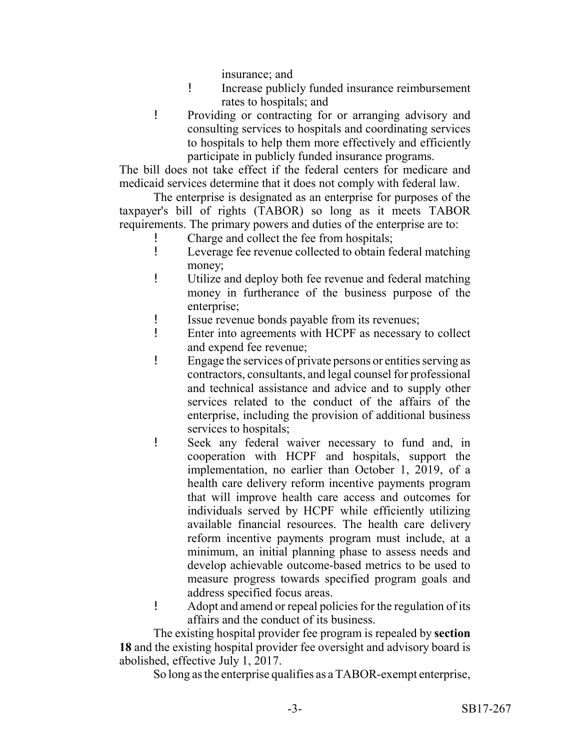insurance; and

  - Increase publicly funded insurance reimbursement rates to hospitals; and

- Providing or contracting for or arranging advisory and consulting services to hospitals and coordinating services to hospitals to help them more effectively and efficiently participate in publicly funded insurance programs.

The bill does not take effect if the federal centers for medicare and medicaid services determine that it does not comply with federal law.

The enterprise is designated as an enterprise for purposes of the taxpayer's bill of rights (TABOR) so long as it meets TABOR requirements. The primary powers and duties of the enterprise are to:

- Charge and collect the fee from hospitals;
- Leverage fee revenue collected to obtain federal matching money;
- Utilize and deploy both fee revenue and federal matching money in furtherance of the business purpose of the enterprise;
- Issue revenue bonds payable from its revenues;
- Enter into agreements with HCPF as necessary to collect and expend fee revenue;
- Engage the services of private persons or entities serving as contractors, consultants, and legal counsel for professional and technical assistance and advice and to supply other services related to the conduct of the affairs of the enterprise, including the provision of additional business services to hospitals;
- Seek any federal waiver necessary to fund and, in cooperation with HCPF and hospitals, support the implementation, no earlier than October 1, 2019, of a health care delivery reform incentive payments program that will improve health care access and outcomes for individuals served by HCPF while efficiently utilizing available financial resources. The health care delivery reform incentive payments program must include, at a minimum, an initial planning phase to assess needs and develop achievable outcome-based metrics to be used to measure progress towards specified program goals and address specified focus areas.
- Adopt and amend or repeal policies for the regulation of its affairs and the conduct of its business.

The existing hospital provider fee program is repealed by **section 18** and the existing hospital provider fee oversight and advisory board is abolished, effective July 1, 2017.

So long as the enterprise qualifies as a TABOR-exempt enterprise,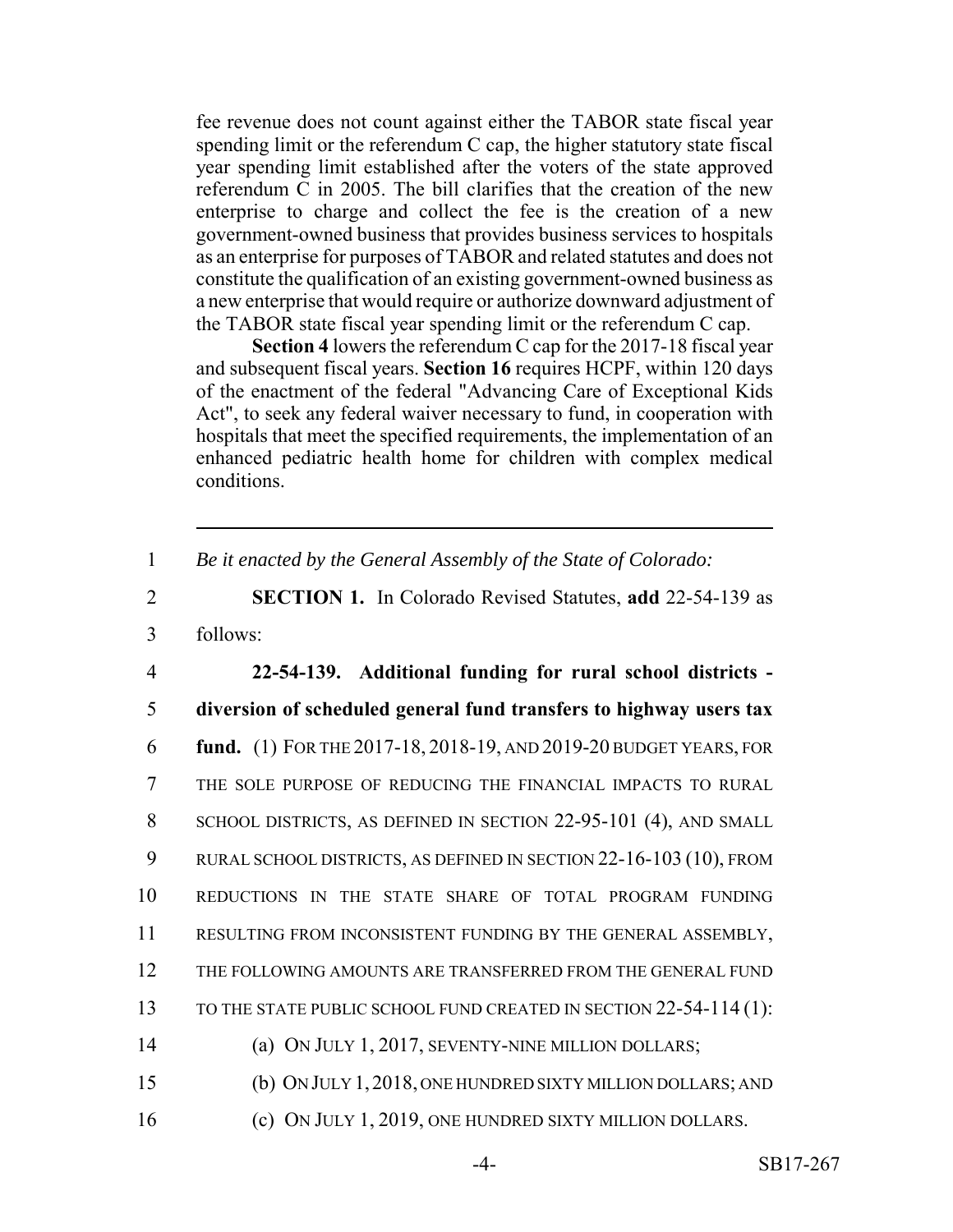fee revenue does not count against either the TABOR state fiscal year spending limit or the referendum C cap, the higher statutory state fiscal year spending limit established after the voters of the state approved referendum C in 2005. The bill clarifies that the creation of the new enterprise to charge and collect the fee is the creation of a new government-owned business that provides business services to hospitals as an enterprise for purposes of TABOR and related statutes and does not constitute the qualification of an existing government-owned business as a new enterprise that would require or authorize downward adjustment of the TABOR state fiscal year spending limit or the referendum C cap.

**Section 4** lowers the referendum C cap for the 2017-18 fiscal year and subsequent fiscal years. **Section 16** requires HCPF, within 120 days of the enactment of the federal "Advancing Care of Exceptional Kids Act", to seek any federal waiver necessary to fund, in cooperation with hospitals that meet the specified requirements, the implementation of an enhanced pediatric health home for children with complex medical conditions.

---

1 *Be it enacted by the General Assembly of the State of Colorado:*

2 **SECTION 1.** In Colorado Revised Statutes, **add** 22-54-139 as
3 follows:

4 **22-54-139. Additional funding for rural school districts -**
5 **diversion of scheduled general fund transfers to highway users tax**
6 **fund.** (1) FOR THE 2017-18, 2018-19, AND 2019-20 BUDGET YEARS, FOR
7 THE SOLE PURPOSE OF REDUCING THE FINANCIAL IMPACTS TO RURAL
8 SCHOOL DISTRICTS, AS DEFINED IN SECTION 22-95-101 (4), AND SMALL
9 RURAL SCHOOL DISTRICTS, AS DEFINED IN SECTION 22-16-103 (10), FROM
10 REDUCTIONS IN THE STATE SHARE OF TOTAL PROGRAM FUNDING
11 RESULTING FROM INCONSISTENT FUNDING BY THE GENERAL ASSEMBLY,
12 THE FOLLOWING AMOUNTS ARE TRANSFERRED FROM THE GENERAL FUND
13 TO THE STATE PUBLIC SCHOOL FUND CREATED IN SECTION 22-54-114 (1):

14 (a) ON JULY 1, 2017, SEVENTY-NINE MILLION DOLLARS;

15 (b) ON JULY 1, 2018, ONE HUNDRED SIXTY MILLION DOLLARS; AND

16 (c) ON JULY 1, 2019, ONE HUNDRED SIXTY MILLION DOLLARS.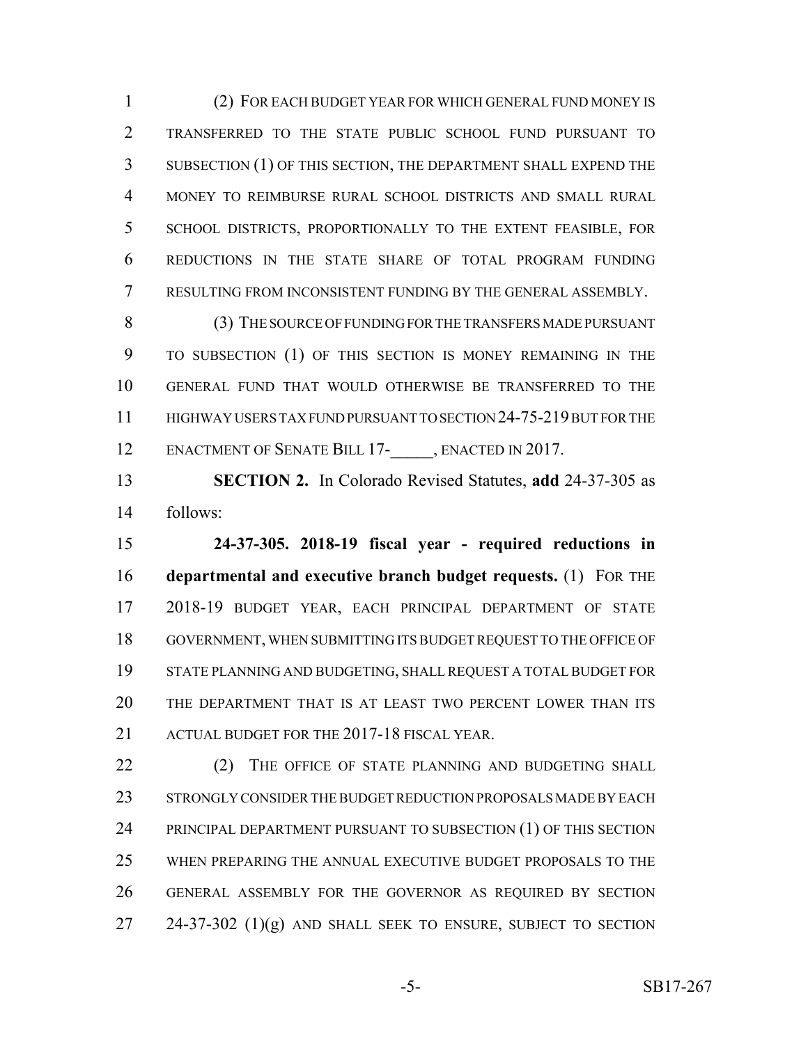(2) FOR EACH BUDGET YEAR FOR WHICH GENERAL FUND MONEY IS TRANSFERRED TO THE STATE PUBLIC SCHOOL FUND PURSUANT TO SUBSECTION (1) OF THIS SECTION, THE DEPARTMENT SHALL EXPEND THE MONEY TO REIMBURSE RURAL SCHOOL DISTRICTS AND SMALL RURAL SCHOOL DISTRICTS, PROPORTIONALLY TO THE EXTENT FEASIBLE, FOR REDUCTIONS IN THE STATE SHARE OF TOTAL PROGRAM FUNDING RESULTING FROM INCONSISTENT FUNDING BY THE GENERAL ASSEMBLY.

(3) THE SOURCE OF FUNDING FOR THE TRANSFERS MADE PURSUANT TO SUBSECTION (1) OF THIS SECTION IS MONEY REMAINING IN THE GENERAL FUND THAT WOULD OTHERWISE BE TRANSFERRED TO THE HIGHWAY USERS TAX FUND PURSUANT TO SECTION 24-75-219 BUT FOR THE ENACTMENT OF SENATE BILL 17-_____, ENACTED IN 2017.

**SECTION 2.** In Colorado Revised Statutes, **add** 24-37-305 as follows:

**24-37-305. 2018-19 fiscal year - required reductions in departmental and executive branch budget requests.** (1) FOR THE 2018-19 BUDGET YEAR, EACH PRINCIPAL DEPARTMENT OF STATE GOVERNMENT, WHEN SUBMITTING ITS BUDGET REQUEST TO THE OFFICE OF STATE PLANNING AND BUDGETING, SHALL REQUEST A TOTAL BUDGET FOR THE DEPARTMENT THAT IS AT LEAST TWO PERCENT LOWER THAN ITS ACTUAL BUDGET FOR THE 2017-18 FISCAL YEAR.

(2) THE OFFICE OF STATE PLANNING AND BUDGETING SHALL STRONGLY CONSIDER THE BUDGET REDUCTION PROPOSALS MADE BY EACH PRINCIPAL DEPARTMENT PURSUANT TO SUBSECTION (1) OF THIS SECTION WHEN PREPARING THE ANNUAL EXECUTIVE BUDGET PROPOSALS TO THE GENERAL ASSEMBLY FOR THE GOVERNOR AS REQUIRED BY SECTION 24-37-302 (1)(g) AND SHALL SEEK TO ENSURE, SUBJECT TO SECTION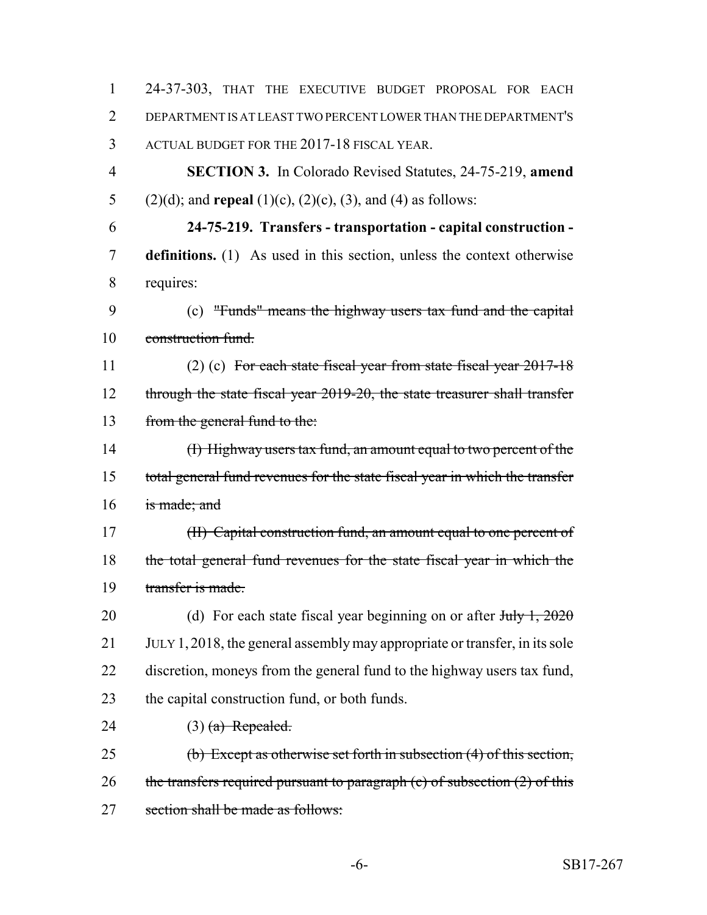24-37-303, THAT THE EXECUTIVE BUDGET PROPOSAL FOR EACH DEPARTMENT IS AT LEAST TWO PERCENT LOWER THAN THE DEPARTMENT'S ACTUAL BUDGET FOR THE 2017-18 FISCAL YEAR.

**SECTION 3.** In Colorado Revised Statutes, 24-75-219, **amend** (2)(d); and **repeal** (1)(c), (2)(c), (3), and (4) as follows:

**24-75-219. Transfers - transportation - capital construction - definitions.** (1) As used in this section, unless the context otherwise requires:

(c) ~~"Funds" means the highway users tax fund and the capital construction fund.~~

(2) (c) ~~For each state fiscal year from state fiscal year 2017-18 through the state fiscal year 2019-20, the state treasurer shall transfer from the general fund to the:~~

~~(I) Highway users tax fund, an amount equal to two percent of the total general fund revenues for the state fiscal year in which the transfer is made; and~~

~~(II) Capital construction fund, an amount equal to one percent of the total general fund revenues for the state fiscal year in which the transfer is made.~~

(d) For each state fiscal year beginning on or after ~~July 1, 2020~~ JULY 1, 2018, the general assembly may appropriate or transfer, in its sole discretion, moneys from the general fund to the highway users tax fund, the capital construction fund, or both funds.

(3) ~~(a) Repealed.~~

~~(b) Except as otherwise set forth in subsection (4) of this section, the transfers required pursuant to paragraph (c) of subsection (2) of this section shall be made as follows:~~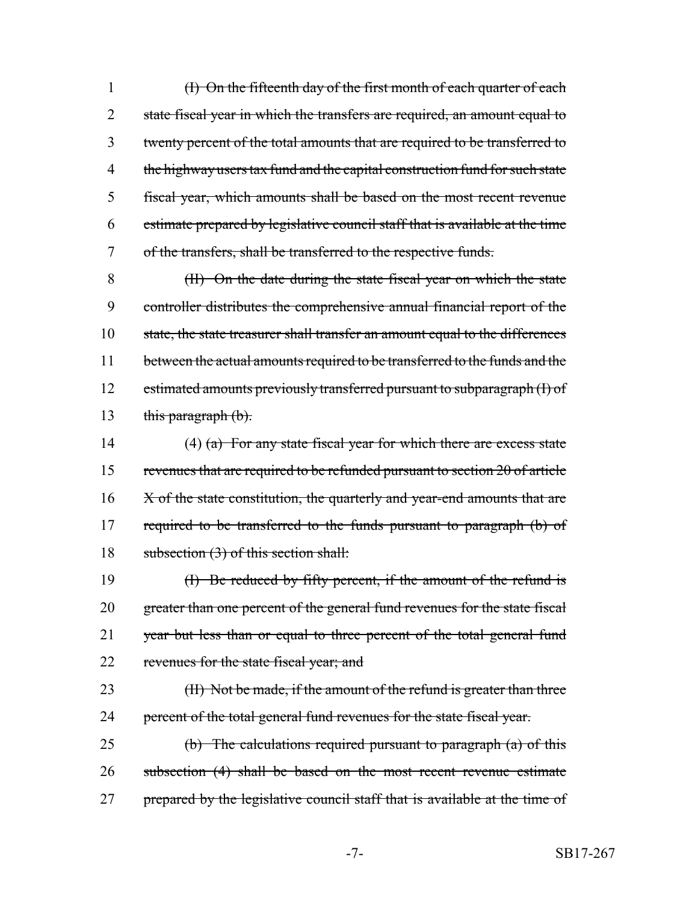(I) On the fifteenth day of the first month of each quarter of each state fiscal year in which the transfers are required, an amount equal to twenty percent of the total amounts that are required to be transferred to the highway users tax fund and the capital construction fund for such state fiscal year, which amounts shall be based on the most recent revenue estimate prepared by legislative council staff that is available at the time of the transfers, shall be transferred to the respective funds.

(II) On the date during the state fiscal year on which the state controller distributes the comprehensive annual financial report of the state, the state treasurer shall transfer an amount equal to the differences between the actual amounts required to be transferred to the funds and the estimated amounts previously transferred pursuant to subparagraph (I) of this paragraph (b).

(4) (a) For any state fiscal year for which there are excess state revenues that are required to be refunded pursuant to section 20 of article X of the state constitution, the quarterly and year-end amounts that are required to be transferred to the funds pursuant to paragraph (b) of subsection (3) of this section shall:

(I) Be reduced by fifty percent, if the amount of the refund is greater than one percent of the general fund revenues for the state fiscal year but less than or equal to three percent of the total general fund revenues for the state fiscal year; and

(II) Not be made, if the amount of the refund is greater than three percent of the total general fund revenues for the state fiscal year.

(b) The calculations required pursuant to paragraph (a) of this subsection (4) shall be based on the most recent revenue estimate prepared by the legislative council staff that is available at the time of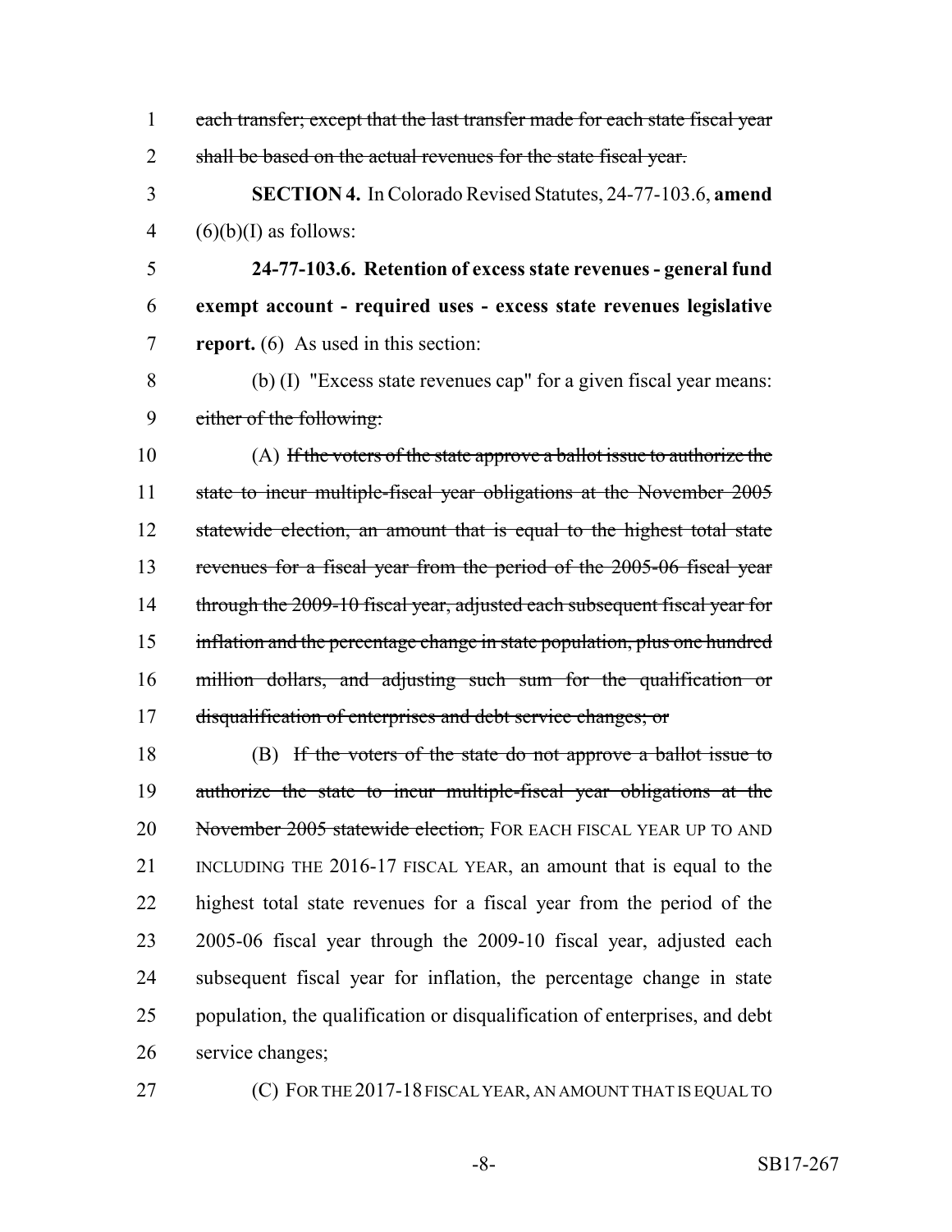each transfer; except that the last transfer made for each state fiscal year shall be based on the actual revenues for the state fiscal year.

**SECTION 4.** In Colorado Revised Statutes, 24-77-103.6, **amend** (6)(b)(I) as follows:

**24-77-103.6. Retention of excess state revenues - general fund exempt account - required uses - excess state revenues legislative report.** (6) As used in this section:

(b) (I) "Excess state revenues cap" for a given fiscal year means: either of the following:

(A) If the voters of the state approve a ballot issue to authorize the state to incur multiple-fiscal year obligations at the November 2005 statewide election, an amount that is equal to the highest total state revenues for a fiscal year from the period of the 2005-06 fiscal year through the 2009-10 fiscal year, adjusted each subsequent fiscal year for inflation and the percentage change in state population, plus one hundred million dollars, and adjusting such sum for the qualification or disqualification of enterprises and debt service changes; or

(B) If the voters of the state do not approve a ballot issue to authorize the state to incur multiple-fiscal year obligations at the November 2005 statewide election, FOR EACH FISCAL YEAR UP TO AND INCLUDING THE 2016-17 FISCAL YEAR, an amount that is equal to the highest total state revenues for a fiscal year from the period of the 2005-06 fiscal year through the 2009-10 fiscal year, adjusted each subsequent fiscal year for inflation, the percentage change in state population, the qualification or disqualification of enterprises, and debt service changes;

(C) FOR THE 2017-18 FISCAL YEAR, AN AMOUNT THAT IS EQUAL TO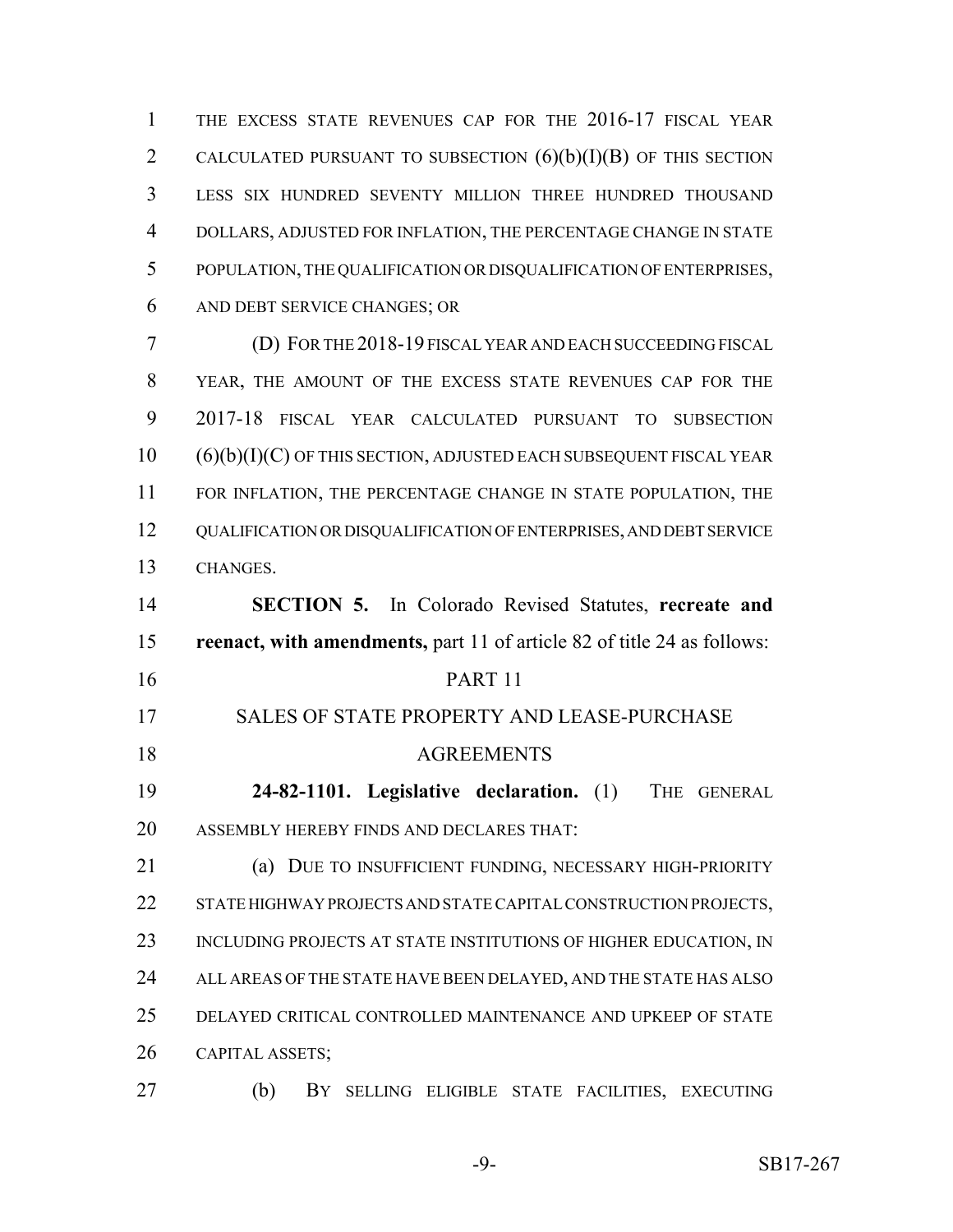THE EXCESS STATE REVENUES CAP FOR THE 2016-17 FISCAL YEAR CALCULATED PURSUANT TO SUBSECTION (6)(b)(I)(B) OF THIS SECTION LESS SIX HUNDRED SEVENTY MILLION THREE HUNDRED THOUSAND DOLLARS, ADJUSTED FOR INFLATION, THE PERCENTAGE CHANGE IN STATE POPULATION, THE QUALIFICATION OR DISQUALIFICATION OF ENTERPRISES, AND DEBT SERVICE CHANGES; OR

(D) FOR THE 2018-19 FISCAL YEAR AND EACH SUCCEEDING FISCAL YEAR, THE AMOUNT OF THE EXCESS STATE REVENUES CAP FOR THE 2017-18 FISCAL YEAR CALCULATED PURSUANT TO SUBSECTION (6)(b)(I)(C) OF THIS SECTION, ADJUSTED EACH SUBSEQUENT FISCAL YEAR FOR INFLATION, THE PERCENTAGE CHANGE IN STATE POPULATION, THE QUALIFICATION OR DISQUALIFICATION OF ENTERPRISES, AND DEBT SERVICE CHANGES.

**SECTION 5.** In Colorado Revised Statutes, **recreate and reenact, with amendments,** part 11 of article 82 of title 24 as follows:

PART 11

SALES OF STATE PROPERTY AND LEASE-PURCHASE AGREEMENTS

**24-82-1101. Legislative declaration.** (1) THE GENERAL ASSEMBLY HEREBY FINDS AND DECLARES THAT:

(a) DUE TO INSUFFICIENT FUNDING, NECESSARY HIGH-PRIORITY STATE HIGHWAY PROJECTS AND STATE CAPITAL CONSTRUCTION PROJECTS, INCLUDING PROJECTS AT STATE INSTITUTIONS OF HIGHER EDUCATION, IN ALL AREAS OF THE STATE HAVE BEEN DELAYED, AND THE STATE HAS ALSO DELAYED CRITICAL CONTROLLED MAINTENANCE AND UPKEEP OF STATE CAPITAL ASSETS;

(b) BY SELLING ELIGIBLE STATE FACILITIES, EXECUTING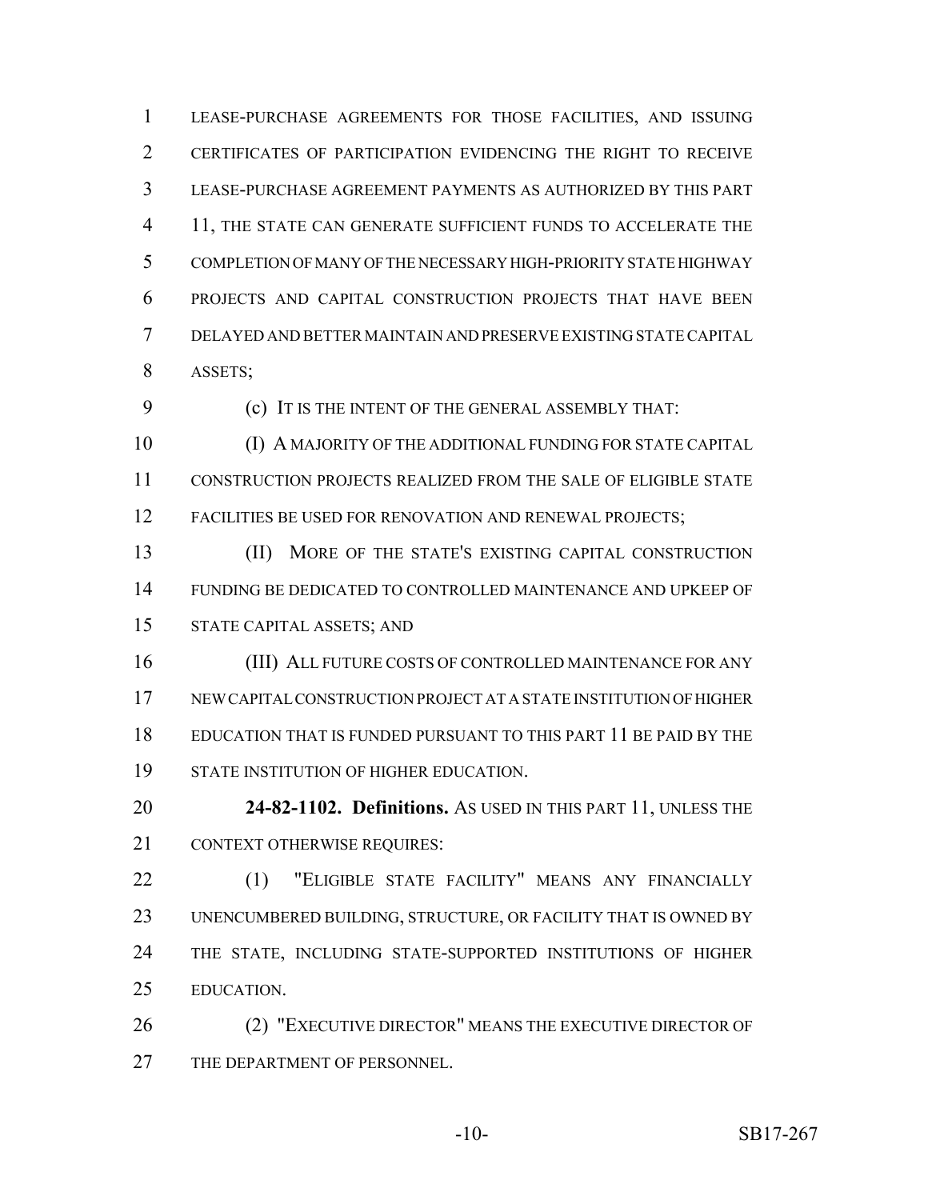LEASE-PURCHASE AGREEMENTS FOR THOSE FACILITIES, AND ISSUING CERTIFICATES OF PARTICIPATION EVIDENCING THE RIGHT TO RECEIVE LEASE-PURCHASE AGREEMENT PAYMENTS AS AUTHORIZED BY THIS PART 11, THE STATE CAN GENERATE SUFFICIENT FUNDS TO ACCELERATE THE COMPLETION OF MANY OF THE NECESSARY HIGH-PRIORITY STATE HIGHWAY PROJECTS AND CAPITAL CONSTRUCTION PROJECTS THAT HAVE BEEN DELAYED AND BETTER MAINTAIN AND PRESERVE EXISTING STATE CAPITAL ASSETS;

(c) IT IS THE INTENT OF THE GENERAL ASSEMBLY THAT:

(I) A MAJORITY OF THE ADDITIONAL FUNDING FOR STATE CAPITAL CONSTRUCTION PROJECTS REALIZED FROM THE SALE OF ELIGIBLE STATE FACILITIES BE USED FOR RENOVATION AND RENEWAL PROJECTS;

(II) MORE OF THE STATE'S EXISTING CAPITAL CONSTRUCTION FUNDING BE DEDICATED TO CONTROLLED MAINTENANCE AND UPKEEP OF STATE CAPITAL ASSETS; AND

(III) ALL FUTURE COSTS OF CONTROLLED MAINTENANCE FOR ANY NEW CAPITAL CONSTRUCTION PROJECT AT A STATE INSTITUTION OF HIGHER EDUCATION THAT IS FUNDED PURSUANT TO THIS PART 11 BE PAID BY THE STATE INSTITUTION OF HIGHER EDUCATION.

**24-82-1102. Definitions.** AS USED IN THIS PART 11, UNLESS THE CONTEXT OTHERWISE REQUIRES:

(1) "ELIGIBLE STATE FACILITY" MEANS ANY FINANCIALLY UNENCUMBERED BUILDING, STRUCTURE, OR FACILITY THAT IS OWNED BY THE STATE, INCLUDING STATE-SUPPORTED INSTITUTIONS OF HIGHER EDUCATION.

(2) "EXECUTIVE DIRECTOR" MEANS THE EXECUTIVE DIRECTOR OF THE DEPARTMENT OF PERSONNEL.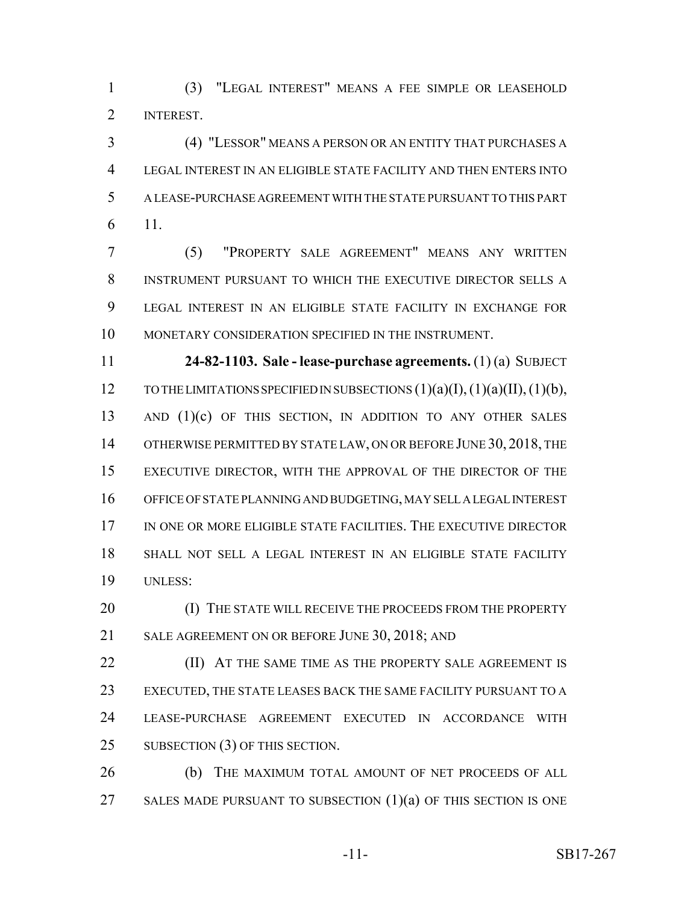(3) "LEGAL INTEREST" MEANS A FEE SIMPLE OR LEASEHOLD INTEREST.

(4) "LESSOR" MEANS A PERSON OR AN ENTITY THAT PURCHASES A LEGAL INTEREST IN AN ELIGIBLE STATE FACILITY AND THEN ENTERS INTO A LEASE-PURCHASE AGREEMENT WITH THE STATE PURSUANT TO THIS PART 11.

(5) "PROPERTY SALE AGREEMENT" MEANS ANY WRITTEN INSTRUMENT PURSUANT TO WHICH THE EXECUTIVE DIRECTOR SELLS A LEGAL INTEREST IN AN ELIGIBLE STATE FACILITY IN EXCHANGE FOR MONETARY CONSIDERATION SPECIFIED IN THE INSTRUMENT.

**24-82-1103. Sale - lease-purchase agreements.** (1) (a) SUBJECT TO THE LIMITATIONS SPECIFIED IN SUBSECTIONS (1)(a)(I), (1)(a)(II), (1)(b), AND (1)(c) OF THIS SECTION, IN ADDITION TO ANY OTHER SALES OTHERWISE PERMITTED BY STATE LAW, ON OR BEFORE JUNE 30, 2018, THE EXECUTIVE DIRECTOR, WITH THE APPROVAL OF THE DIRECTOR OF THE OFFICE OF STATE PLANNING AND BUDGETING, MAY SELL A LEGAL INTEREST IN ONE OR MORE ELIGIBLE STATE FACILITIES. THE EXECUTIVE DIRECTOR SHALL NOT SELL A LEGAL INTEREST IN AN ELIGIBLE STATE FACILITY UNLESS:

(I) THE STATE WILL RECEIVE THE PROCEEDS FROM THE PROPERTY SALE AGREEMENT ON OR BEFORE JUNE 30, 2018; AND

(II) AT THE SAME TIME AS THE PROPERTY SALE AGREEMENT IS EXECUTED, THE STATE LEASES BACK THE SAME FACILITY PURSUANT TO A LEASE-PURCHASE AGREEMENT EXECUTED IN ACCORDANCE WITH SUBSECTION (3) OF THIS SECTION.

(b) THE MAXIMUM TOTAL AMOUNT OF NET PROCEEDS OF ALL SALES MADE PURSUANT TO SUBSECTION (1)(a) OF THIS SECTION IS ONE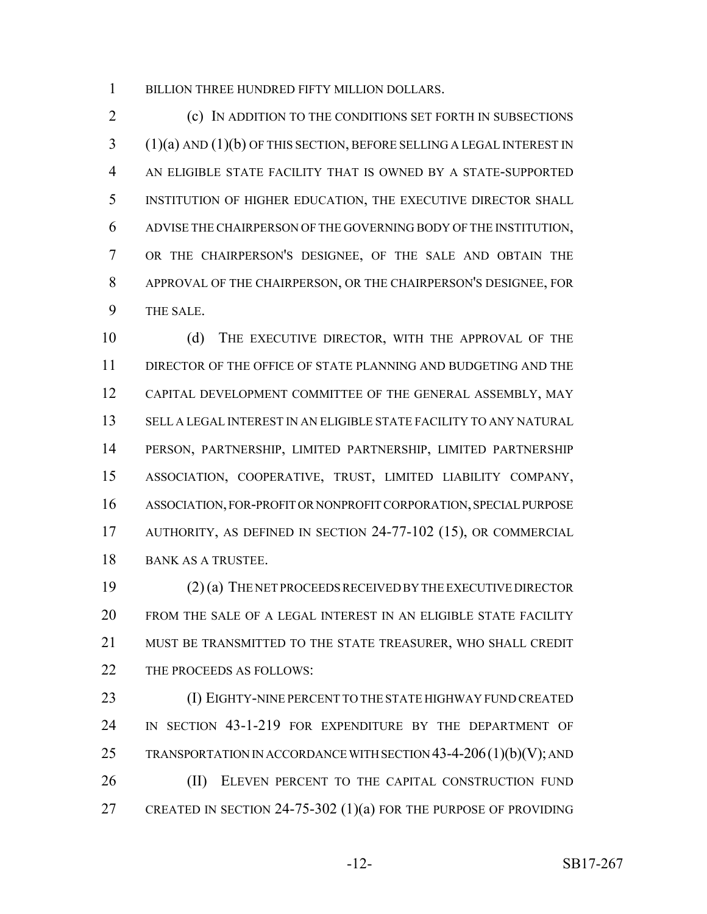BILLION THREE HUNDRED FIFTY MILLION DOLLARS.

(c) IN ADDITION TO THE CONDITIONS SET FORTH IN SUBSECTIONS (1)(a) AND (1)(b) OF THIS SECTION, BEFORE SELLING A LEGAL INTEREST IN AN ELIGIBLE STATE FACILITY THAT IS OWNED BY A STATE-SUPPORTED INSTITUTION OF HIGHER EDUCATION, THE EXECUTIVE DIRECTOR SHALL ADVISE THE CHAIRPERSON OF THE GOVERNING BODY OF THE INSTITUTION, OR THE CHAIRPERSON'S DESIGNEE, OF THE SALE AND OBTAIN THE APPROVAL OF THE CHAIRPERSON, OR THE CHAIRPERSON'S DESIGNEE, FOR THE SALE.

(d) THE EXECUTIVE DIRECTOR, WITH THE APPROVAL OF THE DIRECTOR OF THE OFFICE OF STATE PLANNING AND BUDGETING AND THE CAPITAL DEVELOPMENT COMMITTEE OF THE GENERAL ASSEMBLY, MAY SELL A LEGAL INTEREST IN AN ELIGIBLE STATE FACILITY TO ANY NATURAL PERSON, PARTNERSHIP, LIMITED PARTNERSHIP, LIMITED PARTNERSHIP ASSOCIATION, COOPERATIVE, TRUST, LIMITED LIABILITY COMPANY, ASSOCIATION, FOR-PROFIT OR NONPROFIT CORPORATION, SPECIAL PURPOSE AUTHORITY, AS DEFINED IN SECTION 24-77-102 (15), OR COMMERCIAL BANK AS A TRUSTEE.

(2) (a) THE NET PROCEEDS RECEIVED BY THE EXECUTIVE DIRECTOR FROM THE SALE OF A LEGAL INTEREST IN AN ELIGIBLE STATE FACILITY MUST BE TRANSMITTED TO THE STATE TREASURER, WHO SHALL CREDIT THE PROCEEDS AS FOLLOWS:

(I) EIGHTY-NINE PERCENT TO THE STATE HIGHWAY FUND CREATED IN SECTION 43-1-219 FOR EXPENDITURE BY THE DEPARTMENT OF TRANSPORTATION IN ACCORDANCE WITH SECTION 43-4-206 (1)(b)(V); AND

(II) ELEVEN PERCENT TO THE CAPITAL CONSTRUCTION FUND CREATED IN SECTION 24-75-302 (1)(a) FOR THE PURPOSE OF PROVIDING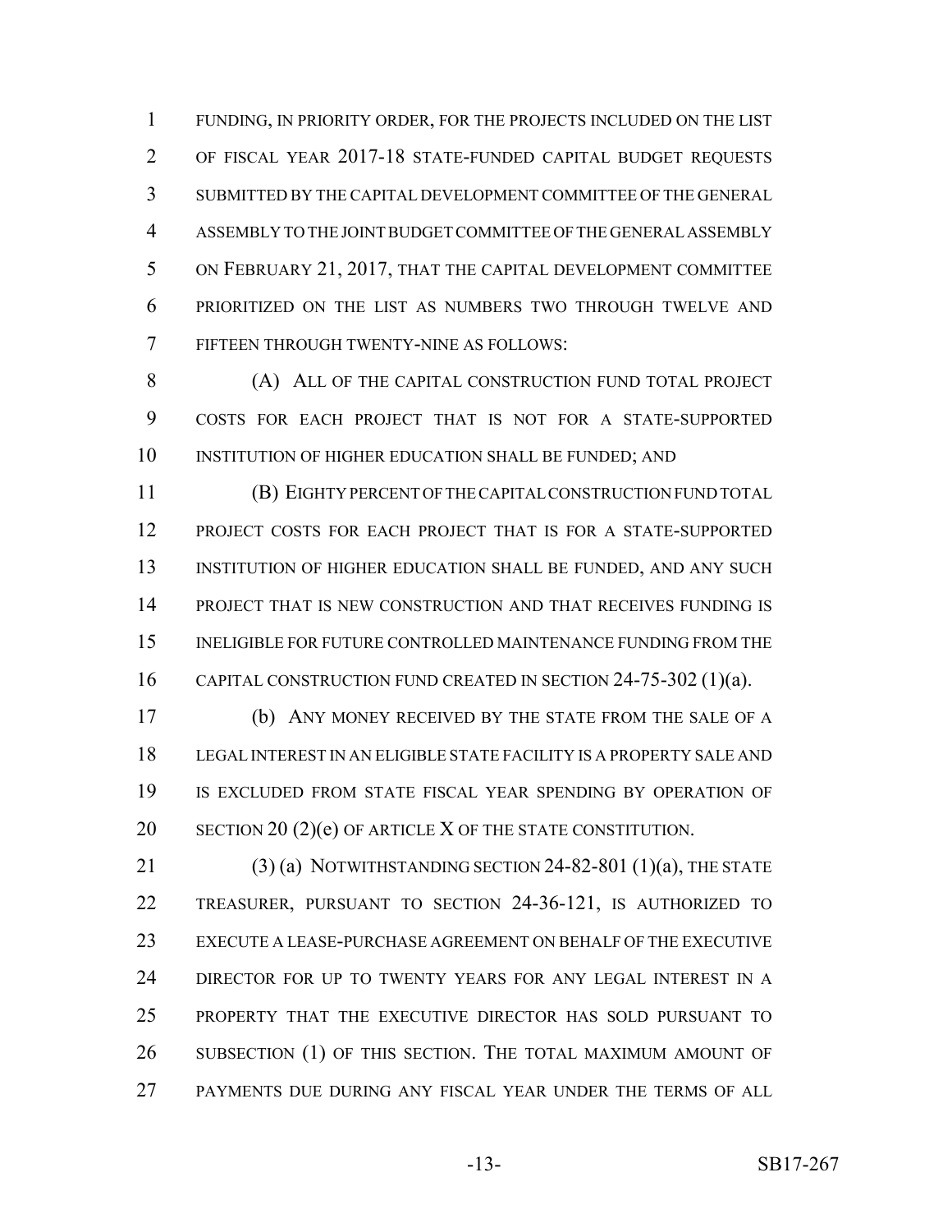FUNDING, IN PRIORITY ORDER, FOR THE PROJECTS INCLUDED ON THE LIST OF FISCAL YEAR 2017-18 STATE-FUNDED CAPITAL BUDGET REQUESTS SUBMITTED BY THE CAPITAL DEVELOPMENT COMMITTEE OF THE GENERAL ASSEMBLY TO THE JOINT BUDGET COMMITTEE OF THE GENERAL ASSEMBLY ON FEBRUARY 21, 2017, THAT THE CAPITAL DEVELOPMENT COMMITTEE PRIORITIZED ON THE LIST AS NUMBERS TWO THROUGH TWELVE AND FIFTEEN THROUGH TWENTY-NINE AS FOLLOWS:

(A) ALL OF THE CAPITAL CONSTRUCTION FUND TOTAL PROJECT COSTS FOR EACH PROJECT THAT IS NOT FOR A STATE-SUPPORTED INSTITUTION OF HIGHER EDUCATION SHALL BE FUNDED; AND

(B) EIGHTY PERCENT OF THE CAPITAL CONSTRUCTION FUND TOTAL PROJECT COSTS FOR EACH PROJECT THAT IS FOR A STATE-SUPPORTED INSTITUTION OF HIGHER EDUCATION SHALL BE FUNDED, AND ANY SUCH PROJECT THAT IS NEW CONSTRUCTION AND THAT RECEIVES FUNDING IS INELIGIBLE FOR FUTURE CONTROLLED MAINTENANCE FUNDING FROM THE CAPITAL CONSTRUCTION FUND CREATED IN SECTION 24-75-302 (1)(a).

(b) ANY MONEY RECEIVED BY THE STATE FROM THE SALE OF A LEGAL INTEREST IN AN ELIGIBLE STATE FACILITY IS A PROPERTY SALE AND IS EXCLUDED FROM STATE FISCAL YEAR SPENDING BY OPERATION OF SECTION 20 (2)(e) OF ARTICLE X OF THE STATE CONSTITUTION.

(3) (a) NOTWITHSTANDING SECTION 24-82-801 (1)(a), THE STATE TREASURER, PURSUANT TO SECTION 24-36-121, IS AUTHORIZED TO EXECUTE A LEASE-PURCHASE AGREEMENT ON BEHALF OF THE EXECUTIVE DIRECTOR FOR UP TO TWENTY YEARS FOR ANY LEGAL INTEREST IN A PROPERTY THAT THE EXECUTIVE DIRECTOR HAS SOLD PURSUANT TO SUBSECTION (1) OF THIS SECTION. THE TOTAL MAXIMUM AMOUNT OF PAYMENTS DUE DURING ANY FISCAL YEAR UNDER THE TERMS OF ALL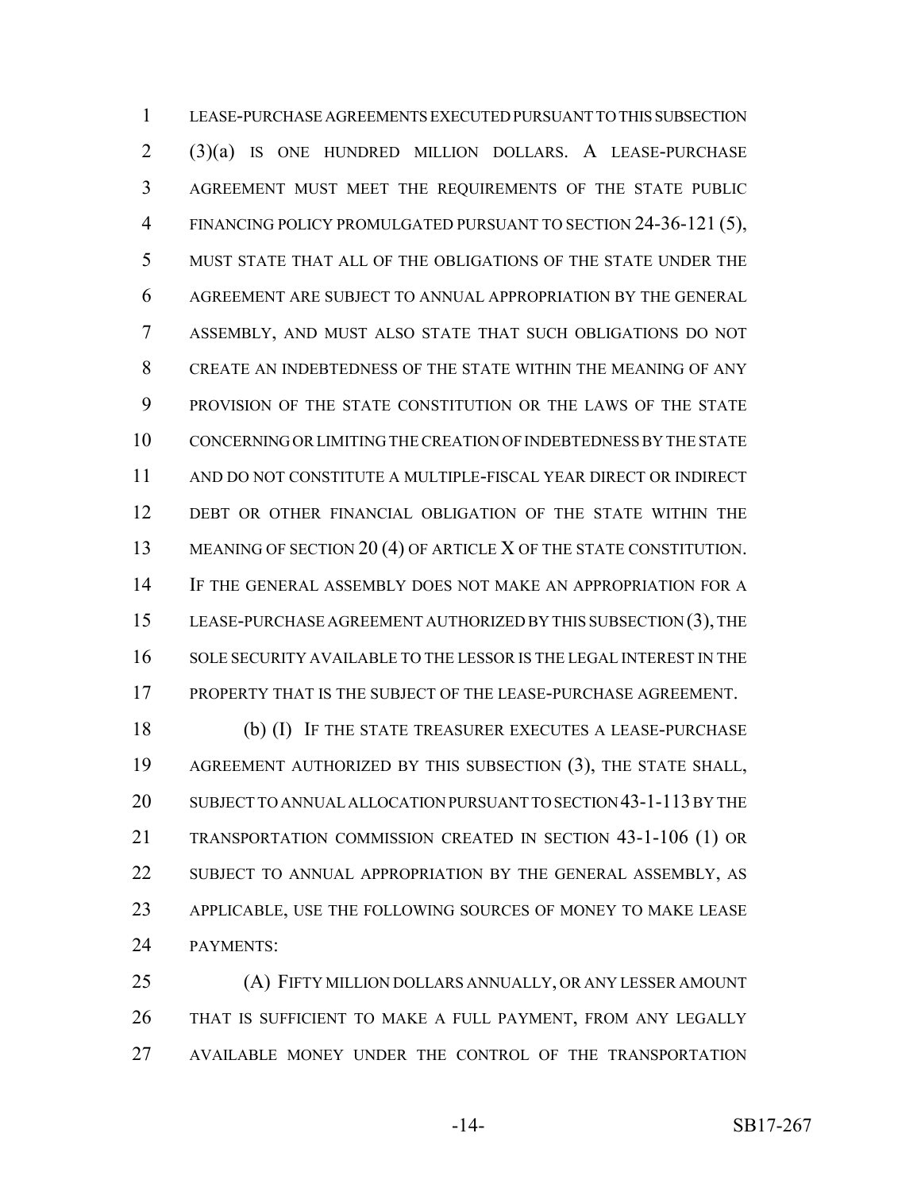LEASE-PURCHASE AGREEMENTS EXECUTED PURSUANT TO THIS SUBSECTION (3)(a) IS ONE HUNDRED MILLION DOLLARS. A LEASE-PURCHASE AGREEMENT MUST MEET THE REQUIREMENTS OF THE STATE PUBLIC FINANCING POLICY PROMULGATED PURSUANT TO SECTION 24-36-121 (5), MUST STATE THAT ALL OF THE OBLIGATIONS OF THE STATE UNDER THE AGREEMENT ARE SUBJECT TO ANNUAL APPROPRIATION BY THE GENERAL ASSEMBLY, AND MUST ALSO STATE THAT SUCH OBLIGATIONS DO NOT CREATE AN INDEBTEDNESS OF THE STATE WITHIN THE MEANING OF ANY PROVISION OF THE STATE CONSTITUTION OR THE LAWS OF THE STATE CONCERNING OR LIMITING THE CREATION OF INDEBTEDNESS BY THE STATE AND DO NOT CONSTITUTE A MULTIPLE-FISCAL YEAR DIRECT OR INDIRECT DEBT OR OTHER FINANCIAL OBLIGATION OF THE STATE WITHIN THE MEANING OF SECTION 20 (4) OF ARTICLE X OF THE STATE CONSTITUTION. IF THE GENERAL ASSEMBLY DOES NOT MAKE AN APPROPRIATION FOR A LEASE-PURCHASE AGREEMENT AUTHORIZED BY THIS SUBSECTION (3), THE SOLE SECURITY AVAILABLE TO THE LESSOR IS THE LEGAL INTEREST IN THE PROPERTY THAT IS THE SUBJECT OF THE LEASE-PURCHASE AGREEMENT.

(b) (I) IF THE STATE TREASURER EXECUTES A LEASE-PURCHASE AGREEMENT AUTHORIZED BY THIS SUBSECTION (3), THE STATE SHALL, SUBJECT TO ANNUAL ALLOCATION PURSUANT TO SECTION 43-1-113 BY THE TRANSPORTATION COMMISSION CREATED IN SECTION 43-1-106 (1) OR SUBJECT TO ANNUAL APPROPRIATION BY THE GENERAL ASSEMBLY, AS APPLICABLE, USE THE FOLLOWING SOURCES OF MONEY TO MAKE LEASE PAYMENTS:

(A) FIFTY MILLION DOLLARS ANNUALLY, OR ANY LESSER AMOUNT THAT IS SUFFICIENT TO MAKE A FULL PAYMENT, FROM ANY LEGALLY AVAILABLE MONEY UNDER THE CONTROL OF THE TRANSPORTATION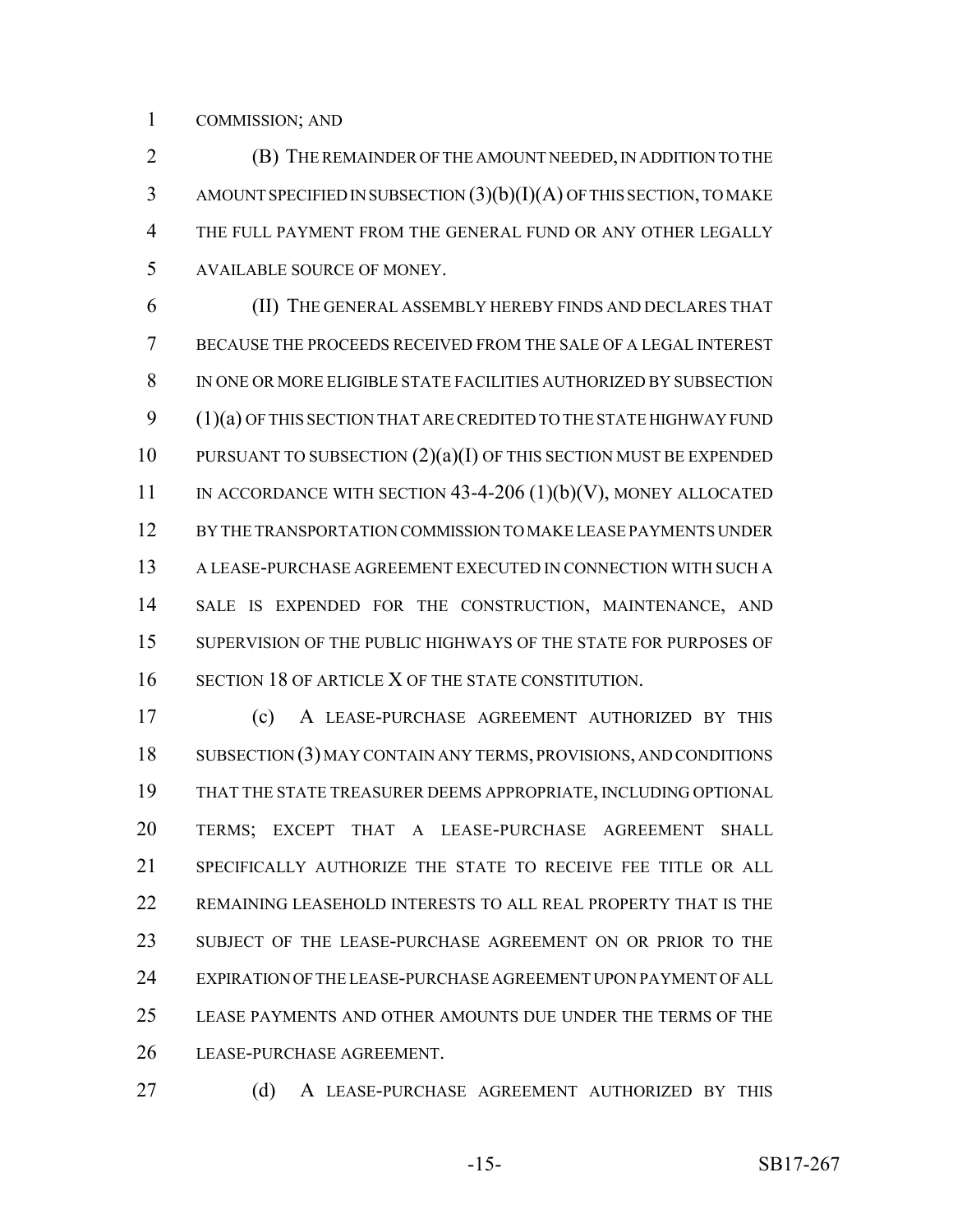COMMISSION; AND

(B) THE REMAINDER OF THE AMOUNT NEEDED, IN ADDITION TO THE AMOUNT SPECIFIED IN SUBSECTION (3)(b)(I)(A) OF THIS SECTION, TO MAKE THE FULL PAYMENT FROM THE GENERAL FUND OR ANY OTHER LEGALLY AVAILABLE SOURCE OF MONEY.

(II) THE GENERAL ASSEMBLY HEREBY FINDS AND DECLARES THAT BECAUSE THE PROCEEDS RECEIVED FROM THE SALE OF A LEGAL INTEREST IN ONE OR MORE ELIGIBLE STATE FACILITIES AUTHORIZED BY SUBSECTION (1)(a) OF THIS SECTION THAT ARE CREDITED TO THE STATE HIGHWAY FUND PURSUANT TO SUBSECTION (2)(a)(I) OF THIS SECTION MUST BE EXPENDED IN ACCORDANCE WITH SECTION 43-4-206 (1)(b)(V), MONEY ALLOCATED BY THE TRANSPORTATION COMMISSION TO MAKE LEASE PAYMENTS UNDER A LEASE-PURCHASE AGREEMENT EXECUTED IN CONNECTION WITH SUCH A SALE IS EXPENDED FOR THE CONSTRUCTION, MAINTENANCE, AND SUPERVISION OF THE PUBLIC HIGHWAYS OF THE STATE FOR PURPOSES OF SECTION 18 OF ARTICLE X OF THE STATE CONSTITUTION.

(c) A LEASE-PURCHASE AGREEMENT AUTHORIZED BY THIS SUBSECTION (3) MAY CONTAIN ANY TERMS, PROVISIONS, AND CONDITIONS THAT THE STATE TREASURER DEEMS APPROPRIATE, INCLUDING OPTIONAL TERMS; EXCEPT THAT A LEASE-PURCHASE AGREEMENT SHALL SPECIFICALLY AUTHORIZE THE STATE TO RECEIVE FEE TITLE OR ALL REMAINING LEASEHOLD INTERESTS TO ALL REAL PROPERTY THAT IS THE SUBJECT OF THE LEASE-PURCHASE AGREEMENT ON OR PRIOR TO THE EXPIRATION OF THE LEASE-PURCHASE AGREEMENT UPON PAYMENT OF ALL LEASE PAYMENTS AND OTHER AMOUNTS DUE UNDER THE TERMS OF THE LEASE-PURCHASE AGREEMENT.

(d) A LEASE-PURCHASE AGREEMENT AUTHORIZED BY THIS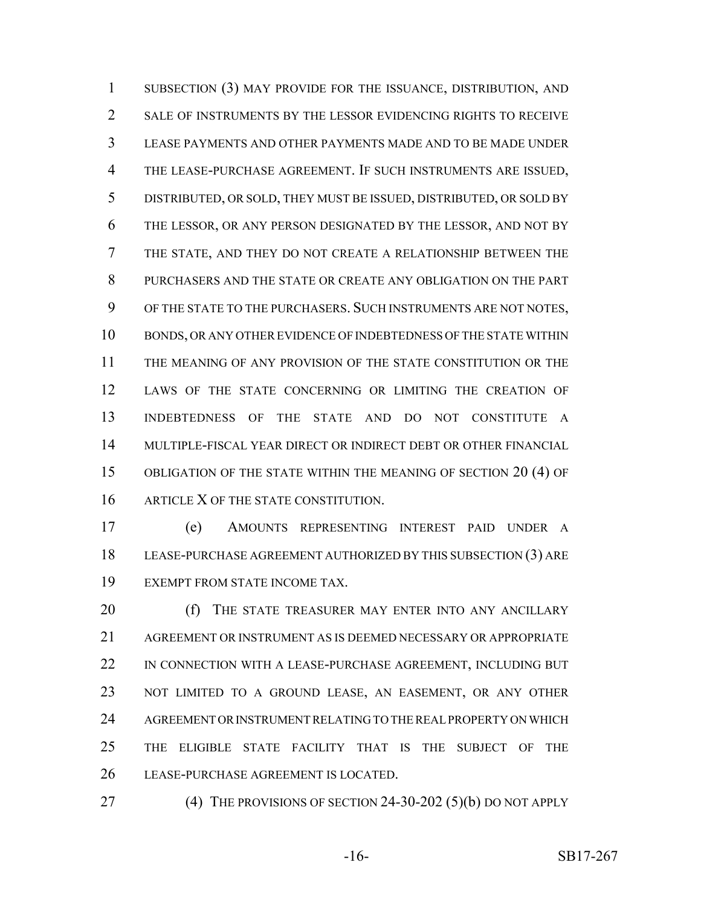SUBSECTION (3) MAY PROVIDE FOR THE ISSUANCE, DISTRIBUTION, AND SALE OF INSTRUMENTS BY THE LESSOR EVIDENCING RIGHTS TO RECEIVE LEASE PAYMENTS AND OTHER PAYMENTS MADE AND TO BE MADE UNDER THE LEASE-PURCHASE AGREEMENT. IF SUCH INSTRUMENTS ARE ISSUED, DISTRIBUTED, OR SOLD, THEY MUST BE ISSUED, DISTRIBUTED, OR SOLD BY THE LESSOR, OR ANY PERSON DESIGNATED BY THE LESSOR, AND NOT BY THE STATE, AND THEY DO NOT CREATE A RELATIONSHIP BETWEEN THE PURCHASERS AND THE STATE OR CREATE ANY OBLIGATION ON THE PART OF THE STATE TO THE PURCHASERS. SUCH INSTRUMENTS ARE NOT NOTES, BONDS, OR ANY OTHER EVIDENCE OF INDEBTEDNESS OF THE STATE WITHIN THE MEANING OF ANY PROVISION OF THE STATE CONSTITUTION OR THE LAWS OF THE STATE CONCERNING OR LIMITING THE CREATION OF INDEBTEDNESS OF THE STATE AND DO NOT CONSTITUTE A MULTIPLE-FISCAL YEAR DIRECT OR INDIRECT DEBT OR OTHER FINANCIAL OBLIGATION OF THE STATE WITHIN THE MEANING OF SECTION 20 (4) OF ARTICLE X OF THE STATE CONSTITUTION.

(e) AMOUNTS REPRESENTING INTEREST PAID UNDER A LEASE-PURCHASE AGREEMENT AUTHORIZED BY THIS SUBSECTION (3) ARE EXEMPT FROM STATE INCOME TAX.

(f) THE STATE TREASURER MAY ENTER INTO ANY ANCILLARY AGREEMENT OR INSTRUMENT AS IS DEEMED NECESSARY OR APPROPRIATE IN CONNECTION WITH A LEASE-PURCHASE AGREEMENT, INCLUDING BUT NOT LIMITED TO A GROUND LEASE, AN EASEMENT, OR ANY OTHER AGREEMENT OR INSTRUMENT RELATING TO THE REAL PROPERTY ON WHICH THE ELIGIBLE STATE FACILITY THAT IS THE SUBJECT OF THE LEASE-PURCHASE AGREEMENT IS LOCATED.

(4) THE PROVISIONS OF SECTION 24-30-202 (5)(b) DO NOT APPLY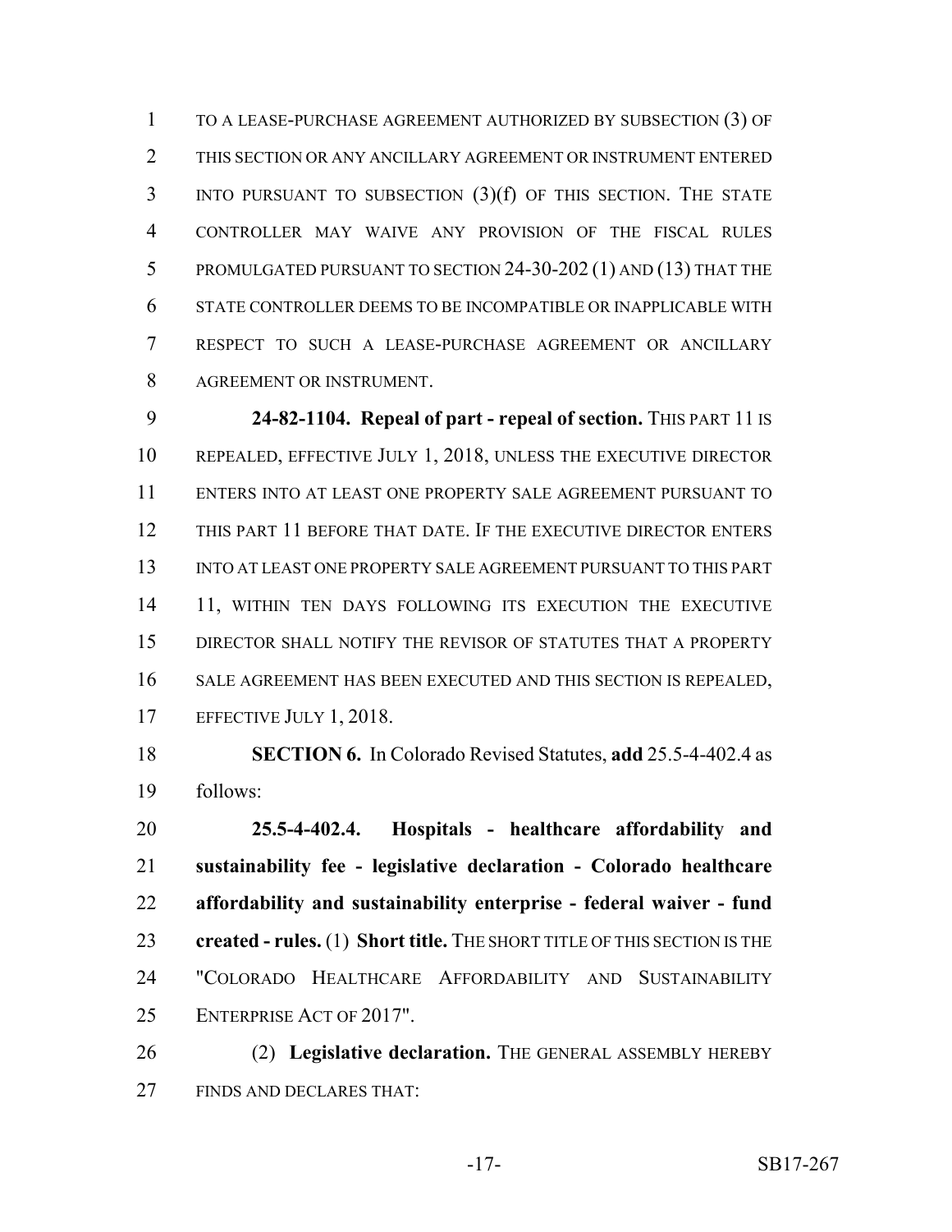TO A LEASE-PURCHASE AGREEMENT AUTHORIZED BY SUBSECTION (3) OF THIS SECTION OR ANY ANCILLARY AGREEMENT OR INSTRUMENT ENTERED INTO PURSUANT TO SUBSECTION (3)(f) OF THIS SECTION. THE STATE CONTROLLER MAY WAIVE ANY PROVISION OF THE FISCAL RULES PROMULGATED PURSUANT TO SECTION 24-30-202 (1) AND (13) THAT THE STATE CONTROLLER DEEMS TO BE INCOMPATIBLE OR INAPPLICABLE WITH RESPECT TO SUCH A LEASE-PURCHASE AGREEMENT OR ANCILLARY AGREEMENT OR INSTRUMENT.

**24-82-1104. Repeal of part - repeal of section.** THIS PART 11 IS REPEALED, EFFECTIVE JULY 1, 2018, UNLESS THE EXECUTIVE DIRECTOR ENTERS INTO AT LEAST ONE PROPERTY SALE AGREEMENT PURSUANT TO THIS PART 11 BEFORE THAT DATE. IF THE EXECUTIVE DIRECTOR ENTERS INTO AT LEAST ONE PROPERTY SALE AGREEMENT PURSUANT TO THIS PART 11, WITHIN TEN DAYS FOLLOWING ITS EXECUTION THE EXECUTIVE DIRECTOR SHALL NOTIFY THE REVISOR OF STATUTES THAT A PROPERTY SALE AGREEMENT HAS BEEN EXECUTED AND THIS SECTION IS REPEALED, EFFECTIVE JULY 1, 2018.

**SECTION 6.** In Colorado Revised Statutes, **add** 25.5-4-402.4 as follows:

**25.5-4-402.4. Hospitals - healthcare affordability and sustainability fee - legislative declaration - Colorado healthcare affordability and sustainability enterprise - federal waiver - fund created - rules.** (1) **Short title.** THE SHORT TITLE OF THIS SECTION IS THE "COLORADO HEALTHCARE AFFORDABILITY AND SUSTAINABILITY ENTERPRISE ACT OF 2017".

(2) **Legislative declaration.** THE GENERAL ASSEMBLY HEREBY FINDS AND DECLARES THAT: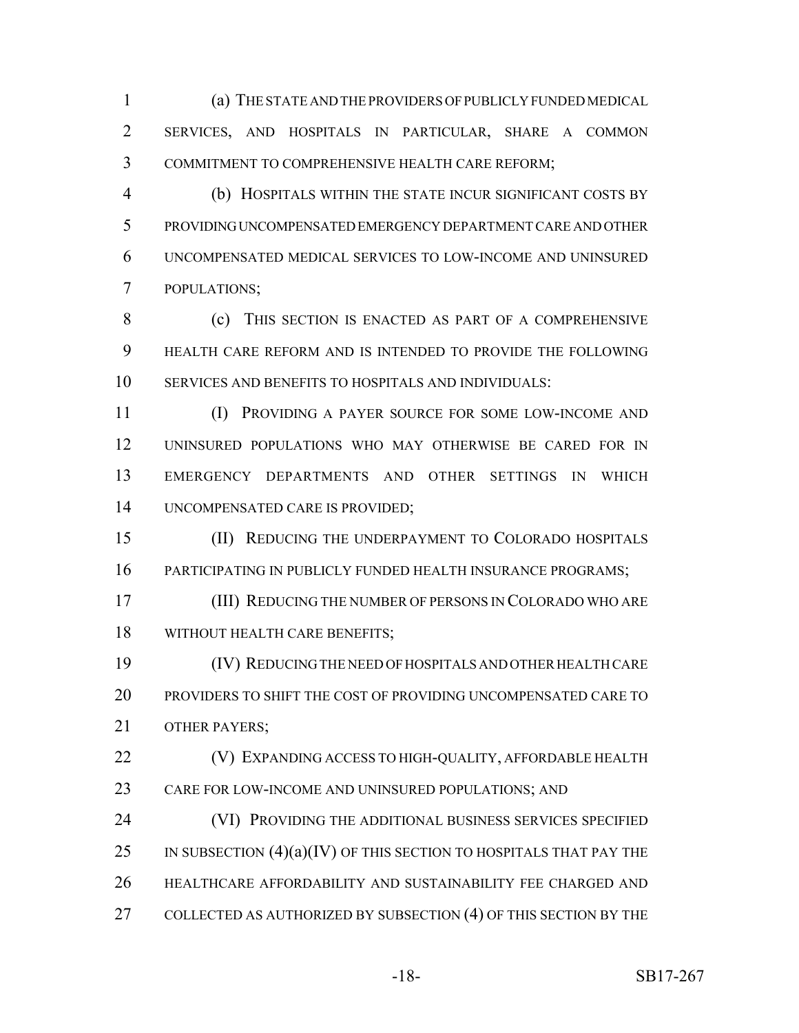(a) THE STATE AND THE PROVIDERS OF PUBLICLY FUNDED MEDICAL SERVICES, AND HOSPITALS IN PARTICULAR, SHARE A COMMON COMMITMENT TO COMPREHENSIVE HEALTH CARE REFORM;

(b) HOSPITALS WITHIN THE STATE INCUR SIGNIFICANT COSTS BY PROVIDING UNCOMPENSATED EMERGENCY DEPARTMENT CARE AND OTHER UNCOMPENSATED MEDICAL SERVICES TO LOW-INCOME AND UNINSURED POPULATIONS;

(c) THIS SECTION IS ENACTED AS PART OF A COMPREHENSIVE HEALTH CARE REFORM AND IS INTENDED TO PROVIDE THE FOLLOWING SERVICES AND BENEFITS TO HOSPITALS AND INDIVIDUALS:

(I) PROVIDING A PAYER SOURCE FOR SOME LOW-INCOME AND UNINSURED POPULATIONS WHO MAY OTHERWISE BE CARED FOR IN EMERGENCY DEPARTMENTS AND OTHER SETTINGS IN WHICH UNCOMPENSATED CARE IS PROVIDED;

(II) REDUCING THE UNDERPAYMENT TO COLORADO HOSPITALS PARTICIPATING IN PUBLICLY FUNDED HEALTH INSURANCE PROGRAMS;

(III) REDUCING THE NUMBER OF PERSONS IN COLORADO WHO ARE WITHOUT HEALTH CARE BENEFITS;

(IV) REDUCING THE NEED OF HOSPITALS AND OTHER HEALTH CARE PROVIDERS TO SHIFT THE COST OF PROVIDING UNCOMPENSATED CARE TO OTHER PAYERS;

(V) EXPANDING ACCESS TO HIGH-QUALITY, AFFORDABLE HEALTH CARE FOR LOW-INCOME AND UNINSURED POPULATIONS; AND

(VI) PROVIDING THE ADDITIONAL BUSINESS SERVICES SPECIFIED IN SUBSECTION (4)(a)(IV) OF THIS SECTION TO HOSPITALS THAT PAY THE HEALTHCARE AFFORDABILITY AND SUSTAINABILITY FEE CHARGED AND COLLECTED AS AUTHORIZED BY SUBSECTION (4) OF THIS SECTION BY THE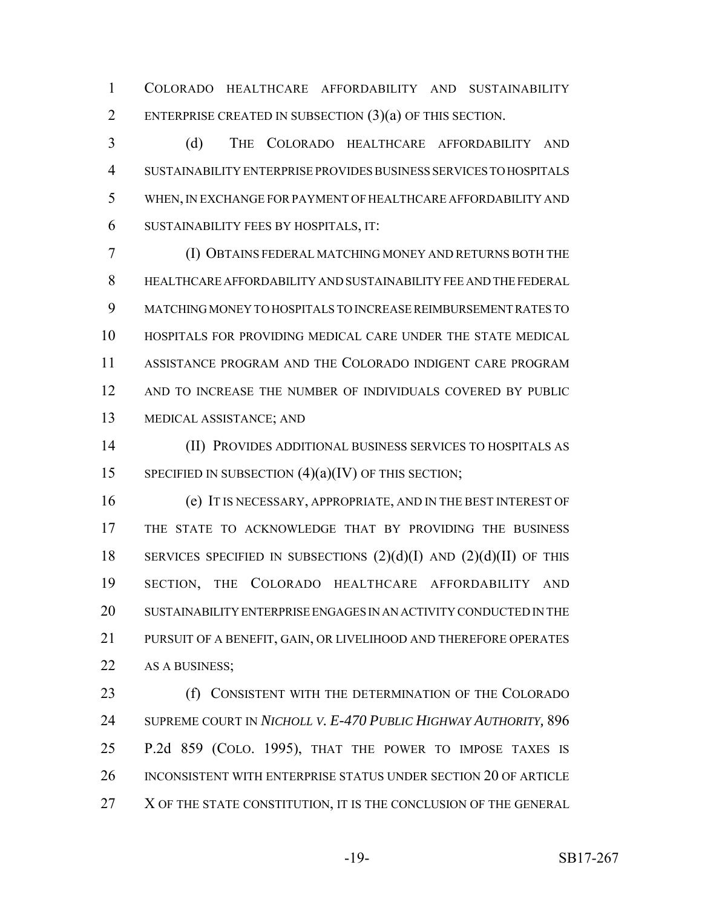COLORADO HEALTHCARE AFFORDABILITY AND SUSTAINABILITY ENTERPRISE CREATED IN SUBSECTION (3)(a) OF THIS SECTION.

(d) THE COLORADO HEALTHCARE AFFORDABILITY AND SUSTAINABILITY ENTERPRISE PROVIDES BUSINESS SERVICES TO HOSPITALS WHEN, IN EXCHANGE FOR PAYMENT OF HEALTHCARE AFFORDABILITY AND SUSTAINABILITY FEES BY HOSPITALS, IT:

(I) OBTAINS FEDERAL MATCHING MONEY AND RETURNS BOTH THE HEALTHCARE AFFORDABILITY AND SUSTAINABILITY FEE AND THE FEDERAL MATCHING MONEY TO HOSPITALS TO INCREASE REIMBURSEMENT RATES TO HOSPITALS FOR PROVIDING MEDICAL CARE UNDER THE STATE MEDICAL ASSISTANCE PROGRAM AND THE COLORADO INDIGENT CARE PROGRAM AND TO INCREASE THE NUMBER OF INDIVIDUALS COVERED BY PUBLIC MEDICAL ASSISTANCE; AND

(II) PROVIDES ADDITIONAL BUSINESS SERVICES TO HOSPITALS AS SPECIFIED IN SUBSECTION (4)(a)(IV) OF THIS SECTION;

(e) IT IS NECESSARY, APPROPRIATE, AND IN THE BEST INTEREST OF THE STATE TO ACKNOWLEDGE THAT BY PROVIDING THE BUSINESS SERVICES SPECIFIED IN SUBSECTIONS (2)(d)(I) AND (2)(d)(II) OF THIS SECTION, THE COLORADO HEALTHCARE AFFORDABILITY AND SUSTAINABILITY ENTERPRISE ENGAGES IN AN ACTIVITY CONDUCTED IN THE PURSUIT OF A BENEFIT, GAIN, OR LIVELIHOOD AND THEREFORE OPERATES AS A BUSINESS;

(f) CONSISTENT WITH THE DETERMINATION OF THE COLORADO SUPREME COURT IN *NICHOLL V. E-470 PUBLIC HIGHWAY AUTHORITY*, 896 P.2d 859 (COLO. 1995), THAT THE POWER TO IMPOSE TAXES IS INCONSISTENT WITH ENTERPRISE STATUS UNDER SECTION 20 OF ARTICLE X OF THE STATE CONSTITUTION, IT IS THE CONCLUSION OF THE GENERAL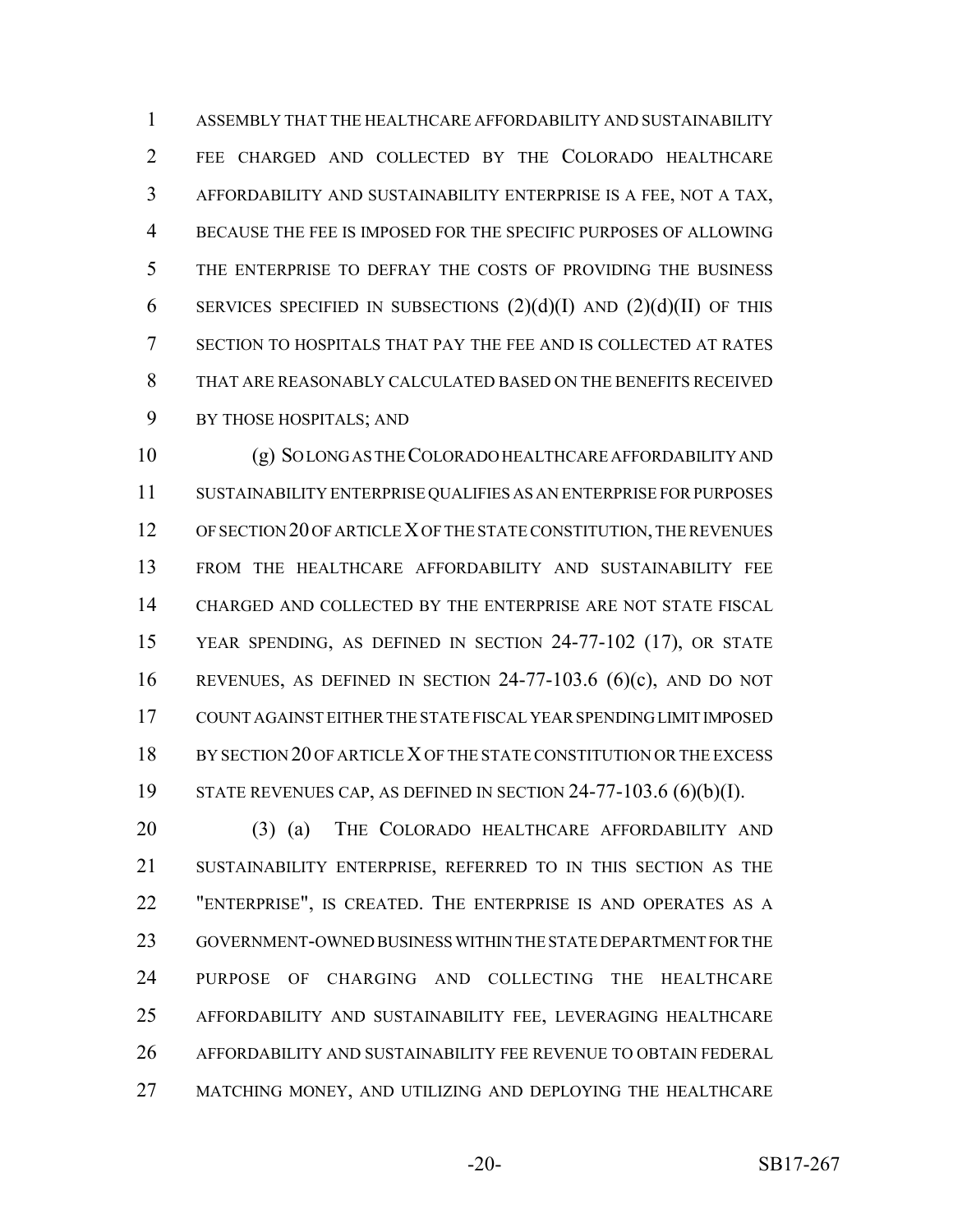ASSEMBLY THAT THE HEALTHCARE AFFORDABILITY AND SUSTAINABILITY FEE CHARGED AND COLLECTED BY THE COLORADO HEALTHCARE AFFORDABILITY AND SUSTAINABILITY ENTERPRISE IS A FEE, NOT A TAX, BECAUSE THE FEE IS IMPOSED FOR THE SPECIFIC PURPOSES OF ALLOWING THE ENTERPRISE TO DEFRAY THE COSTS OF PROVIDING THE BUSINESS SERVICES SPECIFIED IN SUBSECTIONS (2)(d)(I) AND (2)(d)(II) OF THIS SECTION TO HOSPITALS THAT PAY THE FEE AND IS COLLECTED AT RATES THAT ARE REASONABLY CALCULATED BASED ON THE BENEFITS RECEIVED BY THOSE HOSPITALS; AND

(g) SO LONG AS THE COLORADO HEALTHCARE AFFORDABILITY AND SUSTAINABILITY ENTERPRISE QUALIFIES AS AN ENTERPRISE FOR PURPOSES OF SECTION 20 OF ARTICLE X OF THE STATE CONSTITUTION, THE REVENUES FROM THE HEALTHCARE AFFORDABILITY AND SUSTAINABILITY FEE CHARGED AND COLLECTED BY THE ENTERPRISE ARE NOT STATE FISCAL YEAR SPENDING, AS DEFINED IN SECTION 24-77-102 (17), OR STATE REVENUES, AS DEFINED IN SECTION 24-77-103.6 (6)(c), AND DO NOT COUNT AGAINST EITHER THE STATE FISCAL YEAR SPENDING LIMIT IMPOSED BY SECTION 20 OF ARTICLE X OF THE STATE CONSTITUTION OR THE EXCESS STATE REVENUES CAP, AS DEFINED IN SECTION 24-77-103.6 (6)(b)(I).

(3) (a) THE COLORADO HEALTHCARE AFFORDABILITY AND SUSTAINABILITY ENTERPRISE, REFERRED TO IN THIS SECTION AS THE "ENTERPRISE", IS CREATED. THE ENTERPRISE IS AND OPERATES AS A GOVERNMENT-OWNED BUSINESS WITHIN THE STATE DEPARTMENT FOR THE PURPOSE OF CHARGING AND COLLECTING THE HEALTHCARE AFFORDABILITY AND SUSTAINABILITY FEE, LEVERAGING HEALTHCARE AFFORDABILITY AND SUSTAINABILITY FEE REVENUE TO OBTAIN FEDERAL MATCHING MONEY, AND UTILIZING AND DEPLOYING THE HEALTHCARE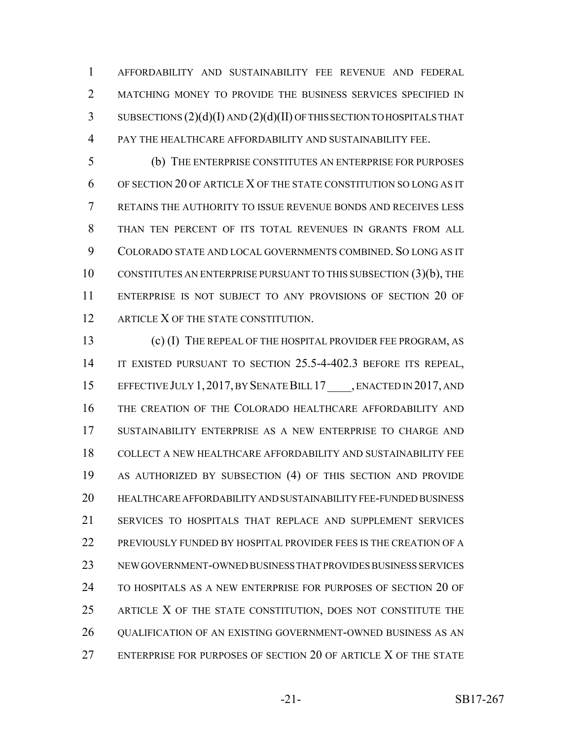AFFORDABILITY AND SUSTAINABILITY FEE REVENUE AND FEDERAL MATCHING MONEY TO PROVIDE THE BUSINESS SERVICES SPECIFIED IN SUBSECTIONS (2)(d)(I) AND (2)(d)(II) OF THIS SECTION TO HOSPITALS THAT PAY THE HEALTHCARE AFFORDABILITY AND SUSTAINABILITY FEE.

(b) THE ENTERPRISE CONSTITUTES AN ENTERPRISE FOR PURPOSES OF SECTION 20 OF ARTICLE X OF THE STATE CONSTITUTION SO LONG AS IT RETAINS THE AUTHORITY TO ISSUE REVENUE BONDS AND RECEIVES LESS THAN TEN PERCENT OF ITS TOTAL REVENUES IN GRANTS FROM ALL COLORADO STATE AND LOCAL GOVERNMENTS COMBINED. SO LONG AS IT CONSTITUTES AN ENTERPRISE PURSUANT TO THIS SUBSECTION (3)(b), THE ENTERPRISE IS NOT SUBJECT TO ANY PROVISIONS OF SECTION 20 OF ARTICLE X OF THE STATE CONSTITUTION.

(c) (I) THE REPEAL OF THE HOSPITAL PROVIDER FEE PROGRAM, AS IT EXISTED PURSUANT TO SECTION 25.5-4-402.3 BEFORE ITS REPEAL, EFFECTIVE JULY 1, 2017, BY SENATE BILL 17 ____, ENACTED IN 2017, AND THE CREATION OF THE COLORADO HEALTHCARE AFFORDABILITY AND SUSTAINABILITY ENTERPRISE AS A NEW ENTERPRISE TO CHARGE AND COLLECT A NEW HEALTHCARE AFFORDABILITY AND SUSTAINABILITY FEE AS AUTHORIZED BY SUBSECTION (4) OF THIS SECTION AND PROVIDE HEALTHCARE AFFORDABILITY AND SUSTAINABILITY FEE-FUNDED BUSINESS SERVICES TO HOSPITALS THAT REPLACE AND SUPPLEMENT SERVICES PREVIOUSLY FUNDED BY HOSPITAL PROVIDER FEES IS THE CREATION OF A NEW GOVERNMENT-OWNED BUSINESS THAT PROVIDES BUSINESS SERVICES TO HOSPITALS AS A NEW ENTERPRISE FOR PURPOSES OF SECTION 20 OF ARTICLE X OF THE STATE CONSTITUTION, DOES NOT CONSTITUTE THE QUALIFICATION OF AN EXISTING GOVERNMENT-OWNED BUSINESS AS AN ENTERPRISE FOR PURPOSES OF SECTION 20 OF ARTICLE X OF THE STATE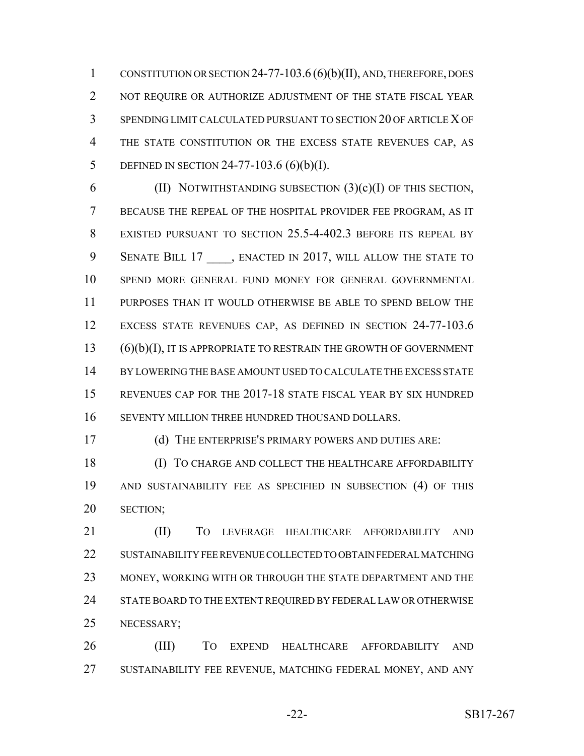CONSTITUTION OR SECTION 24-77-103.6 (6)(b)(II), AND, THEREFORE, DOES NOT REQUIRE OR AUTHORIZE ADJUSTMENT OF THE STATE FISCAL YEAR SPENDING LIMIT CALCULATED PURSUANT TO SECTION 20 OF ARTICLE X OF THE STATE CONSTITUTION OR THE EXCESS STATE REVENUES CAP, AS DEFINED IN SECTION 24-77-103.6 (6)(b)(I).

(II) NOTWITHSTANDING SUBSECTION (3)(c)(I) OF THIS SECTION, BECAUSE THE REPEAL OF THE HOSPITAL PROVIDER FEE PROGRAM, AS IT EXISTED PURSUANT TO SECTION 25.5-4-402.3 BEFORE ITS REPEAL BY SENATE BILL 17 ____, ENACTED IN 2017, WILL ALLOW THE STATE TO SPEND MORE GENERAL FUND MONEY FOR GENERAL GOVERNMENTAL PURPOSES THAN IT WOULD OTHERWISE BE ABLE TO SPEND BELOW THE EXCESS STATE REVENUES CAP, AS DEFINED IN SECTION 24-77-103.6 (6)(b)(I), IT IS APPROPRIATE TO RESTRAIN THE GROWTH OF GOVERNMENT BY LOWERING THE BASE AMOUNT USED TO CALCULATE THE EXCESS STATE REVENUES CAP FOR THE 2017-18 STATE FISCAL YEAR BY SIX HUNDRED SEVENTY MILLION THREE HUNDRED THOUSAND DOLLARS.

(d) THE ENTERPRISE'S PRIMARY POWERS AND DUTIES ARE:

(I) TO CHARGE AND COLLECT THE HEALTHCARE AFFORDABILITY AND SUSTAINABILITY FEE AS SPECIFIED IN SUBSECTION (4) OF THIS SECTION;

(II) TO LEVERAGE HEALTHCARE AFFORDABILITY AND SUSTAINABILITY FEE REVENUE COLLECTED TO OBTAIN FEDERAL MATCHING MONEY, WORKING WITH OR THROUGH THE STATE DEPARTMENT AND THE STATE BOARD TO THE EXTENT REQUIRED BY FEDERAL LAW OR OTHERWISE NECESSARY;

(III) TO EXPEND HEALTHCARE AFFORDABILITY AND SUSTAINABILITY FEE REVENUE, MATCHING FEDERAL MONEY, AND ANY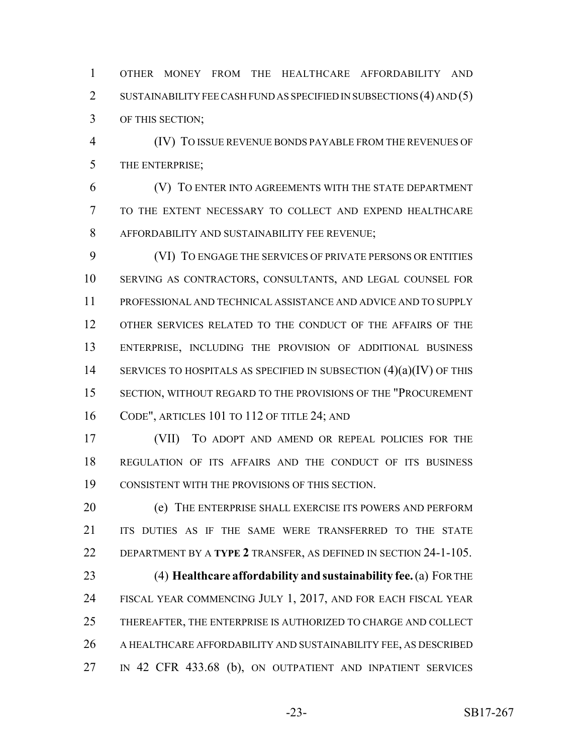OTHER MONEY FROM THE HEALTHCARE AFFORDABILITY AND SUSTAINABILITY FEE CASH FUND AS SPECIFIED IN SUBSECTIONS (4) AND (5) OF THIS SECTION;

(IV) TO ISSUE REVENUE BONDS PAYABLE FROM THE REVENUES OF THE ENTERPRISE;

(V) TO ENTER INTO AGREEMENTS WITH THE STATE DEPARTMENT TO THE EXTENT NECESSARY TO COLLECT AND EXPEND HEALTHCARE AFFORDABILITY AND SUSTAINABILITY FEE REVENUE;

(VI) TO ENGAGE THE SERVICES OF PRIVATE PERSONS OR ENTITIES SERVING AS CONTRACTORS, CONSULTANTS, AND LEGAL COUNSEL FOR PROFESSIONAL AND TECHNICAL ASSISTANCE AND ADVICE AND TO SUPPLY OTHER SERVICES RELATED TO THE CONDUCT OF THE AFFAIRS OF THE ENTERPRISE, INCLUDING THE PROVISION OF ADDITIONAL BUSINESS SERVICES TO HOSPITALS AS SPECIFIED IN SUBSECTION (4)(a)(IV) OF THIS SECTION, WITHOUT REGARD TO THE PROVISIONS OF THE "PROCUREMENT CODE", ARTICLES 101 TO 112 OF TITLE 24; AND

(VII) TO ADOPT AND AMEND OR REPEAL POLICIES FOR THE REGULATION OF ITS AFFAIRS AND THE CONDUCT OF ITS BUSINESS CONSISTENT WITH THE PROVISIONS OF THIS SECTION.

(e) THE ENTERPRISE SHALL EXERCISE ITS POWERS AND PERFORM ITS DUTIES AS IF THE SAME WERE TRANSFERRED TO THE STATE DEPARTMENT BY A **TYPE 2** TRANSFER, AS DEFINED IN SECTION 24-1-105.

(4) **Healthcare affordability and sustainability fee.** (a) FOR THE FISCAL YEAR COMMENCING JULY 1, 2017, AND FOR EACH FISCAL YEAR THEREAFTER, THE ENTERPRISE IS AUTHORIZED TO CHARGE AND COLLECT A HEALTHCARE AFFORDABILITY AND SUSTAINABILITY FEE, AS DESCRIBED IN 42 CFR 433.68 (b), ON OUTPATIENT AND INPATIENT SERVICES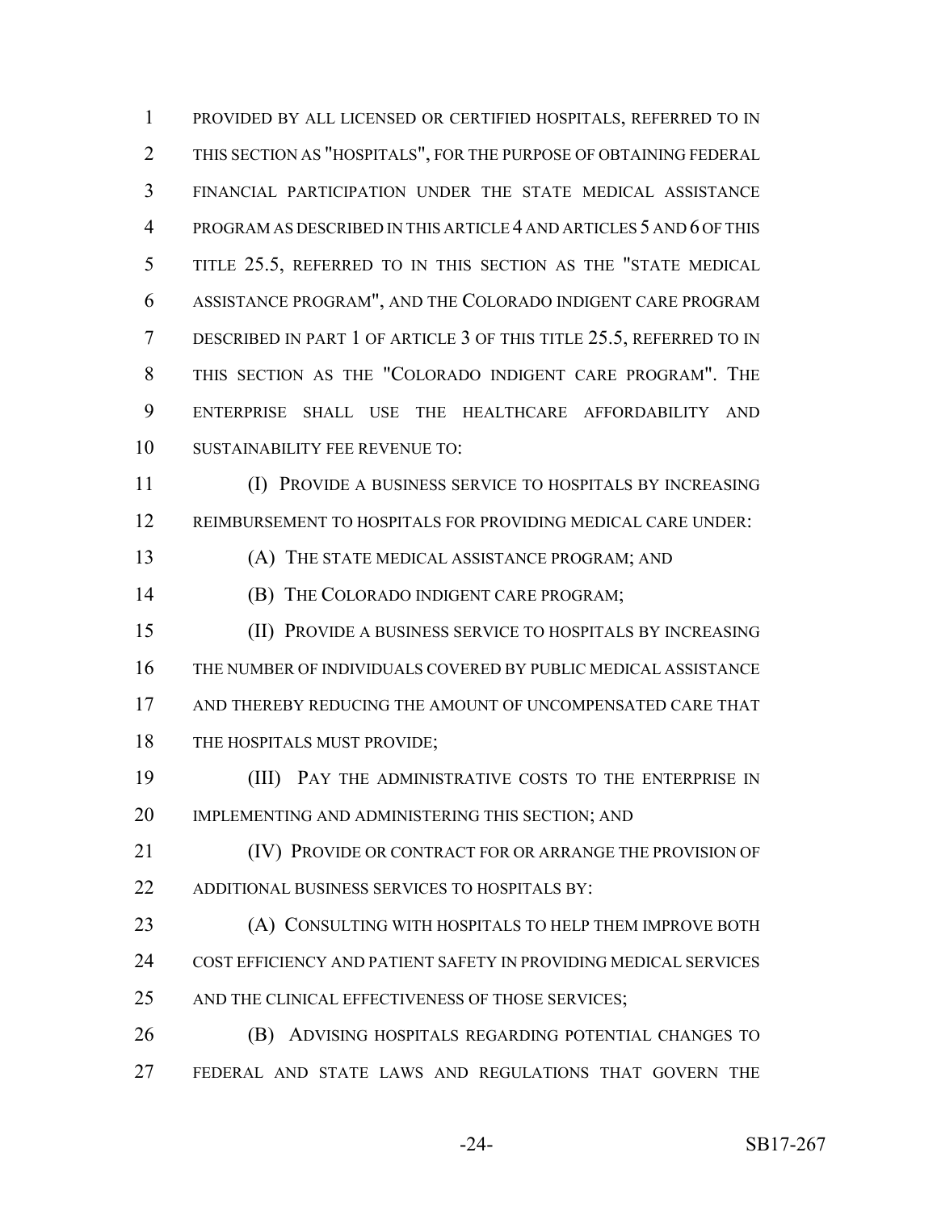PROVIDED BY ALL LICENSED OR CERTIFIED HOSPITALS, REFERRED TO IN THIS SECTION AS "HOSPITALS", FOR THE PURPOSE OF OBTAINING FEDERAL FINANCIAL PARTICIPATION UNDER THE STATE MEDICAL ASSISTANCE PROGRAM AS DESCRIBED IN THIS ARTICLE 4 AND ARTICLES 5 AND 6 OF THIS TITLE 25.5, REFERRED TO IN THIS SECTION AS THE "STATE MEDICAL ASSISTANCE PROGRAM", AND THE COLORADO INDIGENT CARE PROGRAM DESCRIBED IN PART 1 OF ARTICLE 3 OF THIS TITLE 25.5, REFERRED TO IN THIS SECTION AS THE "COLORADO INDIGENT CARE PROGRAM". THE ENTERPRISE SHALL USE THE HEALTHCARE AFFORDABILITY AND SUSTAINABILITY FEE REVENUE TO:

(I) PROVIDE A BUSINESS SERVICE TO HOSPITALS BY INCREASING REIMBURSEMENT TO HOSPITALS FOR PROVIDING MEDICAL CARE UNDER:

(A) THE STATE MEDICAL ASSISTANCE PROGRAM; AND

(B) THE COLORADO INDIGENT CARE PROGRAM;

(II) PROVIDE A BUSINESS SERVICE TO HOSPITALS BY INCREASING THE NUMBER OF INDIVIDUALS COVERED BY PUBLIC MEDICAL ASSISTANCE AND THEREBY REDUCING THE AMOUNT OF UNCOMPENSATED CARE THAT THE HOSPITALS MUST PROVIDE;

(III) PAY THE ADMINISTRATIVE COSTS TO THE ENTERPRISE IN IMPLEMENTING AND ADMINISTERING THIS SECTION; AND

(IV) PROVIDE OR CONTRACT FOR OR ARRANGE THE PROVISION OF ADDITIONAL BUSINESS SERVICES TO HOSPITALS BY:

(A) CONSULTING WITH HOSPITALS TO HELP THEM IMPROVE BOTH COST EFFICIENCY AND PATIENT SAFETY IN PROVIDING MEDICAL SERVICES AND THE CLINICAL EFFECTIVENESS OF THOSE SERVICES;

(B) ADVISING HOSPITALS REGARDING POTENTIAL CHANGES TO FEDERAL AND STATE LAWS AND REGULATIONS THAT GOVERN THE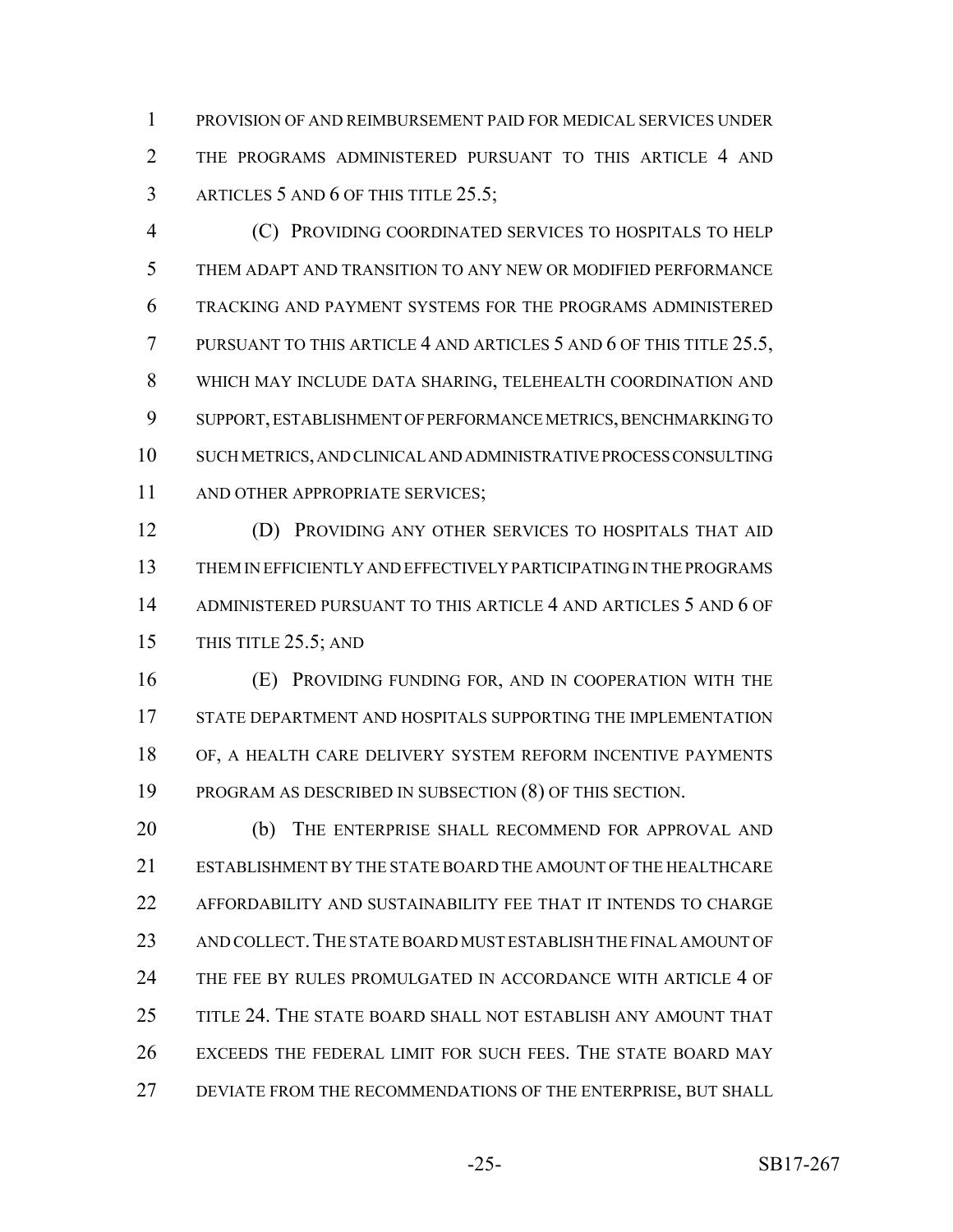PROVISION OF AND REIMBURSEMENT PAID FOR MEDICAL SERVICES UNDER THE PROGRAMS ADMINISTERED PURSUANT TO THIS ARTICLE 4 AND ARTICLES 5 AND 6 OF THIS TITLE 25.5;

(C) PROVIDING COORDINATED SERVICES TO HOSPITALS TO HELP THEM ADAPT AND TRANSITION TO ANY NEW OR MODIFIED PERFORMANCE TRACKING AND PAYMENT SYSTEMS FOR THE PROGRAMS ADMINISTERED PURSUANT TO THIS ARTICLE 4 AND ARTICLES 5 AND 6 OF THIS TITLE 25.5, WHICH MAY INCLUDE DATA SHARING, TELEHEALTH COORDINATION AND SUPPORT, ESTABLISHMENT OF PERFORMANCE METRICS, BENCHMARKING TO SUCH METRICS, AND CLINICAL AND ADMINISTRATIVE PROCESS CONSULTING AND OTHER APPROPRIATE SERVICES;

(D) PROVIDING ANY OTHER SERVICES TO HOSPITALS THAT AID THEM IN EFFICIENTLY AND EFFECTIVELY PARTICIPATING IN THE PROGRAMS ADMINISTERED PURSUANT TO THIS ARTICLE 4 AND ARTICLES 5 AND 6 OF THIS TITLE 25.5; AND

(E) PROVIDING FUNDING FOR, AND IN COOPERATION WITH THE STATE DEPARTMENT AND HOSPITALS SUPPORTING THE IMPLEMENTATION OF, A HEALTH CARE DELIVERY SYSTEM REFORM INCENTIVE PAYMENTS PROGRAM AS DESCRIBED IN SUBSECTION (8) OF THIS SECTION.

(b) THE ENTERPRISE SHALL RECOMMEND FOR APPROVAL AND ESTABLISHMENT BY THE STATE BOARD THE AMOUNT OF THE HEALTHCARE AFFORDABILITY AND SUSTAINABILITY FEE THAT IT INTENDS TO CHARGE AND COLLECT. THE STATE BOARD MUST ESTABLISH THE FINAL AMOUNT OF THE FEE BY RULES PROMULGATED IN ACCORDANCE WITH ARTICLE 4 OF TITLE 24. THE STATE BOARD SHALL NOT ESTABLISH ANY AMOUNT THAT EXCEEDS THE FEDERAL LIMIT FOR SUCH FEES. THE STATE BOARD MAY DEVIATE FROM THE RECOMMENDATIONS OF THE ENTERPRISE, BUT SHALL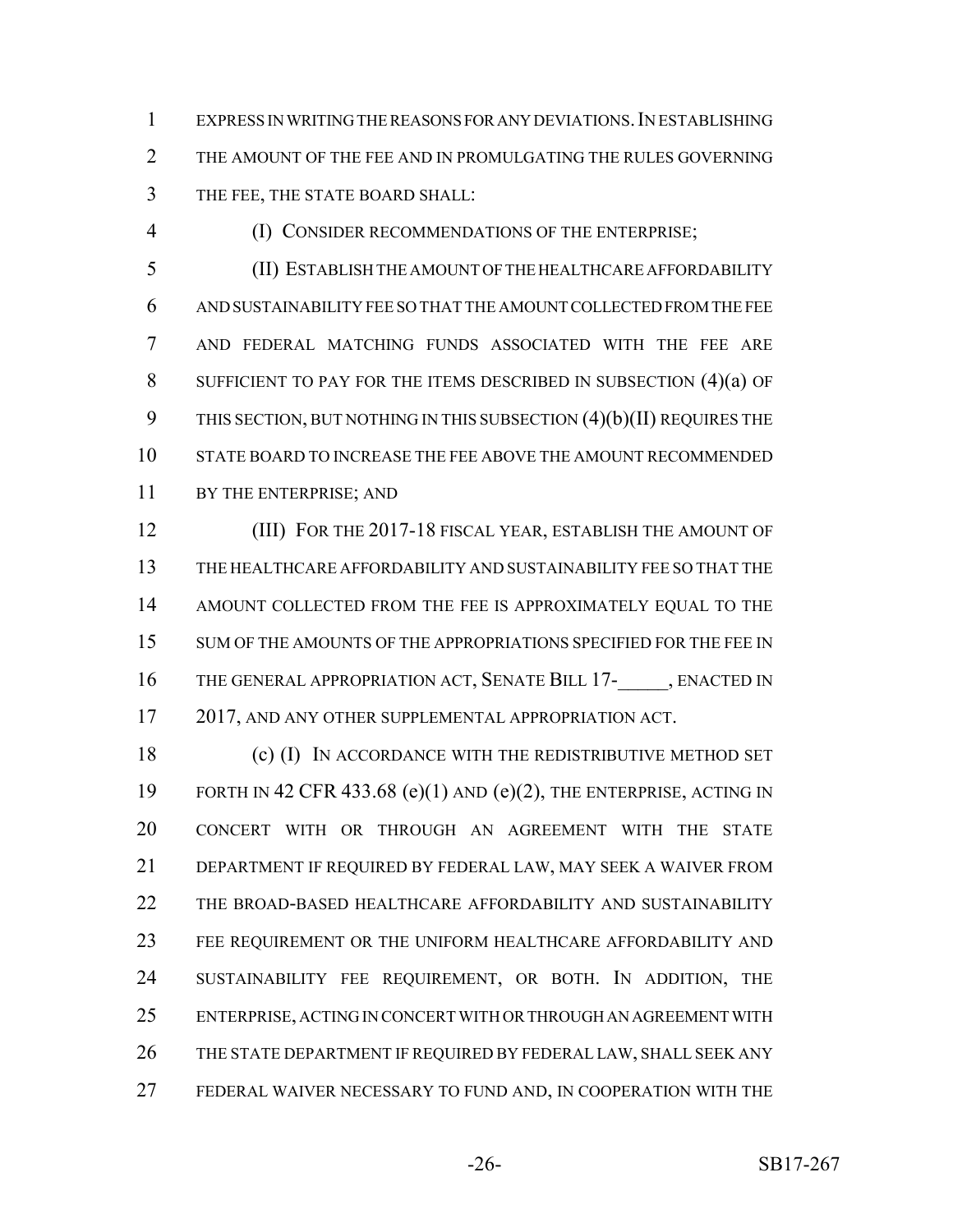EXPRESS IN WRITING THE REASONS FOR ANY DEVIATIONS. IN ESTABLISHING THE AMOUNT OF THE FEE AND IN PROMULGATING THE RULES GOVERNING THE FEE, THE STATE BOARD SHALL:

(I) CONSIDER RECOMMENDATIONS OF THE ENTERPRISE;

(II) ESTABLISH THE AMOUNT OF THE HEALTHCARE AFFORDABILITY AND SUSTAINABILITY FEE SO THAT THE AMOUNT COLLECTED FROM THE FEE AND FEDERAL MATCHING FUNDS ASSOCIATED WITH THE FEE ARE SUFFICIENT TO PAY FOR THE ITEMS DESCRIBED IN SUBSECTION (4)(a) OF THIS SECTION, BUT NOTHING IN THIS SUBSECTION (4)(b)(II) REQUIRES THE STATE BOARD TO INCREASE THE FEE ABOVE THE AMOUNT RECOMMENDED BY THE ENTERPRISE; AND

(III) FOR THE 2017-18 FISCAL YEAR, ESTABLISH THE AMOUNT OF THE HEALTHCARE AFFORDABILITY AND SUSTAINABILITY FEE SO THAT THE AMOUNT COLLECTED FROM THE FEE IS APPROXIMATELY EQUAL TO THE SUM OF THE AMOUNTS OF THE APPROPRIATIONS SPECIFIED FOR THE FEE IN THE GENERAL APPROPRIATION ACT, SENATE BILL 17-_____, ENACTED IN 2017, AND ANY OTHER SUPPLEMENTAL APPROPRIATION ACT.

(c) (I) IN ACCORDANCE WITH THE REDISTRIBUTIVE METHOD SET FORTH IN 42 CFR 433.68 (e)(1) AND (e)(2), THE ENTERPRISE, ACTING IN CONCERT WITH OR THROUGH AN AGREEMENT WITH THE STATE DEPARTMENT IF REQUIRED BY FEDERAL LAW, MAY SEEK A WAIVER FROM THE BROAD-BASED HEALTHCARE AFFORDABILITY AND SUSTAINABILITY FEE REQUIREMENT OR THE UNIFORM HEALTHCARE AFFORDABILITY AND SUSTAINABILITY FEE REQUIREMENT, OR BOTH. IN ADDITION, THE ENTERPRISE, ACTING IN CONCERT WITH OR THROUGH AN AGREEMENT WITH THE STATE DEPARTMENT IF REQUIRED BY FEDERAL LAW, SHALL SEEK ANY FEDERAL WAIVER NECESSARY TO FUND AND, IN COOPERATION WITH THE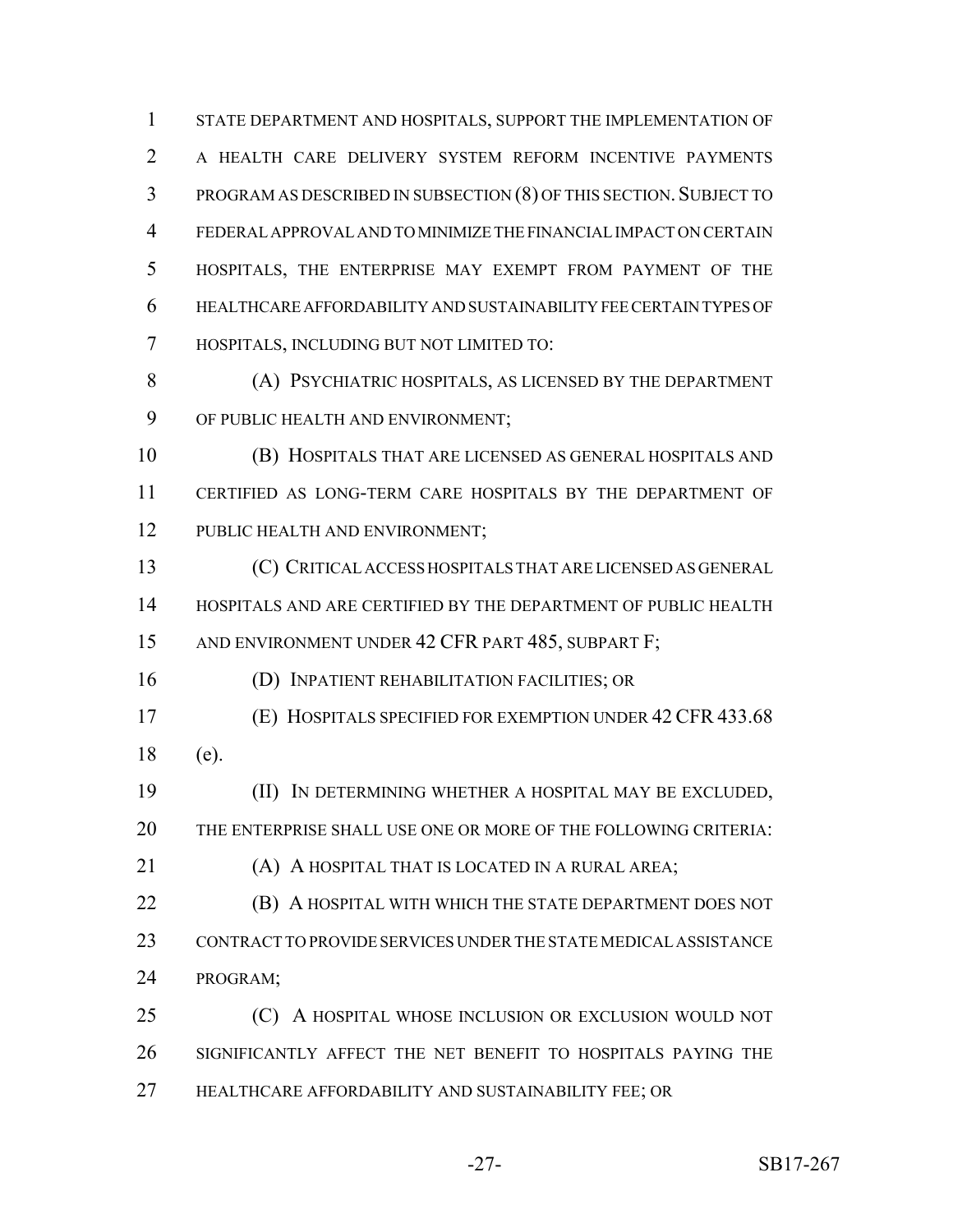STATE DEPARTMENT AND HOSPITALS, SUPPORT THE IMPLEMENTATION OF A HEALTH CARE DELIVERY SYSTEM REFORM INCENTIVE PAYMENTS PROGRAM AS DESCRIBED IN SUBSECTION (8) OF THIS SECTION. SUBJECT TO FEDERAL APPROVAL AND TO MINIMIZE THE FINANCIAL IMPACT ON CERTAIN HOSPITALS, THE ENTERPRISE MAY EXEMPT FROM PAYMENT OF THE HEALTHCARE AFFORDABILITY AND SUSTAINABILITY FEE CERTAIN TYPES OF HOSPITALS, INCLUDING BUT NOT LIMITED TO:

(A) PSYCHIATRIC HOSPITALS, AS LICENSED BY THE DEPARTMENT OF PUBLIC HEALTH AND ENVIRONMENT;

(B) HOSPITALS THAT ARE LICENSED AS GENERAL HOSPITALS AND CERTIFIED AS LONG-TERM CARE HOSPITALS BY THE DEPARTMENT OF PUBLIC HEALTH AND ENVIRONMENT;

(C) CRITICAL ACCESS HOSPITALS THAT ARE LICENSED AS GENERAL HOSPITALS AND ARE CERTIFIED BY THE DEPARTMENT OF PUBLIC HEALTH AND ENVIRONMENT UNDER 42 CFR PART 485, SUBPART F;

(D) INPATIENT REHABILITATION FACILITIES; OR

(E) HOSPITALS SPECIFIED FOR EXEMPTION UNDER 42 CFR 433.68 (e).

(II) IN DETERMINING WHETHER A HOSPITAL MAY BE EXCLUDED, THE ENTERPRISE SHALL USE ONE OR MORE OF THE FOLLOWING CRITERIA:

(A) A HOSPITAL THAT IS LOCATED IN A RURAL AREA;

(B) A HOSPITAL WITH WHICH THE STATE DEPARTMENT DOES NOT CONTRACT TO PROVIDE SERVICES UNDER THE STATE MEDICAL ASSISTANCE PROGRAM;

(C) A HOSPITAL WHOSE INCLUSION OR EXCLUSION WOULD NOT SIGNIFICANTLY AFFECT THE NET BENEFIT TO HOSPITALS PAYING THE HEALTHCARE AFFORDABILITY AND SUSTAINABILITY FEE; OR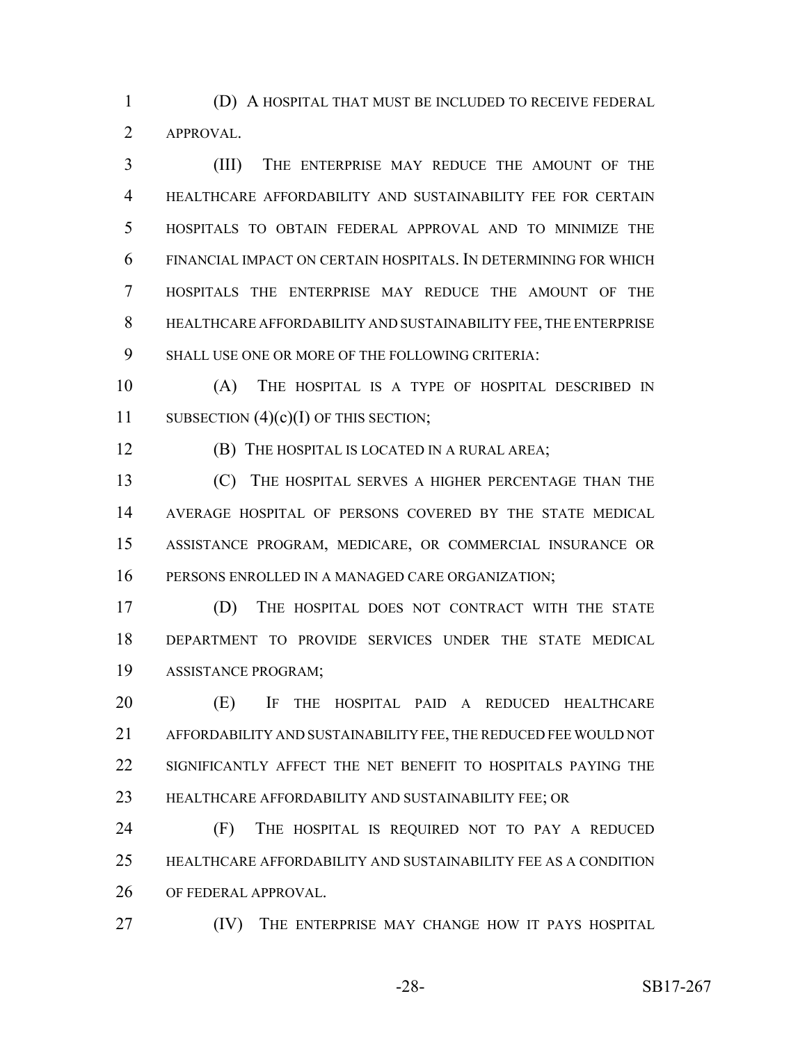(D) A HOSPITAL THAT MUST BE INCLUDED TO RECEIVE FEDERAL APPROVAL.

(III) THE ENTERPRISE MAY REDUCE THE AMOUNT OF THE HEALTHCARE AFFORDABILITY AND SUSTAINABILITY FEE FOR CERTAIN HOSPITALS TO OBTAIN FEDERAL APPROVAL AND TO MINIMIZE THE FINANCIAL IMPACT ON CERTAIN HOSPITALS. IN DETERMINING FOR WHICH HOSPITALS THE ENTERPRISE MAY REDUCE THE AMOUNT OF THE HEALTHCARE AFFORDABILITY AND SUSTAINABILITY FEE, THE ENTERPRISE SHALL USE ONE OR MORE OF THE FOLLOWING CRITERIA:

(A) THE HOSPITAL IS A TYPE OF HOSPITAL DESCRIBED IN SUBSECTION (4)(c)(I) OF THIS SECTION;

(B) THE HOSPITAL IS LOCATED IN A RURAL AREA;

(C) THE HOSPITAL SERVES A HIGHER PERCENTAGE THAN THE AVERAGE HOSPITAL OF PERSONS COVERED BY THE STATE MEDICAL ASSISTANCE PROGRAM, MEDICARE, OR COMMERCIAL INSURANCE OR PERSONS ENROLLED IN A MANAGED CARE ORGANIZATION;

(D) THE HOSPITAL DOES NOT CONTRACT WITH THE STATE DEPARTMENT TO PROVIDE SERVICES UNDER THE STATE MEDICAL ASSISTANCE PROGRAM;

(E) IF THE HOSPITAL PAID A REDUCED HEALTHCARE AFFORDABILITY AND SUSTAINABILITY FEE, THE REDUCED FEE WOULD NOT SIGNIFICANTLY AFFECT THE NET BENEFIT TO HOSPITALS PAYING THE HEALTHCARE AFFORDABILITY AND SUSTAINABILITY FEE; OR

(F) THE HOSPITAL IS REQUIRED NOT TO PAY A REDUCED HEALTHCARE AFFORDABILITY AND SUSTAINABILITY FEE AS A CONDITION OF FEDERAL APPROVAL.

(IV) THE ENTERPRISE MAY CHANGE HOW IT PAYS HOSPITAL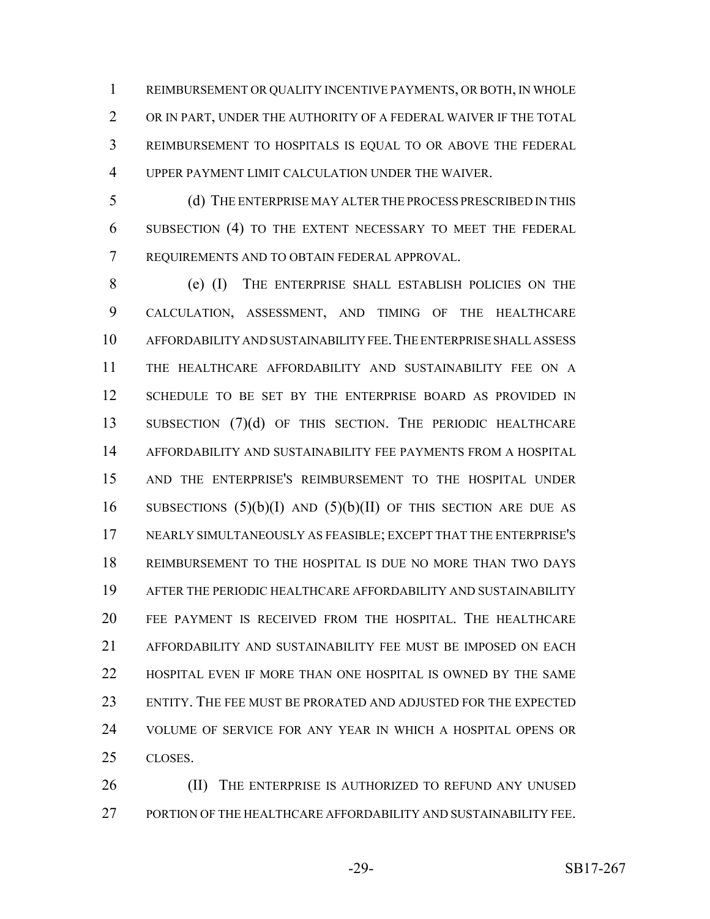REIMBURSEMENT OR QUALITY INCENTIVE PAYMENTS, OR BOTH, IN WHOLE OR IN PART, UNDER THE AUTHORITY OF A FEDERAL WAIVER IF THE TOTAL REIMBURSEMENT TO HOSPITALS IS EQUAL TO OR ABOVE THE FEDERAL UPPER PAYMENT LIMIT CALCULATION UNDER THE WAIVER.

(d) THE ENTERPRISE MAY ALTER THE PROCESS PRESCRIBED IN THIS SUBSECTION (4) TO THE EXTENT NECESSARY TO MEET THE FEDERAL REQUIREMENTS AND TO OBTAIN FEDERAL APPROVAL.

(e) (I) THE ENTERPRISE SHALL ESTABLISH POLICIES ON THE CALCULATION, ASSESSMENT, AND TIMING OF THE HEALTHCARE AFFORDABILITY AND SUSTAINABILITY FEE. THE ENTERPRISE SHALL ASSESS THE HEALTHCARE AFFORDABILITY AND SUSTAINABILITY FEE ON A SCHEDULE TO BE SET BY THE ENTERPRISE BOARD AS PROVIDED IN SUBSECTION (7)(d) OF THIS SECTION. THE PERIODIC HEALTHCARE AFFORDABILITY AND SUSTAINABILITY FEE PAYMENTS FROM A HOSPITAL AND THE ENTERPRISE'S REIMBURSEMENT TO THE HOSPITAL UNDER SUBSECTIONS (5)(b)(I) AND (5)(b)(II) OF THIS SECTION ARE DUE AS NEARLY SIMULTANEOUSLY AS FEASIBLE; EXCEPT THAT THE ENTERPRISE'S REIMBURSEMENT TO THE HOSPITAL IS DUE NO MORE THAN TWO DAYS AFTER THE PERIODIC HEALTHCARE AFFORDABILITY AND SUSTAINABILITY FEE PAYMENT IS RECEIVED FROM THE HOSPITAL. THE HEALTHCARE AFFORDABILITY AND SUSTAINABILITY FEE MUST BE IMPOSED ON EACH HOSPITAL EVEN IF MORE THAN ONE HOSPITAL IS OWNED BY THE SAME ENTITY. THE FEE MUST BE PRORATED AND ADJUSTED FOR THE EXPECTED VOLUME OF SERVICE FOR ANY YEAR IN WHICH A HOSPITAL OPENS OR CLOSES.

(II) THE ENTERPRISE IS AUTHORIZED TO REFUND ANY UNUSED PORTION OF THE HEALTHCARE AFFORDABILITY AND SUSTAINABILITY FEE.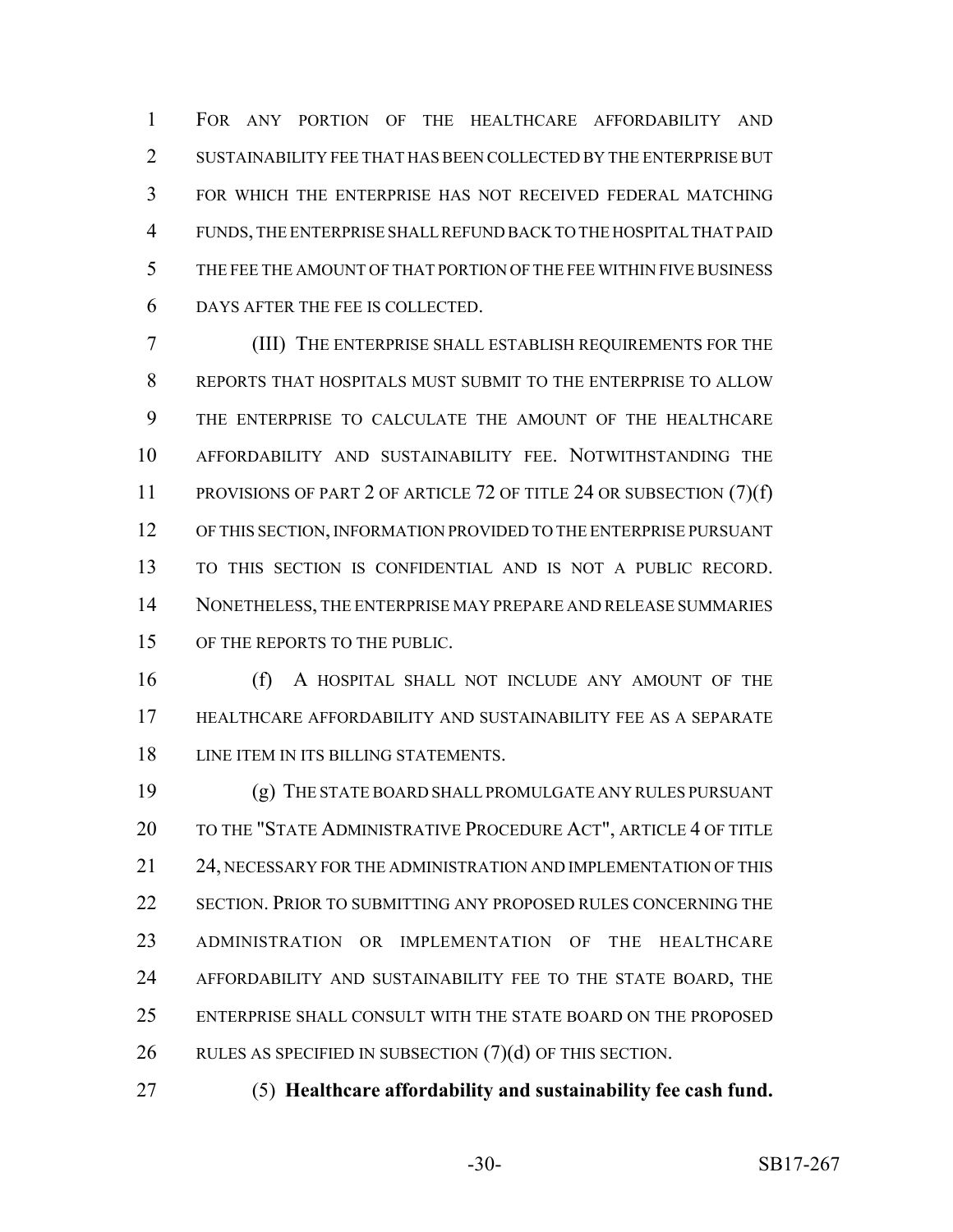FOR ANY PORTION OF THE HEALTHCARE AFFORDABILITY AND SUSTAINABILITY FEE THAT HAS BEEN COLLECTED BY THE ENTERPRISE BUT FOR WHICH THE ENTERPRISE HAS NOT RECEIVED FEDERAL MATCHING FUNDS, THE ENTERPRISE SHALL REFUND BACK TO THE HOSPITAL THAT PAID THE FEE THE AMOUNT OF THAT PORTION OF THE FEE WITHIN FIVE BUSINESS DAYS AFTER THE FEE IS COLLECTED.

(III) THE ENTERPRISE SHALL ESTABLISH REQUIREMENTS FOR THE REPORTS THAT HOSPITALS MUST SUBMIT TO THE ENTERPRISE TO ALLOW THE ENTERPRISE TO CALCULATE THE AMOUNT OF THE HEALTHCARE AFFORDABILITY AND SUSTAINABILITY FEE. NOTWITHSTANDING THE PROVISIONS OF PART 2 OF ARTICLE 72 OF TITLE 24 OR SUBSECTION (7)(f) OF THIS SECTION, INFORMATION PROVIDED TO THE ENTERPRISE PURSUANT TO THIS SECTION IS CONFIDENTIAL AND IS NOT A PUBLIC RECORD. NONETHELESS, THE ENTERPRISE MAY PREPARE AND RELEASE SUMMARIES OF THE REPORTS TO THE PUBLIC.

(f) A HOSPITAL SHALL NOT INCLUDE ANY AMOUNT OF THE HEALTHCARE AFFORDABILITY AND SUSTAINABILITY FEE AS A SEPARATE LINE ITEM IN ITS BILLING STATEMENTS.

(g) THE STATE BOARD SHALL PROMULGATE ANY RULES PURSUANT TO THE "STATE ADMINISTRATIVE PROCEDURE ACT", ARTICLE 4 OF TITLE 24, NECESSARY FOR THE ADMINISTRATION AND IMPLEMENTATION OF THIS SECTION. PRIOR TO SUBMITTING ANY PROPOSED RULES CONCERNING THE ADMINISTRATION OR IMPLEMENTATION OF THE HEALTHCARE AFFORDABILITY AND SUSTAINABILITY FEE TO THE STATE BOARD, THE ENTERPRISE SHALL CONSULT WITH THE STATE BOARD ON THE PROPOSED RULES AS SPECIFIED IN SUBSECTION (7)(d) OF THIS SECTION.

(5) **Healthcare affordability and sustainability fee cash fund.**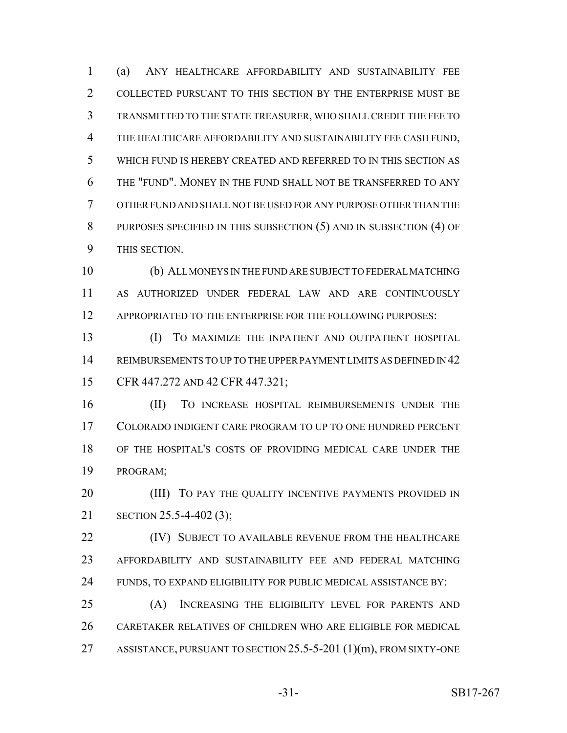(a) ANY HEALTHCARE AFFORDABILITY AND SUSTAINABILITY FEE COLLECTED PURSUANT TO THIS SECTION BY THE ENTERPRISE MUST BE TRANSMITTED TO THE STATE TREASURER, WHO SHALL CREDIT THE FEE TO THE HEALTHCARE AFFORDABILITY AND SUSTAINABILITY FEE CASH FUND, WHICH FUND IS HEREBY CREATED AND REFERRED TO IN THIS SECTION AS THE "FUND". MONEY IN THE FUND SHALL NOT BE TRANSFERRED TO ANY OTHER FUND AND SHALL NOT BE USED FOR ANY PURPOSE OTHER THAN THE PURPOSES SPECIFIED IN THIS SUBSECTION (5) AND IN SUBSECTION (4) OF THIS SECTION.

(b) ALL MONEYS IN THE FUND ARE SUBJECT TO FEDERAL MATCHING AS AUTHORIZED UNDER FEDERAL LAW AND ARE CONTINUOUSLY APPROPRIATED TO THE ENTERPRISE FOR THE FOLLOWING PURPOSES:

(I) TO MAXIMIZE THE INPATIENT AND OUTPATIENT HOSPITAL REIMBURSEMENTS TO UP TO THE UPPER PAYMENT LIMITS AS DEFINED IN 42 CFR 447.272 AND 42 CFR 447.321;

(II) TO INCREASE HOSPITAL REIMBURSEMENTS UNDER THE COLORADO INDIGENT CARE PROGRAM TO UP TO ONE HUNDRED PERCENT OF THE HOSPITAL'S COSTS OF PROVIDING MEDICAL CARE UNDER THE PROGRAM;

(III) TO PAY THE QUALITY INCENTIVE PAYMENTS PROVIDED IN SECTION 25.5-4-402 (3);

(IV) SUBJECT TO AVAILABLE REVENUE FROM THE HEALTHCARE AFFORDABILITY AND SUSTAINABILITY FEE AND FEDERAL MATCHING FUNDS, TO EXPAND ELIGIBILITY FOR PUBLIC MEDICAL ASSISTANCE BY:

(A) INCREASING THE ELIGIBILITY LEVEL FOR PARENTS AND CARETAKER RELATIVES OF CHILDREN WHO ARE ELIGIBLE FOR MEDICAL ASSISTANCE, PURSUANT TO SECTION 25.5-5-201 (1)(m), FROM SIXTY-ONE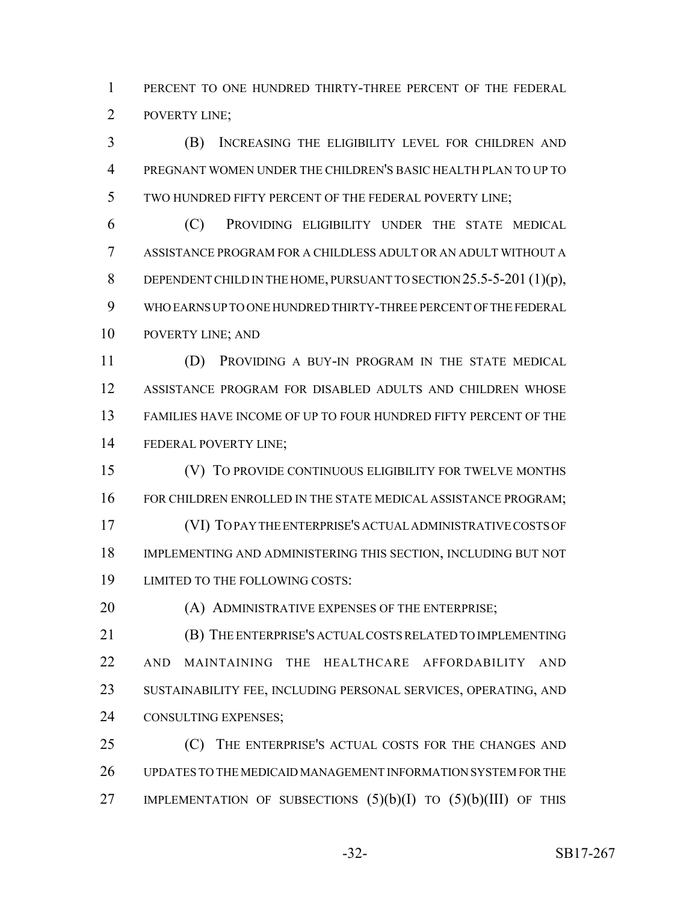PERCENT TO ONE HUNDRED THIRTY-THREE PERCENT OF THE FEDERAL POVERTY LINE;

(B) INCREASING THE ELIGIBILITY LEVEL FOR CHILDREN AND PREGNANT WOMEN UNDER THE CHILDREN'S BASIC HEALTH PLAN TO UP TO TWO HUNDRED FIFTY PERCENT OF THE FEDERAL POVERTY LINE;

(C) PROVIDING ELIGIBILITY UNDER THE STATE MEDICAL ASSISTANCE PROGRAM FOR A CHILDLESS ADULT OR AN ADULT WITHOUT A DEPENDENT CHILD IN THE HOME, PURSUANT TO SECTION 25.5-5-201 (1)(p), WHO EARNS UP TO ONE HUNDRED THIRTY-THREE PERCENT OF THE FEDERAL POVERTY LINE; AND

(D) PROVIDING A BUY-IN PROGRAM IN THE STATE MEDICAL ASSISTANCE PROGRAM FOR DISABLED ADULTS AND CHILDREN WHOSE FAMILIES HAVE INCOME OF UP TO FOUR HUNDRED FIFTY PERCENT OF THE FEDERAL POVERTY LINE;

(V) TO PROVIDE CONTINUOUS ELIGIBILITY FOR TWELVE MONTHS FOR CHILDREN ENROLLED IN THE STATE MEDICAL ASSISTANCE PROGRAM;

(VI) TO PAY THE ENTERPRISE'S ACTUAL ADMINISTRATIVE COSTS OF IMPLEMENTING AND ADMINISTERING THIS SECTION, INCLUDING BUT NOT LIMITED TO THE FOLLOWING COSTS:

(A) ADMINISTRATIVE EXPENSES OF THE ENTERPRISE;

(B) THE ENTERPRISE'S ACTUAL COSTS RELATED TO IMPLEMENTING AND MAINTAINING THE HEALTHCARE AFFORDABILITY AND SUSTAINABILITY FEE, INCLUDING PERSONAL SERVICES, OPERATING, AND CONSULTING EXPENSES;

(C) THE ENTERPRISE'S ACTUAL COSTS FOR THE CHANGES AND UPDATES TO THE MEDICAID MANAGEMENT INFORMATION SYSTEM FOR THE IMPLEMENTATION OF SUBSECTIONS (5)(b)(I) TO (5)(b)(III) OF THIS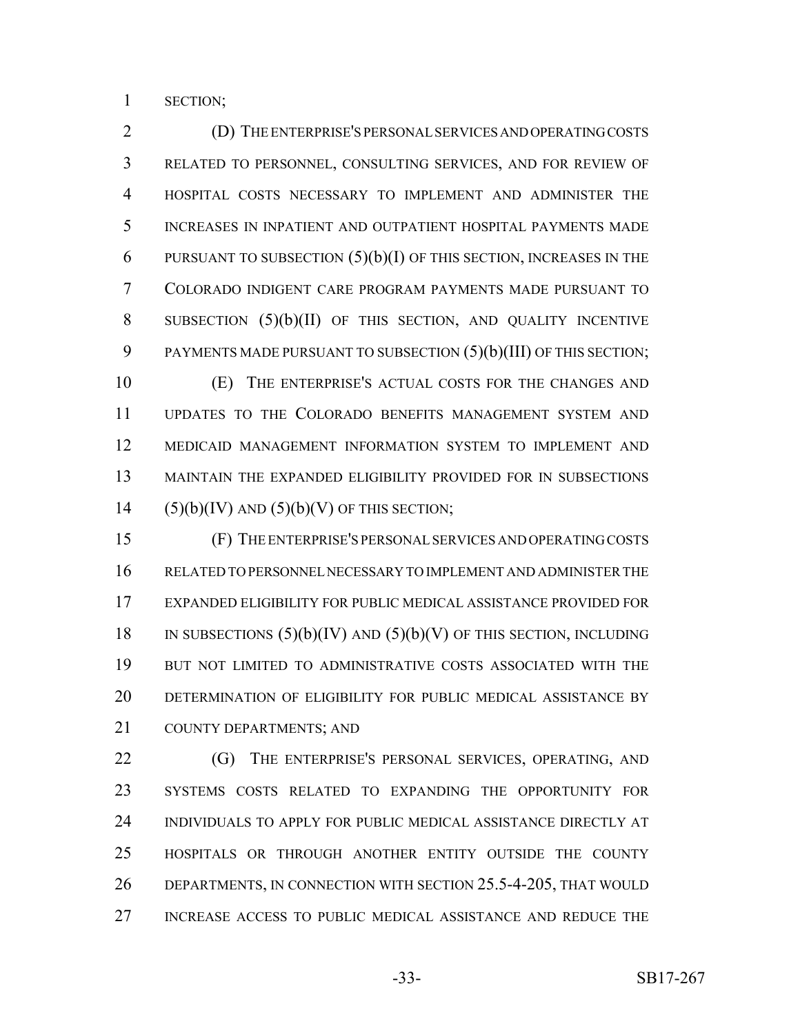SECTION;

(D) THE ENTERPRISE'S PERSONAL SERVICES AND OPERATING COSTS RELATED TO PERSONNEL, CONSULTING SERVICES, AND FOR REVIEW OF HOSPITAL COSTS NECESSARY TO IMPLEMENT AND ADMINISTER THE INCREASES IN INPATIENT AND OUTPATIENT HOSPITAL PAYMENTS MADE PURSUANT TO SUBSECTION (5)(b)(I) OF THIS SECTION, INCREASES IN THE COLORADO INDIGENT CARE PROGRAM PAYMENTS MADE PURSUANT TO SUBSECTION (5)(b)(II) OF THIS SECTION, AND QUALITY INCENTIVE PAYMENTS MADE PURSUANT TO SUBSECTION (5)(b)(III) OF THIS SECTION;

(E) THE ENTERPRISE'S ACTUAL COSTS FOR THE CHANGES AND UPDATES TO THE COLORADO BENEFITS MANAGEMENT SYSTEM AND MEDICAID MANAGEMENT INFORMATION SYSTEM TO IMPLEMENT AND MAINTAIN THE EXPANDED ELIGIBILITY PROVIDED FOR IN SUBSECTIONS (5)(b)(IV) AND (5)(b)(V) OF THIS SECTION;

(F) THE ENTERPRISE'S PERSONAL SERVICES AND OPERATING COSTS RELATED TO PERSONNEL NECESSARY TO IMPLEMENT AND ADMINISTER THE EXPANDED ELIGIBILITY FOR PUBLIC MEDICAL ASSISTANCE PROVIDED FOR IN SUBSECTIONS (5)(b)(IV) AND (5)(b)(V) OF THIS SECTION, INCLUDING BUT NOT LIMITED TO ADMINISTRATIVE COSTS ASSOCIATED WITH THE DETERMINATION OF ELIGIBILITY FOR PUBLIC MEDICAL ASSISTANCE BY COUNTY DEPARTMENTS; AND

(G) THE ENTERPRISE'S PERSONAL SERVICES, OPERATING, AND SYSTEMS COSTS RELATED TO EXPANDING THE OPPORTUNITY FOR INDIVIDUALS TO APPLY FOR PUBLIC MEDICAL ASSISTANCE DIRECTLY AT HOSPITALS OR THROUGH ANOTHER ENTITY OUTSIDE THE COUNTY DEPARTMENTS, IN CONNECTION WITH SECTION 25.5-4-205, THAT WOULD INCREASE ACCESS TO PUBLIC MEDICAL ASSISTANCE AND REDUCE THE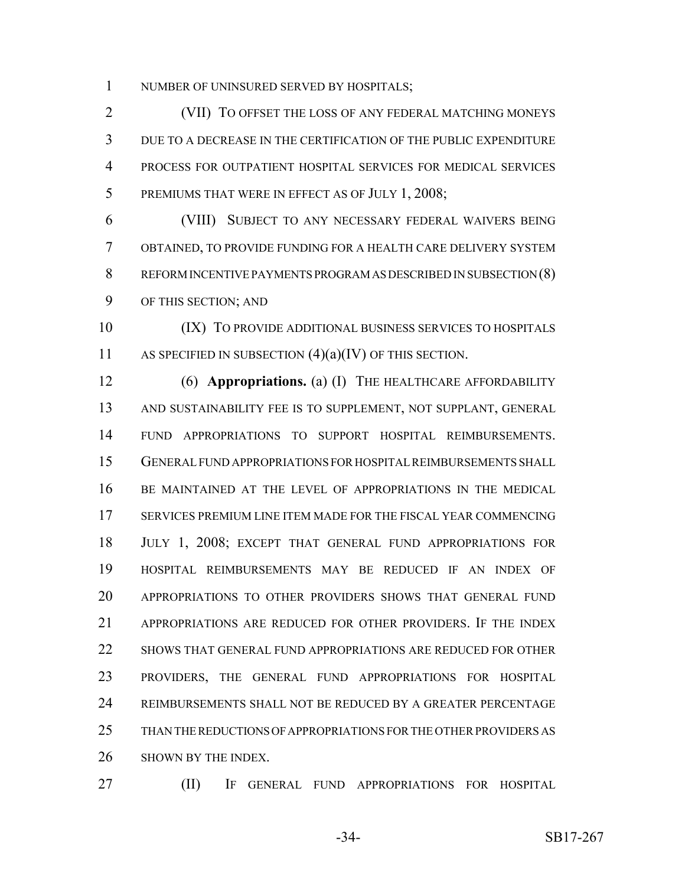NUMBER OF UNINSURED SERVED BY HOSPITALS;

(VII) TO OFFSET THE LOSS OF ANY FEDERAL MATCHING MONEYS DUE TO A DECREASE IN THE CERTIFICATION OF THE PUBLIC EXPENDITURE PROCESS FOR OUTPATIENT HOSPITAL SERVICES FOR MEDICAL SERVICES PREMIUMS THAT WERE IN EFFECT AS OF JULY 1, 2008;

(VIII) SUBJECT TO ANY NECESSARY FEDERAL WAIVERS BEING OBTAINED, TO PROVIDE FUNDING FOR A HEALTH CARE DELIVERY SYSTEM REFORM INCENTIVE PAYMENTS PROGRAM AS DESCRIBED IN SUBSECTION (8) OF THIS SECTION; AND

(IX) TO PROVIDE ADDITIONAL BUSINESS SERVICES TO HOSPITALS AS SPECIFIED IN SUBSECTION (4)(a)(IV) OF THIS SECTION.

(6) **Appropriations.** (a) (I) THE HEALTHCARE AFFORDABILITY AND SUSTAINABILITY FEE IS TO SUPPLEMENT, NOT SUPPLANT, GENERAL FUND APPROPRIATIONS TO SUPPORT HOSPITAL REIMBURSEMENTS. GENERAL FUND APPROPRIATIONS FOR HOSPITAL REIMBURSEMENTS SHALL BE MAINTAINED AT THE LEVEL OF APPROPRIATIONS IN THE MEDICAL SERVICES PREMIUM LINE ITEM MADE FOR THE FISCAL YEAR COMMENCING JULY 1, 2008; EXCEPT THAT GENERAL FUND APPROPRIATIONS FOR HOSPITAL REIMBURSEMENTS MAY BE REDUCED IF AN INDEX OF APPROPRIATIONS TO OTHER PROVIDERS SHOWS THAT GENERAL FUND APPROPRIATIONS ARE REDUCED FOR OTHER PROVIDERS. IF THE INDEX SHOWS THAT GENERAL FUND APPROPRIATIONS ARE REDUCED FOR OTHER PROVIDERS, THE GENERAL FUND APPROPRIATIONS FOR HOSPITAL REIMBURSEMENTS SHALL NOT BE REDUCED BY A GREATER PERCENTAGE THAN THE REDUCTIONS OF APPROPRIATIONS FOR THE OTHER PROVIDERS AS SHOWN BY THE INDEX.

(II) IF GENERAL FUND APPROPRIATIONS FOR HOSPITAL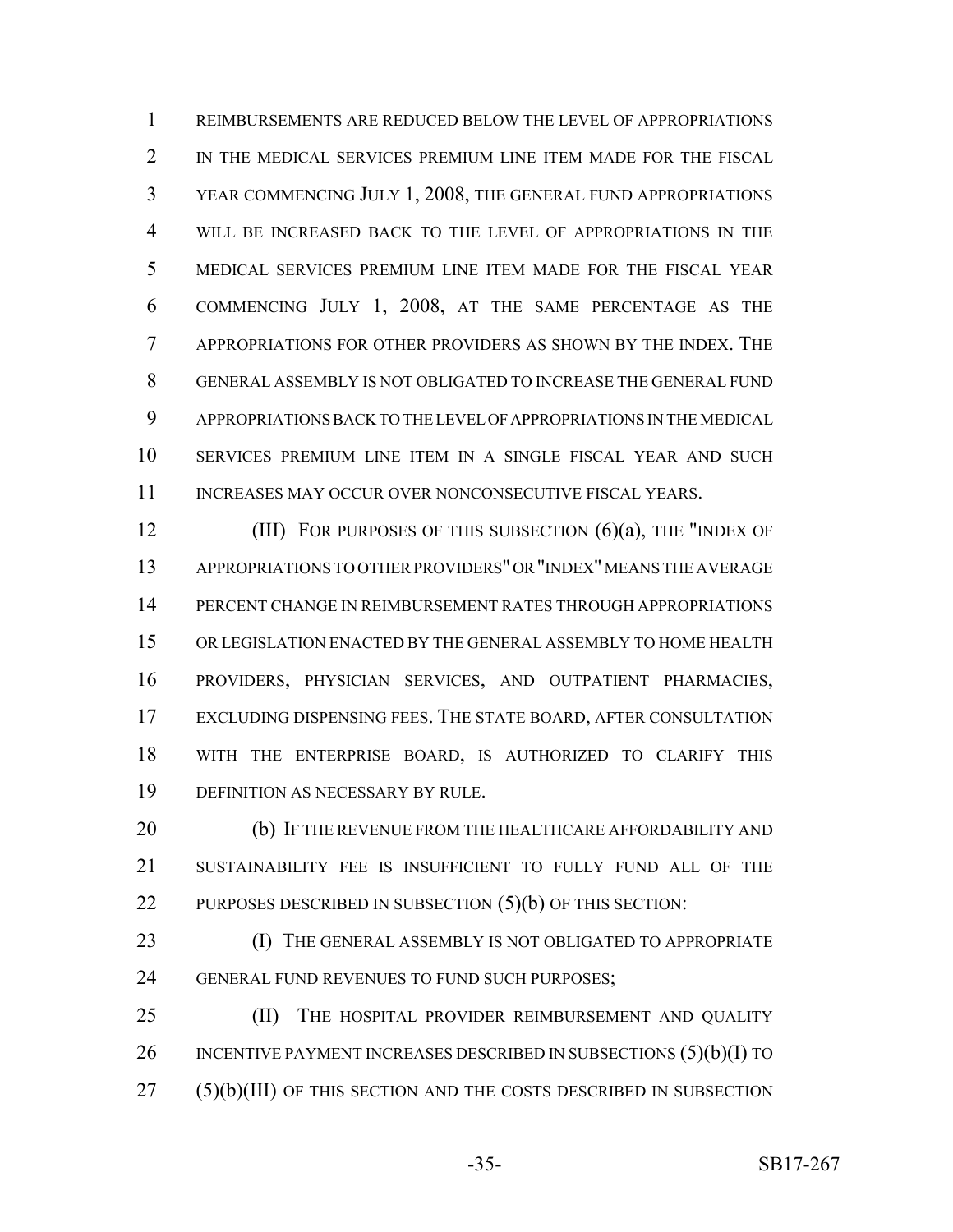REIMBURSEMENTS ARE REDUCED BELOW THE LEVEL OF APPROPRIATIONS IN THE MEDICAL SERVICES PREMIUM LINE ITEM MADE FOR THE FISCAL YEAR COMMENCING JULY 1, 2008, THE GENERAL FUND APPROPRIATIONS WILL BE INCREASED BACK TO THE LEVEL OF APPROPRIATIONS IN THE MEDICAL SERVICES PREMIUM LINE ITEM MADE FOR THE FISCAL YEAR COMMENCING JULY 1, 2008, AT THE SAME PERCENTAGE AS THE APPROPRIATIONS FOR OTHER PROVIDERS AS SHOWN BY THE INDEX. THE GENERAL ASSEMBLY IS NOT OBLIGATED TO INCREASE THE GENERAL FUND APPROPRIATIONS BACK TO THE LEVEL OF APPROPRIATIONS IN THE MEDICAL SERVICES PREMIUM LINE ITEM IN A SINGLE FISCAL YEAR AND SUCH INCREASES MAY OCCUR OVER NONCONSECUTIVE FISCAL YEARS.

(III) FOR PURPOSES OF THIS SUBSECTION (6)(a), THE "INDEX OF APPROPRIATIONS TO OTHER PROVIDERS" OR "INDEX" MEANS THE AVERAGE PERCENT CHANGE IN REIMBURSEMENT RATES THROUGH APPROPRIATIONS OR LEGISLATION ENACTED BY THE GENERAL ASSEMBLY TO HOME HEALTH PROVIDERS, PHYSICIAN SERVICES, AND OUTPATIENT PHARMACIES, EXCLUDING DISPENSING FEES. THE STATE BOARD, AFTER CONSULTATION WITH THE ENTERPRISE BOARD, IS AUTHORIZED TO CLARIFY THIS DEFINITION AS NECESSARY BY RULE.

(b) IF THE REVENUE FROM THE HEALTHCARE AFFORDABILITY AND SUSTAINABILITY FEE IS INSUFFICIENT TO FULLY FUND ALL OF THE PURPOSES DESCRIBED IN SUBSECTION (5)(b) OF THIS SECTION:

(I) THE GENERAL ASSEMBLY IS NOT OBLIGATED TO APPROPRIATE GENERAL FUND REVENUES TO FUND SUCH PURPOSES;

(II) THE HOSPITAL PROVIDER REIMBURSEMENT AND QUALITY INCENTIVE PAYMENT INCREASES DESCRIBED IN SUBSECTIONS (5)(b)(I) TO (5)(b)(III) OF THIS SECTION AND THE COSTS DESCRIBED IN SUBSECTION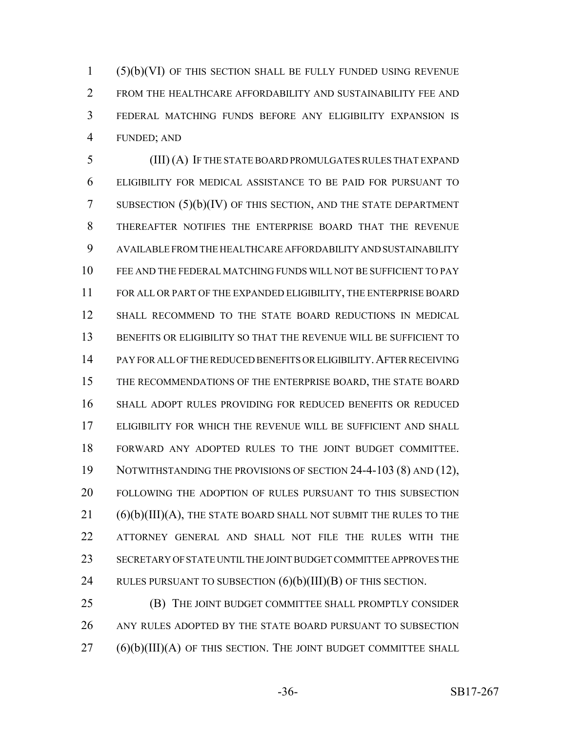(5)(b)(VI) OF THIS SECTION SHALL BE FULLY FUNDED USING REVENUE FROM THE HEALTHCARE AFFORDABILITY AND SUSTAINABILITY FEE AND FEDERAL MATCHING FUNDS BEFORE ANY ELIGIBILITY EXPANSION IS FUNDED; AND

(III) (A) IF THE STATE BOARD PROMULGATES RULES THAT EXPAND ELIGIBILITY FOR MEDICAL ASSISTANCE TO BE PAID FOR PURSUANT TO SUBSECTION (5)(b)(IV) OF THIS SECTION, AND THE STATE DEPARTMENT THEREAFTER NOTIFIES THE ENTERPRISE BOARD THAT THE REVENUE AVAILABLE FROM THE HEALTHCARE AFFORDABILITY AND SUSTAINABILITY FEE AND THE FEDERAL MATCHING FUNDS WILL NOT BE SUFFICIENT TO PAY FOR ALL OR PART OF THE EXPANDED ELIGIBILITY, THE ENTERPRISE BOARD SHALL RECOMMEND TO THE STATE BOARD REDUCTIONS IN MEDICAL BENEFITS OR ELIGIBILITY SO THAT THE REVENUE WILL BE SUFFICIENT TO PAY FOR ALL OF THE REDUCED BENEFITS OR ELIGIBILITY. AFTER RECEIVING THE RECOMMENDATIONS OF THE ENTERPRISE BOARD, THE STATE BOARD SHALL ADOPT RULES PROVIDING FOR REDUCED BENEFITS OR REDUCED ELIGIBILITY FOR WHICH THE REVENUE WILL BE SUFFICIENT AND SHALL FORWARD ANY ADOPTED RULES TO THE JOINT BUDGET COMMITTEE. NOTWITHSTANDING THE PROVISIONS OF SECTION 24-4-103 (8) AND (12), FOLLOWING THE ADOPTION OF RULES PURSUANT TO THIS SUBSECTION (6)(b)(III)(A), THE STATE BOARD SHALL NOT SUBMIT THE RULES TO THE ATTORNEY GENERAL AND SHALL NOT FILE THE RULES WITH THE SECRETARY OF STATE UNTIL THE JOINT BUDGET COMMITTEE APPROVES THE RULES PURSUANT TO SUBSECTION (6)(b)(III)(B) OF THIS SECTION.

(B) THE JOINT BUDGET COMMITTEE SHALL PROMPTLY CONSIDER ANY RULES ADOPTED BY THE STATE BOARD PURSUANT TO SUBSECTION (6)(b)(III)(A) OF THIS SECTION. THE JOINT BUDGET COMMITTEE SHALL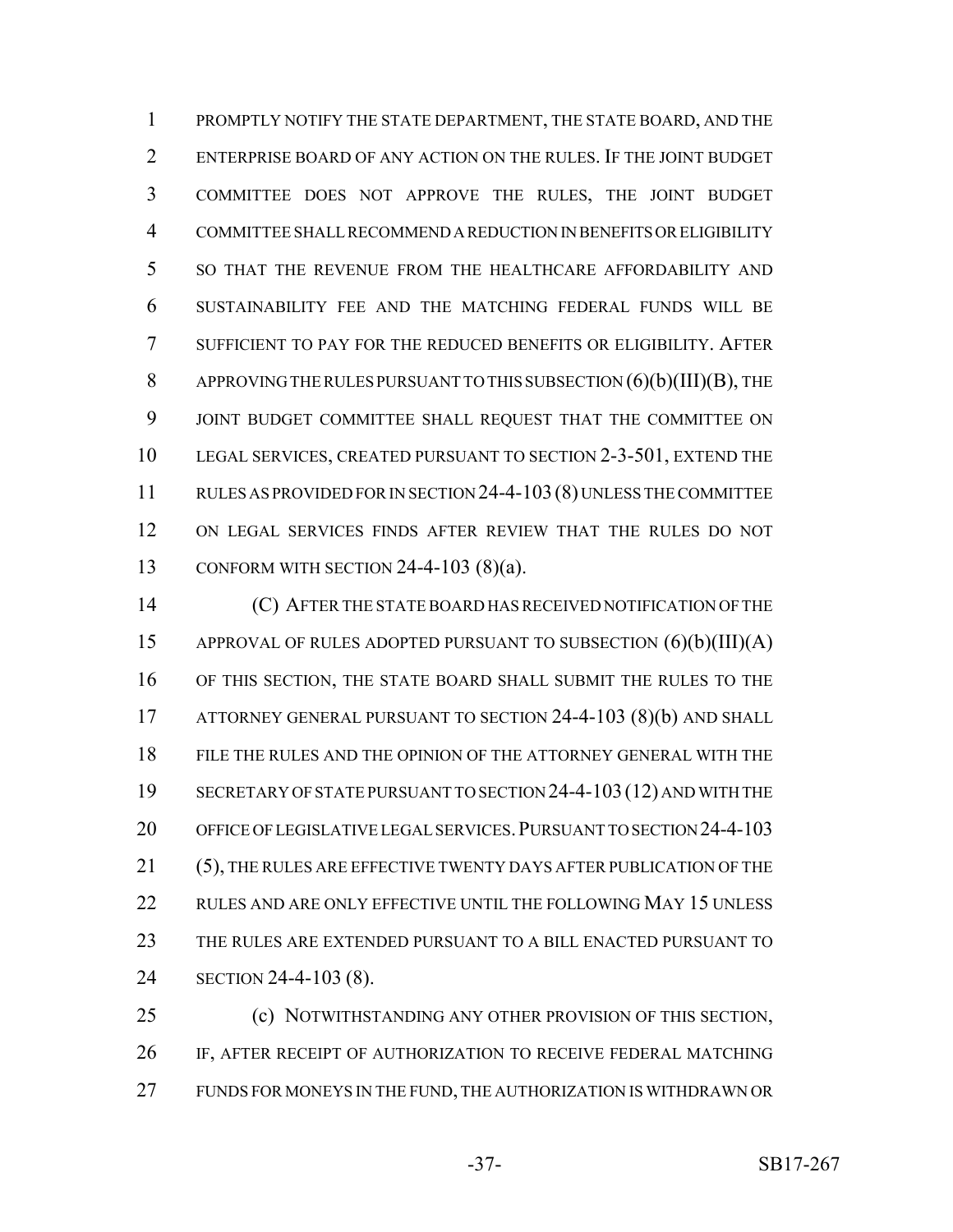PROMPTLY NOTIFY THE STATE DEPARTMENT, THE STATE BOARD, AND THE ENTERPRISE BOARD OF ANY ACTION ON THE RULES. IF THE JOINT BUDGET COMMITTEE DOES NOT APPROVE THE RULES, THE JOINT BUDGET COMMITTEE SHALL RECOMMEND A REDUCTION IN BENEFITS OR ELIGIBILITY SO THAT THE REVENUE FROM THE HEALTHCARE AFFORDABILITY AND SUSTAINABILITY FEE AND THE MATCHING FEDERAL FUNDS WILL BE SUFFICIENT TO PAY FOR THE REDUCED BENEFITS OR ELIGIBILITY. AFTER APPROVING THE RULES PURSUANT TO THIS SUBSECTION (6)(b)(III)(B), THE JOINT BUDGET COMMITTEE SHALL REQUEST THAT THE COMMITTEE ON LEGAL SERVICES, CREATED PURSUANT TO SECTION 2-3-501, EXTEND THE RULES AS PROVIDED FOR IN SECTION 24-4-103 (8) UNLESS THE COMMITTEE ON LEGAL SERVICES FINDS AFTER REVIEW THAT THE RULES DO NOT CONFORM WITH SECTION 24-4-103 (8)(a).

(C) AFTER THE STATE BOARD HAS RECEIVED NOTIFICATION OF THE APPROVAL OF RULES ADOPTED PURSUANT TO SUBSECTION (6)(b)(III)(A) OF THIS SECTION, THE STATE BOARD SHALL SUBMIT THE RULES TO THE ATTORNEY GENERAL PURSUANT TO SECTION 24-4-103 (8)(b) AND SHALL FILE THE RULES AND THE OPINION OF THE ATTORNEY GENERAL WITH THE SECRETARY OF STATE PURSUANT TO SECTION 24-4-103 (12) AND WITH THE OFFICE OF LEGISLATIVE LEGAL SERVICES. PURSUANT TO SECTION 24-4-103 (5), THE RULES ARE EFFECTIVE TWENTY DAYS AFTER PUBLICATION OF THE RULES AND ARE ONLY EFFECTIVE UNTIL THE FOLLOWING MAY 15 UNLESS THE RULES ARE EXTENDED PURSUANT TO A BILL ENACTED PURSUANT TO SECTION 24-4-103 (8).

(c) NOTWITHSTANDING ANY OTHER PROVISION OF THIS SECTION, IF, AFTER RECEIPT OF AUTHORIZATION TO RECEIVE FEDERAL MATCHING FUNDS FOR MONEYS IN THE FUND, THE AUTHORIZATION IS WITHDRAWN OR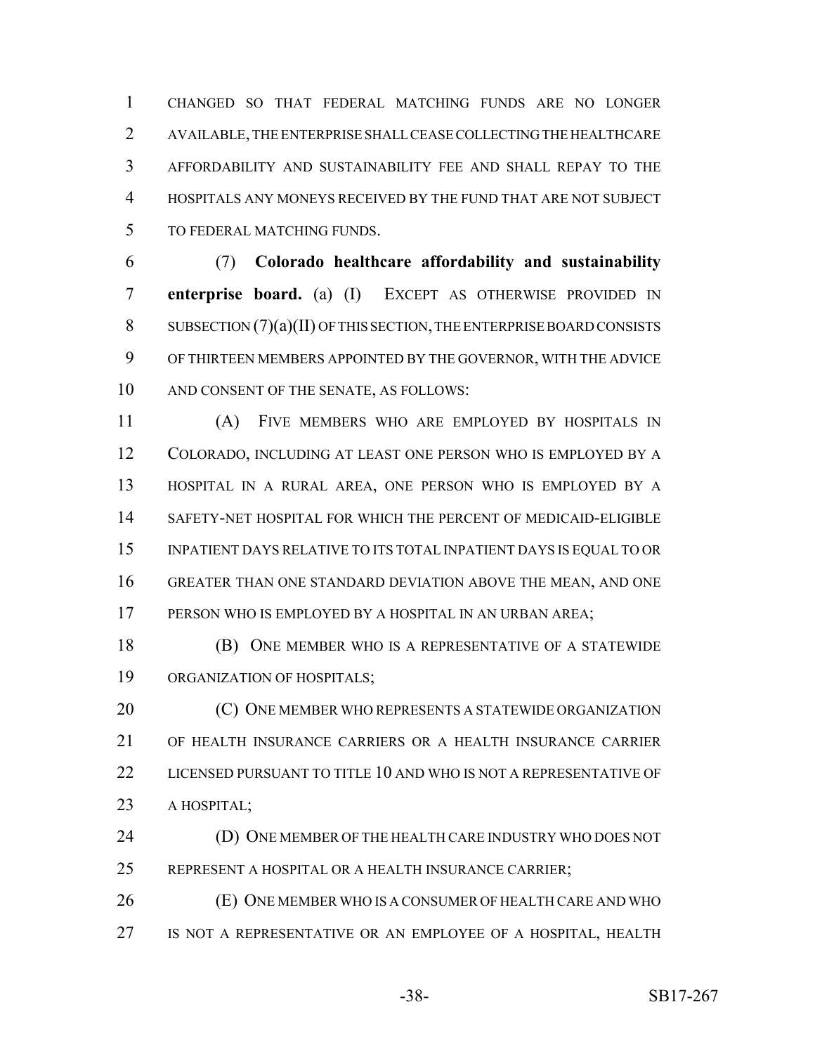CHANGED SO THAT FEDERAL MATCHING FUNDS ARE NO LONGER AVAILABLE, THE ENTERPRISE SHALL CEASE COLLECTING THE HEALTHCARE AFFORDABILITY AND SUSTAINABILITY FEE AND SHALL REPAY TO THE HOSPITALS ANY MONEYS RECEIVED BY THE FUND THAT ARE NOT SUBJECT TO FEDERAL MATCHING FUNDS.

(7) **Colorado healthcare affordability and sustainability enterprise board.** (a) (I) EXCEPT AS OTHERWISE PROVIDED IN SUBSECTION (7)(a)(II) OF THIS SECTION, THE ENTERPRISE BOARD CONSISTS OF THIRTEEN MEMBERS APPOINTED BY THE GOVERNOR, WITH THE ADVICE AND CONSENT OF THE SENATE, AS FOLLOWS:

(A) FIVE MEMBERS WHO ARE EMPLOYED BY HOSPITALS IN COLORADO, INCLUDING AT LEAST ONE PERSON WHO IS EMPLOYED BY A HOSPITAL IN A RURAL AREA, ONE PERSON WHO IS EMPLOYED BY A SAFETY-NET HOSPITAL FOR WHICH THE PERCENT OF MEDICAID-ELIGIBLE INPATIENT DAYS RELATIVE TO ITS TOTAL INPATIENT DAYS IS EQUAL TO OR GREATER THAN ONE STANDARD DEVIATION ABOVE THE MEAN, AND ONE PERSON WHO IS EMPLOYED BY A HOSPITAL IN AN URBAN AREA;

(B) ONE MEMBER WHO IS A REPRESENTATIVE OF A STATEWIDE ORGANIZATION OF HOSPITALS;

(C) ONE MEMBER WHO REPRESENTS A STATEWIDE ORGANIZATION OF HEALTH INSURANCE CARRIERS OR A HEALTH INSURANCE CARRIER LICENSED PURSUANT TO TITLE 10 AND WHO IS NOT A REPRESENTATIVE OF A HOSPITAL;

(D) ONE MEMBER OF THE HEALTH CARE INDUSTRY WHO DOES NOT REPRESENT A HOSPITAL OR A HEALTH INSURANCE CARRIER;

(E) ONE MEMBER WHO IS A CONSUMER OF HEALTH CARE AND WHO IS NOT A REPRESENTATIVE OR AN EMPLOYEE OF A HOSPITAL, HEALTH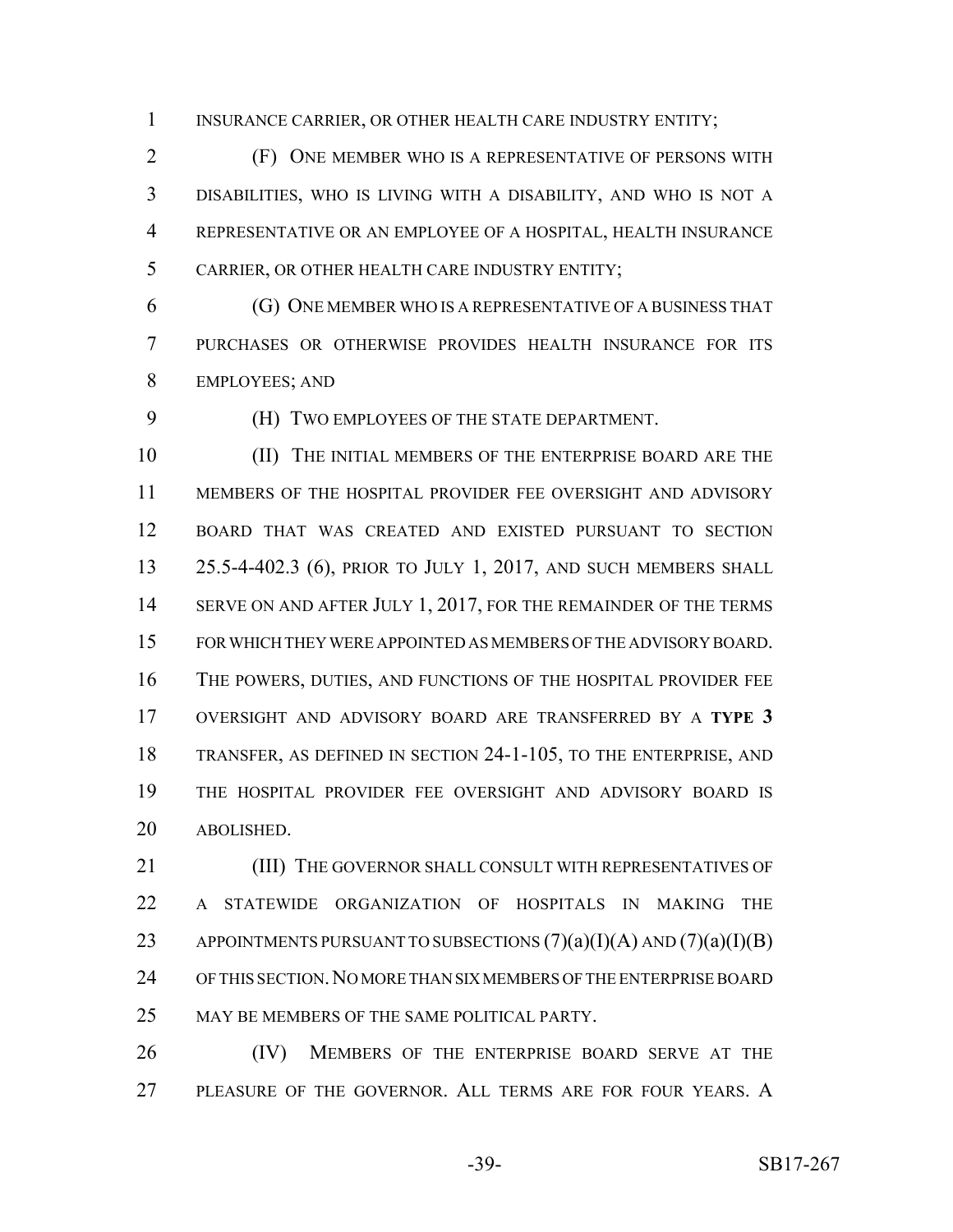INSURANCE CARRIER, OR OTHER HEALTH CARE INDUSTRY ENTITY;

(F) ONE MEMBER WHO IS A REPRESENTATIVE OF PERSONS WITH DISABILITIES, WHO IS LIVING WITH A DISABILITY, AND WHO IS NOT A REPRESENTATIVE OR AN EMPLOYEE OF A HOSPITAL, HEALTH INSURANCE CARRIER, OR OTHER HEALTH CARE INDUSTRY ENTITY;

(G) ONE MEMBER WHO IS A REPRESENTATIVE OF A BUSINESS THAT PURCHASES OR OTHERWISE PROVIDES HEALTH INSURANCE FOR ITS EMPLOYEES; AND

(H) TWO EMPLOYEES OF THE STATE DEPARTMENT.

(II) THE INITIAL MEMBERS OF THE ENTERPRISE BOARD ARE THE MEMBERS OF THE HOSPITAL PROVIDER FEE OVERSIGHT AND ADVISORY BOARD THAT WAS CREATED AND EXISTED PURSUANT TO SECTION 25.5-4-402.3 (6), PRIOR TO JULY 1, 2017, AND SUCH MEMBERS SHALL SERVE ON AND AFTER JULY 1, 2017, FOR THE REMAINDER OF THE TERMS FOR WHICH THEY WERE APPOINTED AS MEMBERS OF THE ADVISORY BOARD. THE POWERS, DUTIES, AND FUNCTIONS OF THE HOSPITAL PROVIDER FEE OVERSIGHT AND ADVISORY BOARD ARE TRANSFERRED BY A **TYPE 3** TRANSFER, AS DEFINED IN SECTION 24-1-105, TO THE ENTERPRISE, AND THE HOSPITAL PROVIDER FEE OVERSIGHT AND ADVISORY BOARD IS ABOLISHED.

(III) THE GOVERNOR SHALL CONSULT WITH REPRESENTATIVES OF A STATEWIDE ORGANIZATION OF HOSPITALS IN MAKING THE APPOINTMENTS PURSUANT TO SUBSECTIONS (7)(a)(I)(A) AND (7)(a)(I)(B) OF THIS SECTION. NO MORE THAN SIX MEMBERS OF THE ENTERPRISE BOARD MAY BE MEMBERS OF THE SAME POLITICAL PARTY.

(IV) MEMBERS OF THE ENTERPRISE BOARD SERVE AT THE PLEASURE OF THE GOVERNOR. ALL TERMS ARE FOR FOUR YEARS. A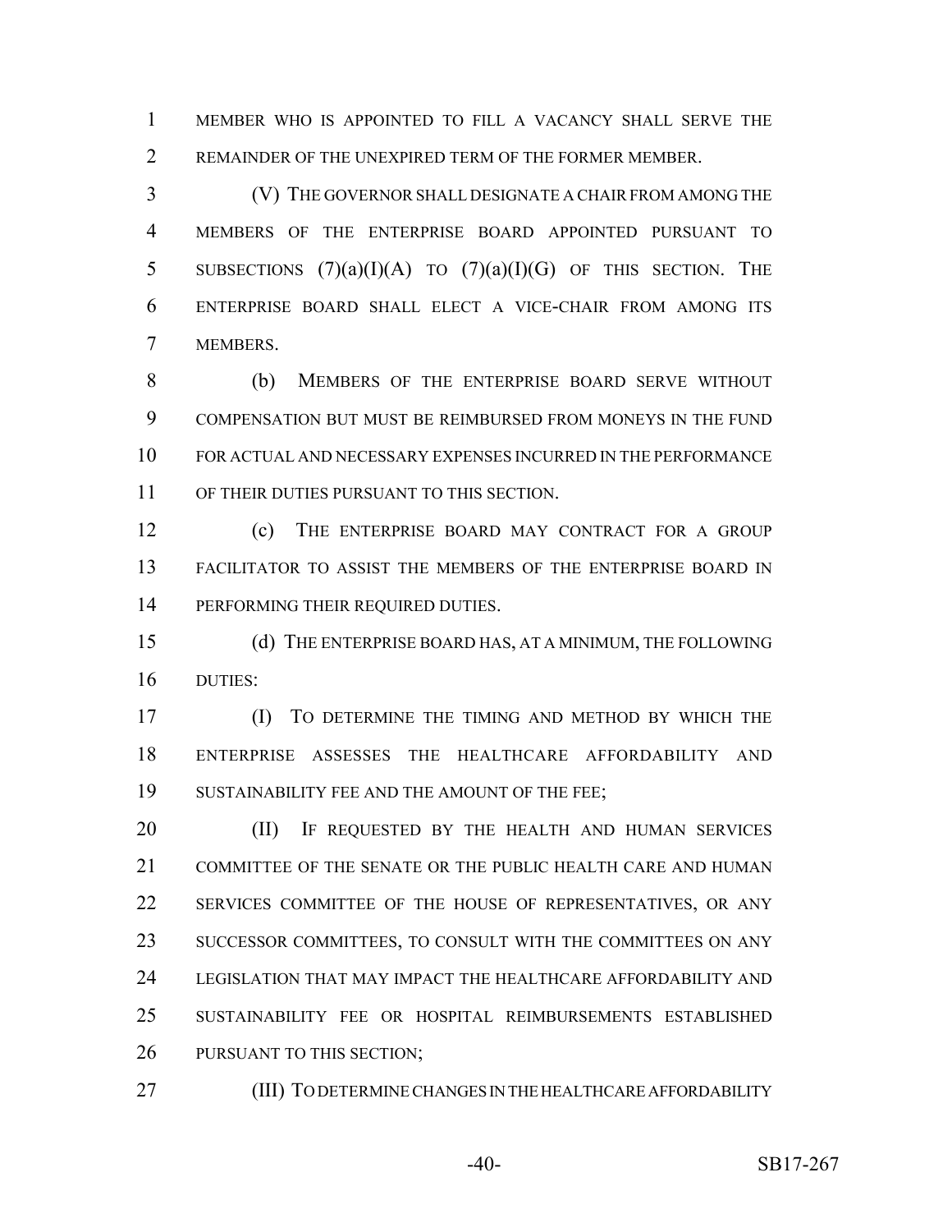MEMBER WHO IS APPOINTED TO FILL A VACANCY SHALL SERVE THE REMAINDER OF THE UNEXPIRED TERM OF THE FORMER MEMBER.

(V) THE GOVERNOR SHALL DESIGNATE A CHAIR FROM AMONG THE MEMBERS OF THE ENTERPRISE BOARD APPOINTED PURSUANT TO SUBSECTIONS (7)(a)(I)(A) TO (7)(a)(I)(G) OF THIS SECTION. THE ENTERPRISE BOARD SHALL ELECT A VICE-CHAIR FROM AMONG ITS MEMBERS.

(b) MEMBERS OF THE ENTERPRISE BOARD SERVE WITHOUT COMPENSATION BUT MUST BE REIMBURSED FROM MONEYS IN THE FUND FOR ACTUAL AND NECESSARY EXPENSES INCURRED IN THE PERFORMANCE OF THEIR DUTIES PURSUANT TO THIS SECTION.

(c) THE ENTERPRISE BOARD MAY CONTRACT FOR A GROUP FACILITATOR TO ASSIST THE MEMBERS OF THE ENTERPRISE BOARD IN PERFORMING THEIR REQUIRED DUTIES.

(d) THE ENTERPRISE BOARD HAS, AT A MINIMUM, THE FOLLOWING DUTIES:

(I) TO DETERMINE THE TIMING AND METHOD BY WHICH THE ENTERPRISE ASSESSES THE HEALTHCARE AFFORDABILITY AND SUSTAINABILITY FEE AND THE AMOUNT OF THE FEE;

(II) IF REQUESTED BY THE HEALTH AND HUMAN SERVICES COMMITTEE OF THE SENATE OR THE PUBLIC HEALTH CARE AND HUMAN SERVICES COMMITTEE OF THE HOUSE OF REPRESENTATIVES, OR ANY SUCCESSOR COMMITTEES, TO CONSULT WITH THE COMMITTEES ON ANY LEGISLATION THAT MAY IMPACT THE HEALTHCARE AFFORDABILITY AND SUSTAINABILITY FEE OR HOSPITAL REIMBURSEMENTS ESTABLISHED PURSUANT TO THIS SECTION;

(III) TO DETERMINE CHANGES IN THE HEALTHCARE AFFORDABILITY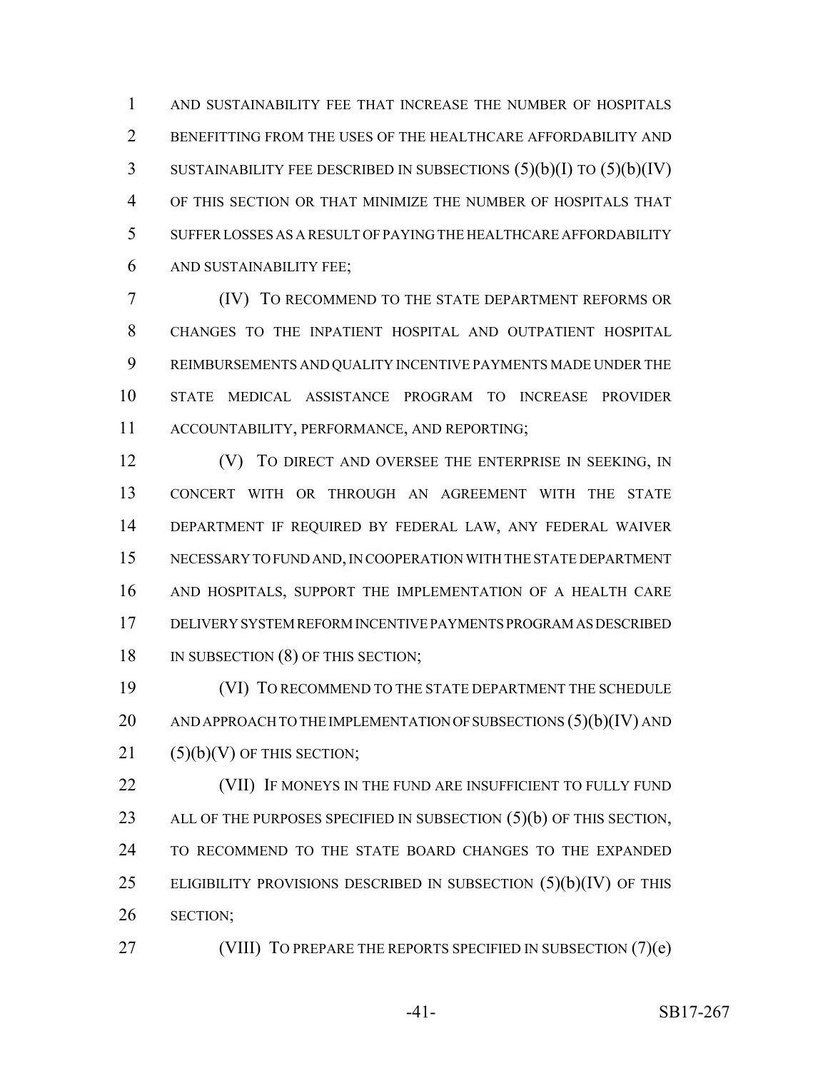AND SUSTAINABILITY FEE THAT INCREASE THE NUMBER OF HOSPITALS BENEFITTING FROM THE USES OF THE HEALTHCARE AFFORDABILITY AND SUSTAINABILITY FEE DESCRIBED IN SUBSECTIONS (5)(b)(I) TO (5)(b)(IV) OF THIS SECTION OR THAT MINIMIZE THE NUMBER OF HOSPITALS THAT SUFFER LOSSES AS A RESULT OF PAYING THE HEALTHCARE AFFORDABILITY AND SUSTAINABILITY FEE;

(IV) TO RECOMMEND TO THE STATE DEPARTMENT REFORMS OR CHANGES TO THE INPATIENT HOSPITAL AND OUTPATIENT HOSPITAL REIMBURSEMENTS AND QUALITY INCENTIVE PAYMENTS MADE UNDER THE STATE MEDICAL ASSISTANCE PROGRAM TO INCREASE PROVIDER ACCOUNTABILITY, PERFORMANCE, AND REPORTING;

(V) TO DIRECT AND OVERSEE THE ENTERPRISE IN SEEKING, IN CONCERT WITH OR THROUGH AN AGREEMENT WITH THE STATE DEPARTMENT IF REQUIRED BY FEDERAL LAW, ANY FEDERAL WAIVER NECESSARY TO FUND AND, IN COOPERATION WITH THE STATE DEPARTMENT AND HOSPITALS, SUPPORT THE IMPLEMENTATION OF A HEALTH CARE DELIVERY SYSTEM REFORM INCENTIVE PAYMENTS PROGRAM AS DESCRIBED IN SUBSECTION (8) OF THIS SECTION;

(VI) TO RECOMMEND TO THE STATE DEPARTMENT THE SCHEDULE AND APPROACH TO THE IMPLEMENTATION OF SUBSECTIONS (5)(b)(IV) AND (5)(b)(V) OF THIS SECTION;

(VII) IF MONEYS IN THE FUND ARE INSUFFICIENT TO FULLY FUND ALL OF THE PURPOSES SPECIFIED IN SUBSECTION (5)(b) OF THIS SECTION, TO RECOMMEND TO THE STATE BOARD CHANGES TO THE EXPANDED ELIGIBILITY PROVISIONS DESCRIBED IN SUBSECTION (5)(b)(IV) OF THIS SECTION;

(VIII) TO PREPARE THE REPORTS SPECIFIED IN SUBSECTION (7)(e)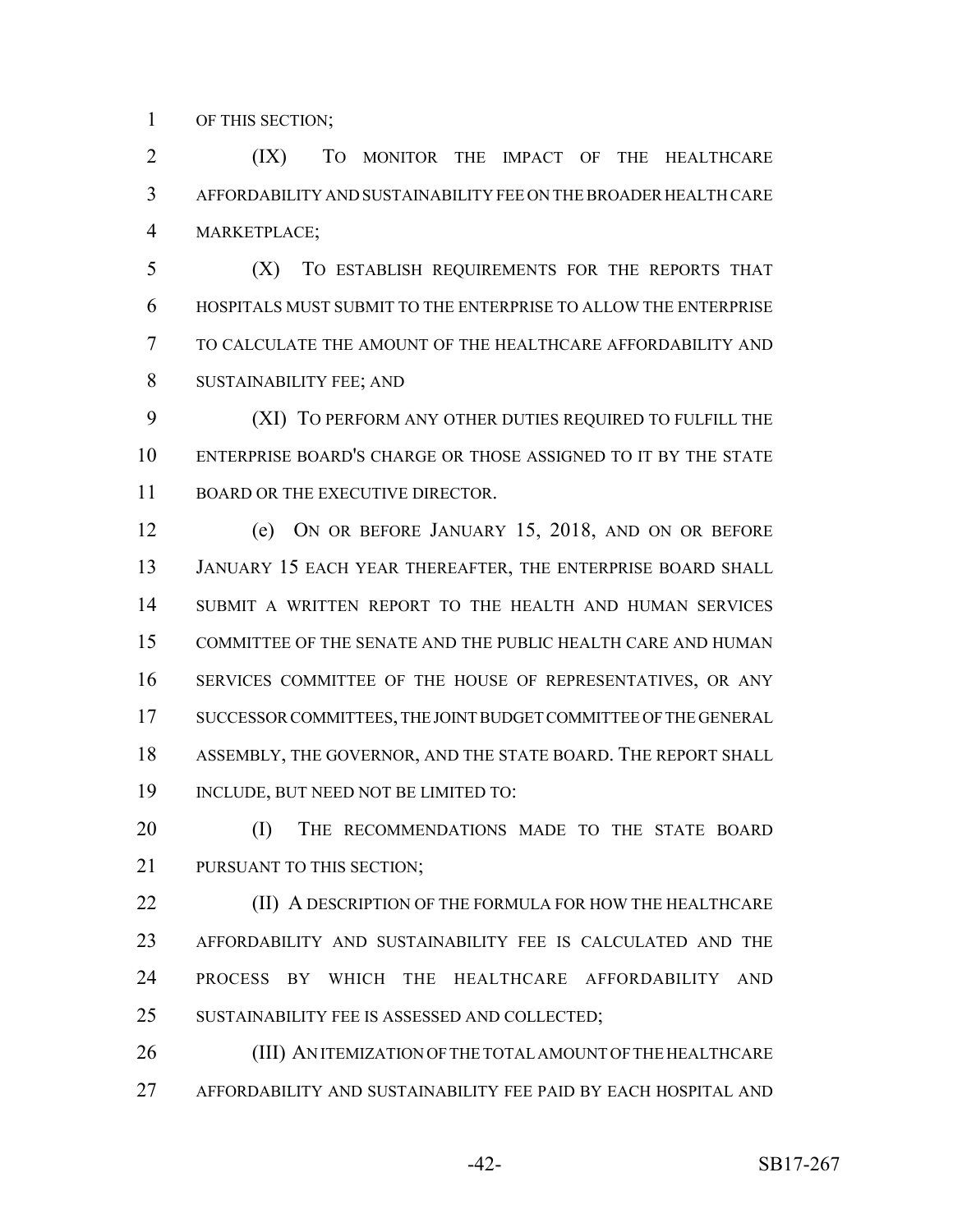OF THIS SECTION;

(IX) TO MONITOR THE IMPACT OF THE HEALTHCARE AFFORDABILITY AND SUSTAINABILITY FEE ON THE BROADER HEALTH CARE MARKETPLACE;

(X) TO ESTABLISH REQUIREMENTS FOR THE REPORTS THAT HOSPITALS MUST SUBMIT TO THE ENTERPRISE TO ALLOW THE ENTERPRISE TO CALCULATE THE AMOUNT OF THE HEALTHCARE AFFORDABILITY AND SUSTAINABILITY FEE; AND

(XI) TO PERFORM ANY OTHER DUTIES REQUIRED TO FULFILL THE ENTERPRISE BOARD'S CHARGE OR THOSE ASSIGNED TO IT BY THE STATE BOARD OR THE EXECUTIVE DIRECTOR.

(e) ON OR BEFORE JANUARY 15, 2018, AND ON OR BEFORE JANUARY 15 EACH YEAR THEREAFTER, THE ENTERPRISE BOARD SHALL SUBMIT A WRITTEN REPORT TO THE HEALTH AND HUMAN SERVICES COMMITTEE OF THE SENATE AND THE PUBLIC HEALTH CARE AND HUMAN SERVICES COMMITTEE OF THE HOUSE OF REPRESENTATIVES, OR ANY SUCCESSOR COMMITTEES, THE JOINT BUDGET COMMITTEE OF THE GENERAL ASSEMBLY, THE GOVERNOR, AND THE STATE BOARD. THE REPORT SHALL INCLUDE, BUT NEED NOT BE LIMITED TO:

(I) THE RECOMMENDATIONS MADE TO THE STATE BOARD PURSUANT TO THIS SECTION;

(II) A DESCRIPTION OF THE FORMULA FOR HOW THE HEALTHCARE AFFORDABILITY AND SUSTAINABILITY FEE IS CALCULATED AND THE PROCESS BY WHICH THE HEALTHCARE AFFORDABILITY AND SUSTAINABILITY FEE IS ASSESSED AND COLLECTED;

(III) AN ITEMIZATION OF THE TOTAL AMOUNT OF THE HEALTHCARE AFFORDABILITY AND SUSTAINABILITY FEE PAID BY EACH HOSPITAL AND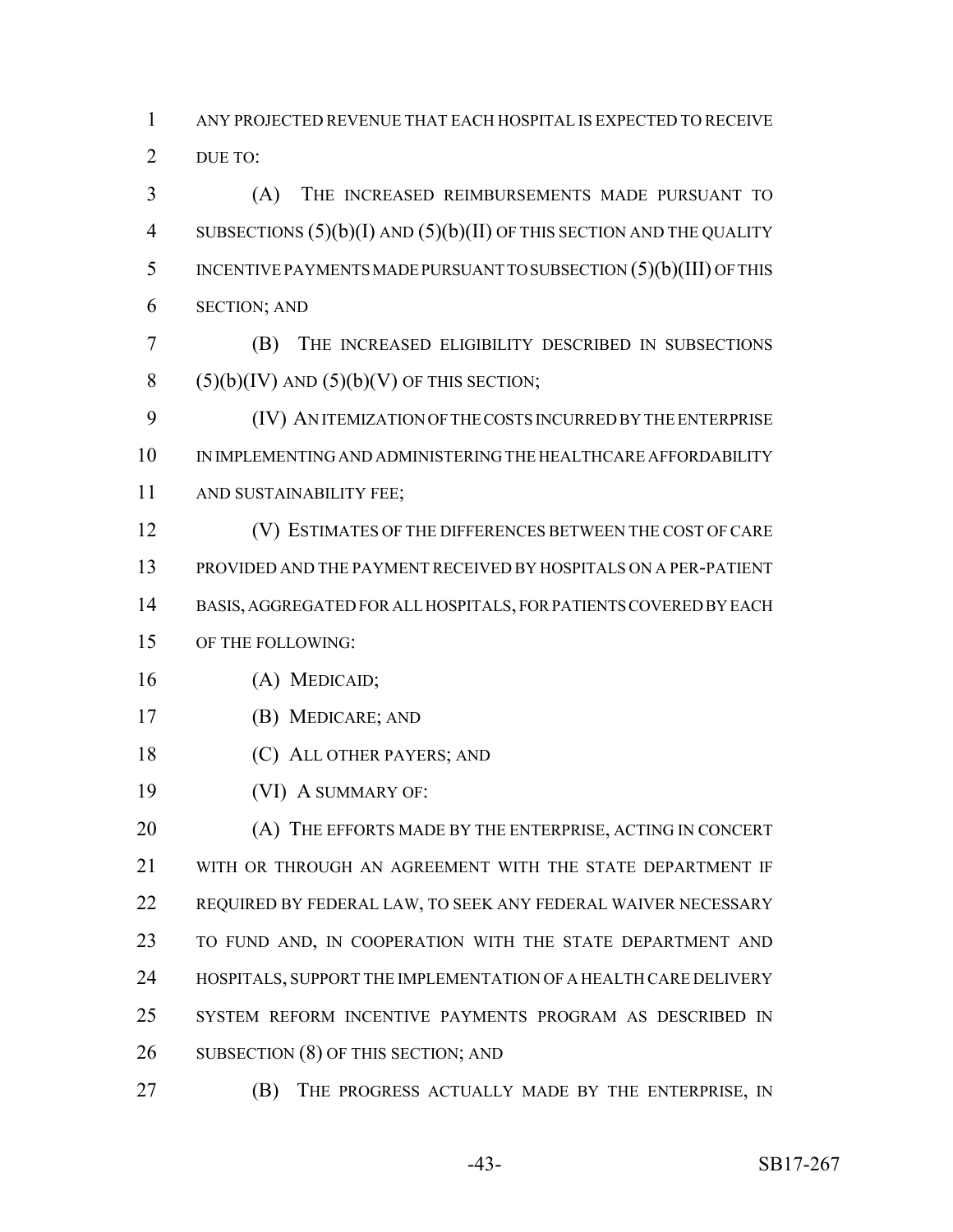ANY PROJECTED REVENUE THAT EACH HOSPITAL IS EXPECTED TO RECEIVE DUE TO:

(A) THE INCREASED REIMBURSEMENTS MADE PURSUANT TO SUBSECTIONS (5)(b)(I) AND (5)(b)(II) OF THIS SECTION AND THE QUALITY INCENTIVE PAYMENTS MADE PURSUANT TO SUBSECTION (5)(b)(III) OF THIS SECTION; AND

(B) THE INCREASED ELIGIBILITY DESCRIBED IN SUBSECTIONS (5)(b)(IV) AND (5)(b)(V) OF THIS SECTION;

(IV) AN ITEMIZATION OF THE COSTS INCURRED BY THE ENTERPRISE IN IMPLEMENTING AND ADMINISTERING THE HEALTHCARE AFFORDABILITY AND SUSTAINABILITY FEE;

(V) ESTIMATES OF THE DIFFERENCES BETWEEN THE COST OF CARE PROVIDED AND THE PAYMENT RECEIVED BY HOSPITALS ON A PER-PATIENT BASIS, AGGREGATED FOR ALL HOSPITALS, FOR PATIENTS COVERED BY EACH OF THE FOLLOWING:

(A) MEDICAID;

(B) MEDICARE; AND

(C) ALL OTHER PAYERS; AND

(VI) A SUMMARY OF:

(A) THE EFFORTS MADE BY THE ENTERPRISE, ACTING IN CONCERT WITH OR THROUGH AN AGREEMENT WITH THE STATE DEPARTMENT IF REQUIRED BY FEDERAL LAW, TO SEEK ANY FEDERAL WAIVER NECESSARY TO FUND AND, IN COOPERATION WITH THE STATE DEPARTMENT AND HOSPITALS, SUPPORT THE IMPLEMENTATION OF A HEALTH CARE DELIVERY SYSTEM REFORM INCENTIVE PAYMENTS PROGRAM AS DESCRIBED IN SUBSECTION (8) OF THIS SECTION; AND

(B) THE PROGRESS ACTUALLY MADE BY THE ENTERPRISE, IN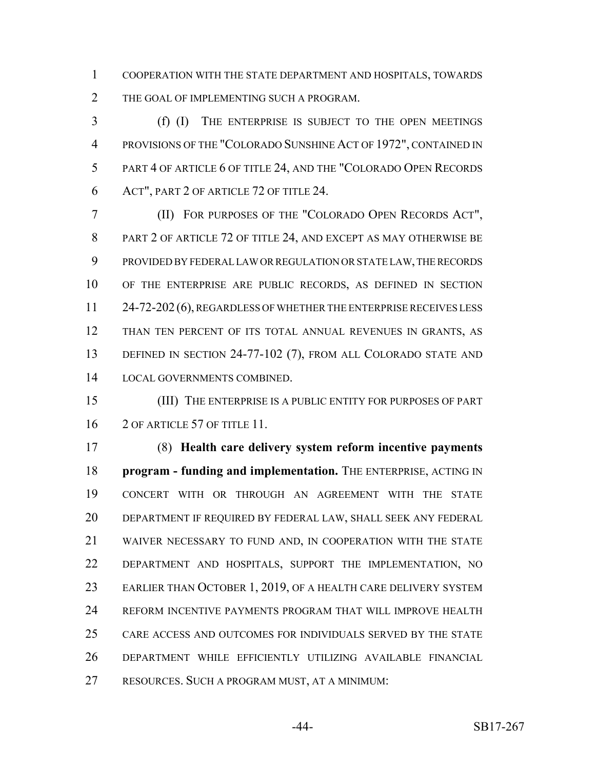COOPERATION WITH THE STATE DEPARTMENT AND HOSPITALS, TOWARDS THE GOAL OF IMPLEMENTING SUCH A PROGRAM.

(f) (I) THE ENTERPRISE IS SUBJECT TO THE OPEN MEETINGS PROVISIONS OF THE "COLORADO SUNSHINE ACT OF 1972", CONTAINED IN PART 4 OF ARTICLE 6 OF TITLE 24, AND THE "COLORADO OPEN RECORDS ACT", PART 2 OF ARTICLE 72 OF TITLE 24.

(II) FOR PURPOSES OF THE "COLORADO OPEN RECORDS ACT", PART 2 OF ARTICLE 72 OF TITLE 24, AND EXCEPT AS MAY OTHERWISE BE PROVIDED BY FEDERAL LAW OR REGULATION OR STATE LAW, THE RECORDS OF THE ENTERPRISE ARE PUBLIC RECORDS, AS DEFINED IN SECTION 24-72-202 (6), REGARDLESS OF WHETHER THE ENTERPRISE RECEIVES LESS THAN TEN PERCENT OF ITS TOTAL ANNUAL REVENUES IN GRANTS, AS DEFINED IN SECTION 24-77-102 (7), FROM ALL COLORADO STATE AND LOCAL GOVERNMENTS COMBINED.

(III) THE ENTERPRISE IS A PUBLIC ENTITY FOR PURPOSES OF PART 2 OF ARTICLE 57 OF TITLE 11.

(8) **Health care delivery system reform incentive payments program - funding and implementation.** THE ENTERPRISE, ACTING IN CONCERT WITH OR THROUGH AN AGREEMENT WITH THE STATE DEPARTMENT IF REQUIRED BY FEDERAL LAW, SHALL SEEK ANY FEDERAL WAIVER NECESSARY TO FUND AND, IN COOPERATION WITH THE STATE DEPARTMENT AND HOSPITALS, SUPPORT THE IMPLEMENTATION, NO EARLIER THAN OCTOBER 1, 2019, OF A HEALTH CARE DELIVERY SYSTEM REFORM INCENTIVE PAYMENTS PROGRAM THAT WILL IMPROVE HEALTH CARE ACCESS AND OUTCOMES FOR INDIVIDUALS SERVED BY THE STATE DEPARTMENT WHILE EFFICIENTLY UTILIZING AVAILABLE FINANCIAL RESOURCES. SUCH A PROGRAM MUST, AT A MINIMUM: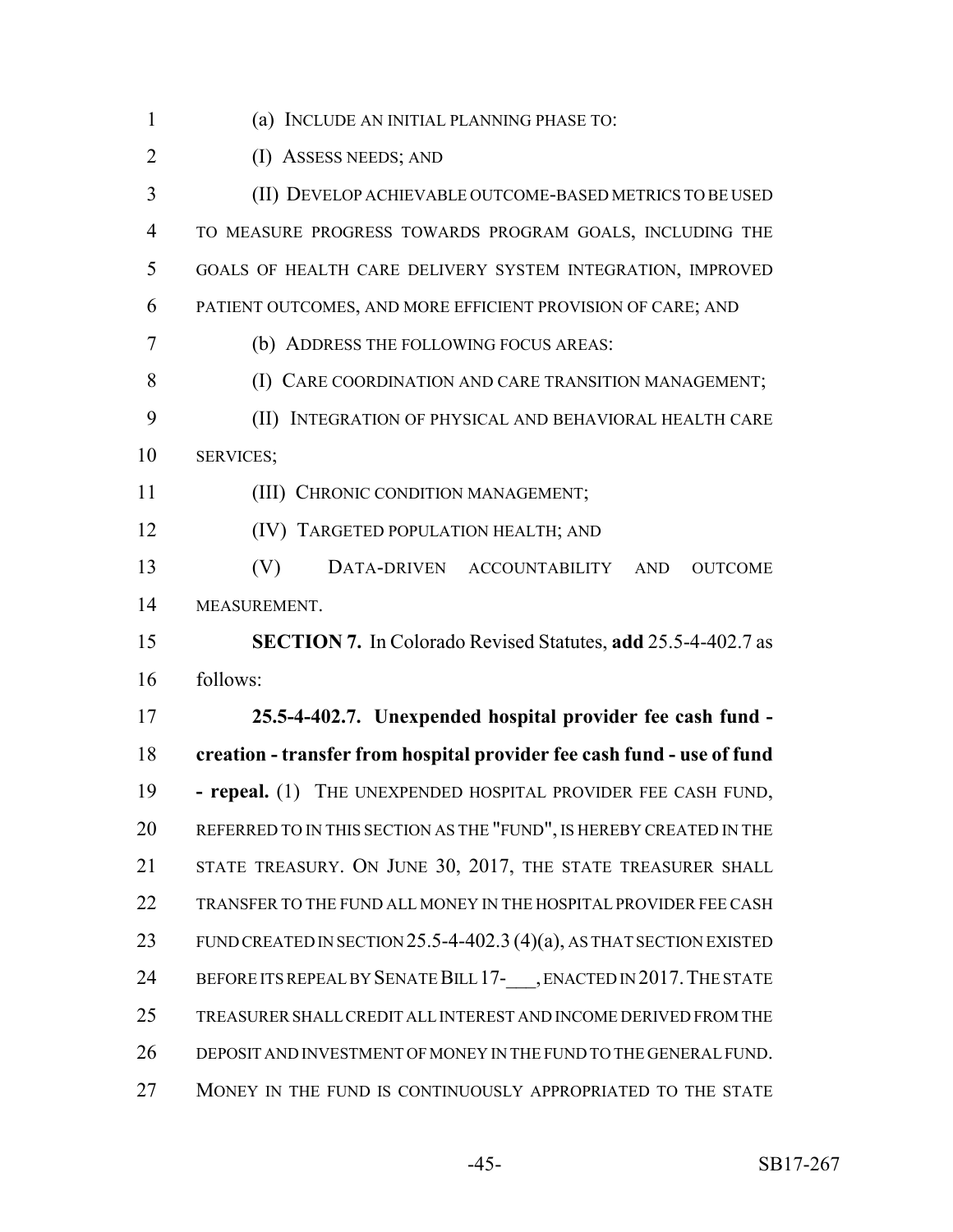(a) INCLUDE AN INITIAL PLANNING PHASE TO:

(I) ASSESS NEEDS; AND

(II) DEVELOP ACHIEVABLE OUTCOME-BASED METRICS TO BE USED TO MEASURE PROGRESS TOWARDS PROGRAM GOALS, INCLUDING THE GOALS OF HEALTH CARE DELIVERY SYSTEM INTEGRATION, IMPROVED PATIENT OUTCOMES, AND MORE EFFICIENT PROVISION OF CARE; AND

(b) ADDRESS THE FOLLOWING FOCUS AREAS:

(I) CARE COORDINATION AND CARE TRANSITION MANAGEMENT;

(II) INTEGRATION OF PHYSICAL AND BEHAVIORAL HEALTH CARE SERVICES;

(III) CHRONIC CONDITION MANAGEMENT;

(IV) TARGETED POPULATION HEALTH; AND

(V) DATA-DRIVEN ACCOUNTABILITY AND OUTCOME MEASUREMENT.

**SECTION 7.** In Colorado Revised Statutes, **add** 25.5-4-402.7 as follows:

**25.5-4-402.7. Unexpended hospital provider fee cash fund - creation - transfer from hospital provider fee cash fund - use of fund - repeal.** (1) THE UNEXPENDED HOSPITAL PROVIDER FEE CASH FUND, REFERRED TO IN THIS SECTION AS THE "FUND", IS HEREBY CREATED IN THE STATE TREASURY. ON JUNE 30, 2017, THE STATE TREASURER SHALL TRANSFER TO THE FUND ALL MONEY IN THE HOSPITAL PROVIDER FEE CASH FUND CREATED IN SECTION 25.5-4-402.3 (4)(a), AS THAT SECTION EXISTED BEFORE ITS REPEAL BY SENATE BILL 17-___, ENACTED IN 2017. THE STATE TREASURER SHALL CREDIT ALL INTEREST AND INCOME DERIVED FROM THE DEPOSIT AND INVESTMENT OF MONEY IN THE FUND TO THE GENERAL FUND. MONEY IN THE FUND IS CONTINUOUSLY APPROPRIATED TO THE STATE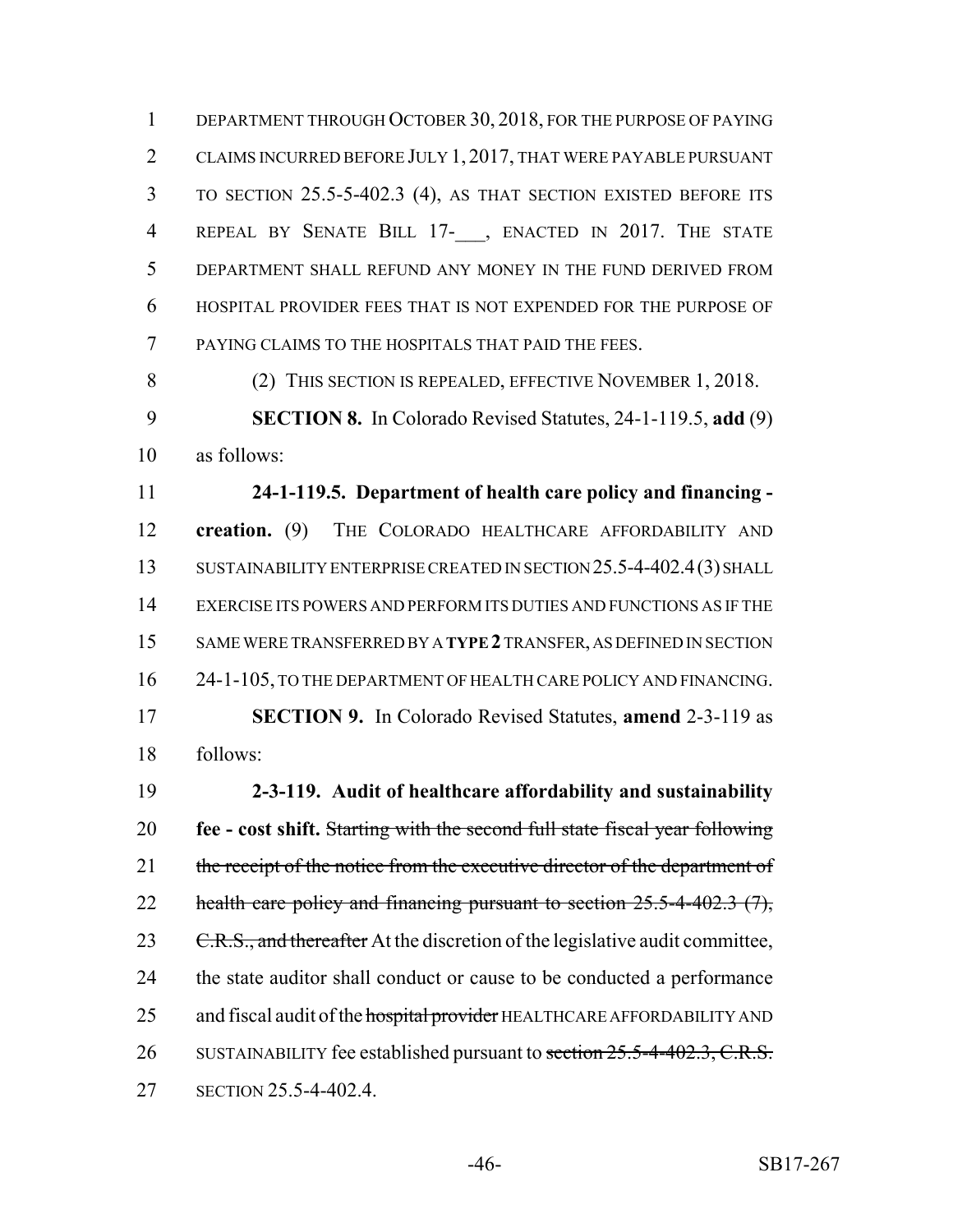DEPARTMENT THROUGH OCTOBER 30, 2018, FOR THE PURPOSE OF PAYING CLAIMS INCURRED BEFORE JULY 1, 2017, THAT WERE PAYABLE PURSUANT TO SECTION 25.5-5-402.3 (4), AS THAT SECTION EXISTED BEFORE ITS REPEAL BY SENATE BILL 17-___, ENACTED IN 2017. THE STATE DEPARTMENT SHALL REFUND ANY MONEY IN THE FUND DERIVED FROM HOSPITAL PROVIDER FEES THAT IS NOT EXPENDED FOR THE PURPOSE OF PAYING CLAIMS TO THE HOSPITALS THAT PAID THE FEES.

(2) THIS SECTION IS REPEALED, EFFECTIVE NOVEMBER 1, 2018.

**SECTION 8.** In Colorado Revised Statutes, 24-1-119.5, **add** (9) as follows:

**24-1-119.5. Department of health care policy and financing - creation.** (9) THE COLORADO HEALTHCARE AFFORDABILITY AND SUSTAINABILITY ENTERPRISE CREATED IN SECTION 25.5-4-402.4 (3) SHALL EXERCISE ITS POWERS AND PERFORM ITS DUTIES AND FUNCTIONS AS IF THE SAME WERE TRANSFERRED BY A **TYPE 2** TRANSFER, AS DEFINED IN SECTION 24-1-105, TO THE DEPARTMENT OF HEALTH CARE POLICY AND FINANCING.

**SECTION 9.** In Colorado Revised Statutes, **amend** 2-3-119 as follows:

**2-3-119. Audit of healthcare affordability and sustainability fee - cost shift.** ~~Starting with the second full state fiscal year following the receipt of the notice from the executive director of the department of health care policy and financing pursuant to section 25.5-4-402.3 (7), C.R.S., and thereafter~~ At the discretion of the legislative audit committee, the state auditor shall conduct or cause to be conducted a performance and fiscal audit of the ~~hospital provider~~ HEALTHCARE AFFORDABILITY AND SUSTAINABILITY fee established pursuant to ~~section 25.5-4-402.3, C.R.S.~~ SECTION 25.5-4-402.4.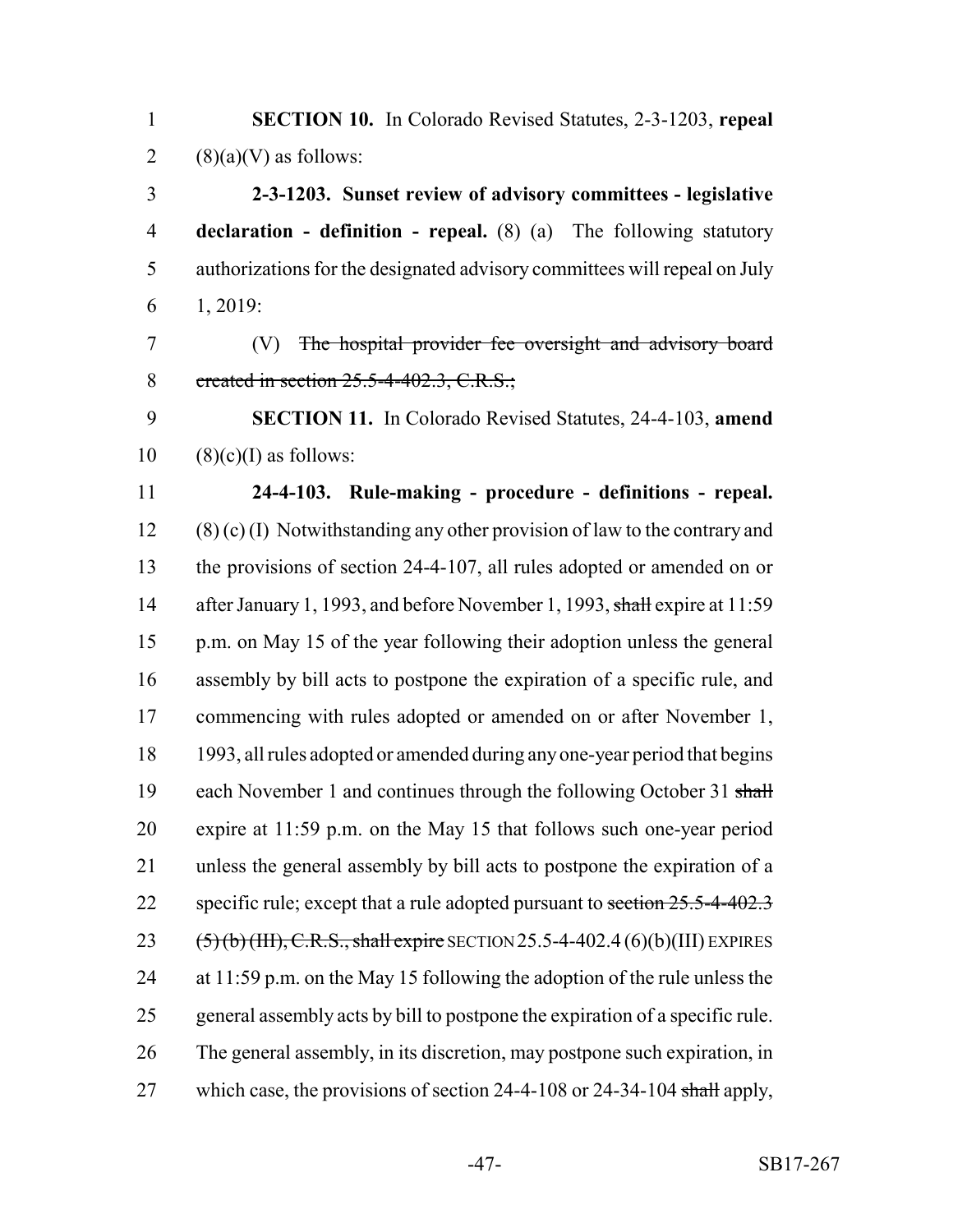**SECTION 10.** In Colorado Revised Statutes, 2-3-1203, **repeal** (8)(a)(V) as follows:

**2-3-1203. Sunset review of advisory committees - legislative declaration - definition - repeal.** (8) (a) The following statutory authorizations for the designated advisory committees will repeal on July 1, 2019:

(V) ~~The hospital provider fee oversight and advisory board created in section 25.5-4-402.3, C.R.S.;~~

**SECTION 11.** In Colorado Revised Statutes, 24-4-103, **amend** (8)(c)(I) as follows:

**24-4-103. Rule-making - procedure - definitions - repeal.** (8) (c) (I) Notwithstanding any other provision of law to the contrary and the provisions of section 24-4-107, all rules adopted or amended on or after January 1, 1993, and before November 1, 1993, ~~shall~~ expire at 11:59 p.m. on May 15 of the year following their adoption unless the general assembly by bill acts to postpone the expiration of a specific rule, and commencing with rules adopted or amended on or after November 1, 1993, all rules adopted or amended during any one-year period that begins each November 1 and continues through the following October 31 ~~shall~~ expire at 11:59 p.m. on the May 15 that follows such one-year period unless the general assembly by bill acts to postpone the expiration of a specific rule; except that a rule adopted pursuant to ~~section 25.5-4-402.3 (5) (b) (III), C.R.S., shall expire~~ SECTION 25.5-4-402.4 (6)(b)(III) EXPIRES at 11:59 p.m. on the May 15 following the adoption of the rule unless the general assembly acts by bill to postpone the expiration of a specific rule. The general assembly, in its discretion, may postpone such expiration, in which case, the provisions of section 24-4-108 or 24-34-104 ~~shall~~ apply,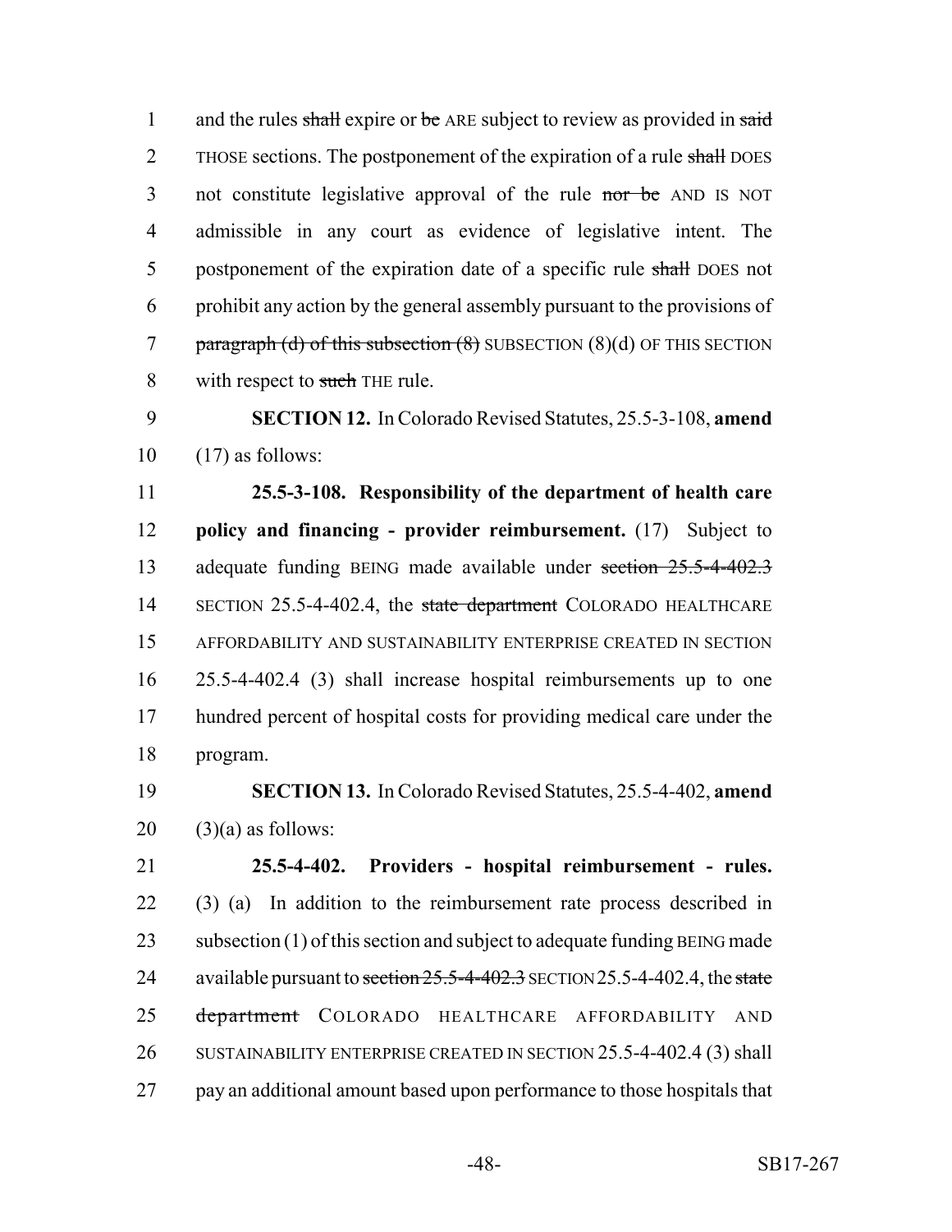and the rules ~~shall~~ expire or ~~be~~ ARE subject to review as provided in ~~said~~ THOSE sections. The postponement of the expiration of a rule ~~shall~~ DOES not constitute legislative approval of the rule ~~nor be~~ AND IS NOT admissible in any court as evidence of legislative intent. The postponement of the expiration date of a specific rule ~~shall~~ DOES not prohibit any action by the general assembly pursuant to the provisions of ~~paragraph (d) of this subsection (8)~~ SUBSECTION (8)(d) OF THIS SECTION with respect to ~~such~~ THE rule.

**SECTION 12.** In Colorado Revised Statutes, 25.5-3-108, **amend** (17) as follows:

**25.5-3-108. Responsibility of the department of health care policy and financing - provider reimbursement.** (17) Subject to adequate funding BEING made available under ~~section 25.5-4-402.3~~ SECTION 25.5-4-402.4, the ~~state department~~ COLORADO HEALTHCARE AFFORDABILITY AND SUSTAINABILITY ENTERPRISE CREATED IN SECTION 25.5-4-402.4 (3) shall increase hospital reimbursements up to one hundred percent of hospital costs for providing medical care under the program.

**SECTION 13.** In Colorado Revised Statutes, 25.5-4-402, **amend** (3)(a) as follows:

**25.5-4-402. Providers - hospital reimbursement - rules.** (3) (a) In addition to the reimbursement rate process described in subsection (1) of this section and subject to adequate funding BEING made available pursuant to ~~section 25.5-4-402.3~~ SECTION 25.5-4-402.4, the ~~state department~~ COLORADO HEALTHCARE AFFORDABILITY AND SUSTAINABILITY ENTERPRISE CREATED IN SECTION 25.5-4-402.4 (3) shall pay an additional amount based upon performance to those hospitals that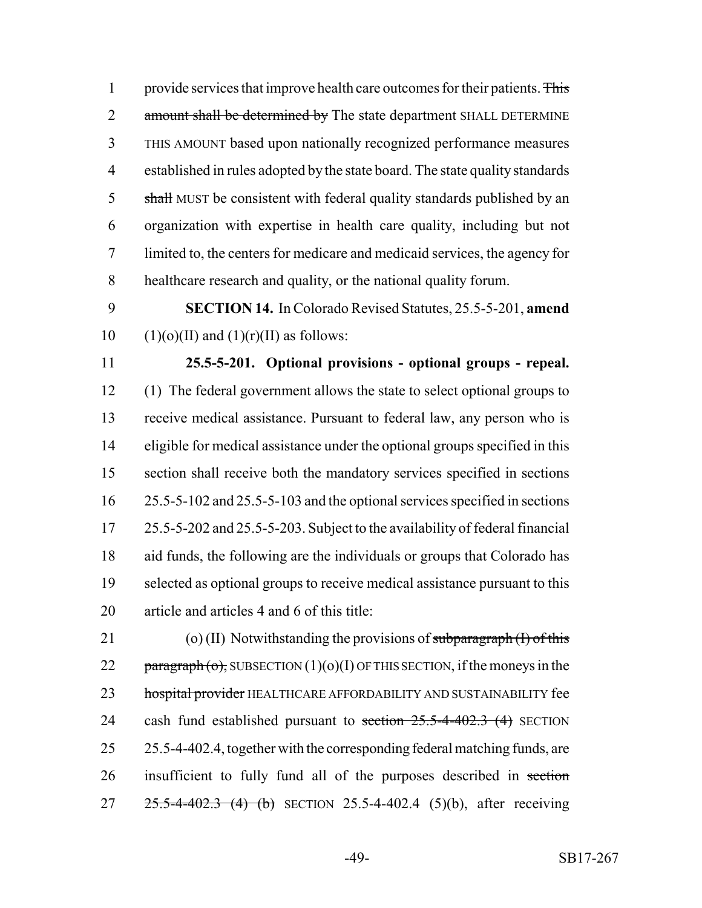provide services that improve health care outcomes for their patients. ~~This amount shall be determined by~~ The state department SHALL DETERMINE THIS AMOUNT based upon nationally recognized performance measures established in rules adopted by the state board. The state quality standards ~~shall~~ MUST be consistent with federal quality standards published by an organization with expertise in health care quality, including but not limited to, the centers for medicare and medicaid services, the agency for healthcare research and quality, or the national quality forum.

**SECTION 14.** In Colorado Revised Statutes, 25.5-5-201, **amend** (1)(o)(II) and (1)(r)(II) as follows:

**25.5-5-201. Optional provisions - optional groups - repeal.** (1) The federal government allows the state to select optional groups to receive medical assistance. Pursuant to federal law, any person who is eligible for medical assistance under the optional groups specified in this section shall receive both the mandatory services specified in sections 25.5-5-102 and 25.5-5-103 and the optional services specified in sections 25.5-5-202 and 25.5-5-203. Subject to the availability of federal financial aid funds, the following are the individuals or groups that Colorado has selected as optional groups to receive medical assistance pursuant to this article and articles 4 and 6 of this title:

(o) (II) Notwithstanding the provisions of ~~subparagraph (I) of this paragraph (o),~~ SUBSECTION (1)(o)(I) OF THIS SECTION, if the moneys in the ~~hospital provider~~ HEALTHCARE AFFORDABILITY AND SUSTAINABILITY fee cash fund established pursuant to ~~section 25.5-4-402.3 (4)~~ SECTION 25.5-4-402.4, together with the corresponding federal matching funds, are insufficient to fully fund all of the purposes described in ~~section 25.5-4-402.3 (4) (b)~~ SECTION 25.5-4-402.4 (5)(b), after receiving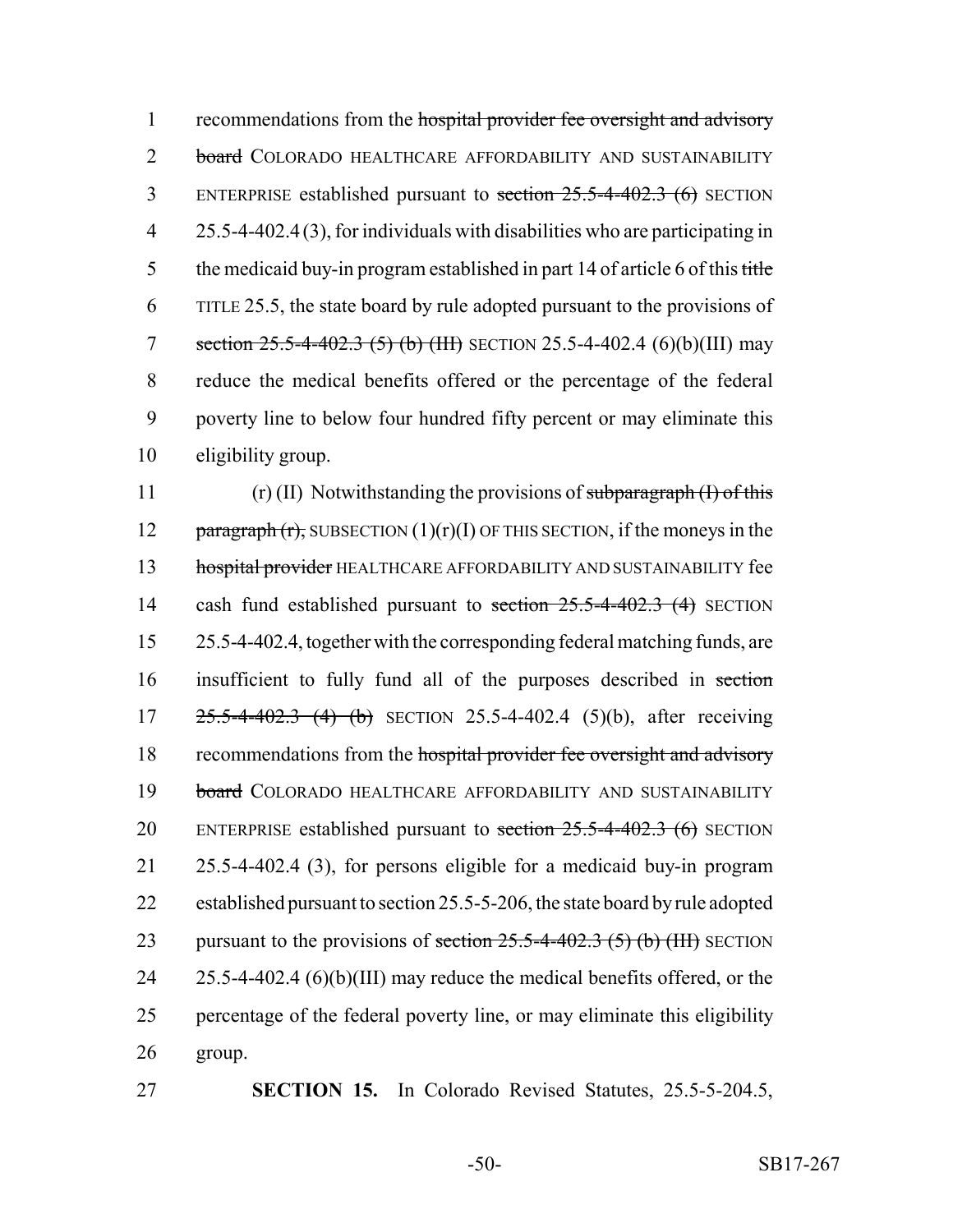recommendations from the ~~hospital provider fee oversight and advisory board~~ COLORADO HEALTHCARE AFFORDABILITY AND SUSTAINABILITY ENTERPRISE established pursuant to ~~section 25.5-4-402.3 (6)~~ SECTION 25.5-4-402.4 (3), for individuals with disabilities who are participating in the medicaid buy-in program established in part 14 of article 6 of this ~~title~~ TITLE 25.5, the state board by rule adopted pursuant to the provisions of ~~section 25.5-4-402.3 (5) (b) (III)~~ SECTION 25.5-4-402.4 (6)(b)(III) may reduce the medical benefits offered or the percentage of the federal poverty line to below four hundred fifty percent or may eliminate this eligibility group.

(r) (II) Notwithstanding the provisions of ~~subparagraph (I) of this paragraph (r),~~ SUBSECTION (1)(r)(I) OF THIS SECTION, if the moneys in the ~~hospital provider~~ HEALTHCARE AFFORDABILITY AND SUSTAINABILITY fee cash fund established pursuant to ~~section 25.5-4-402.3 (4)~~ SECTION 25.5-4-402.4, together with the corresponding federal matching funds, are insufficient to fully fund all of the purposes described in ~~section 25.5-4-402.3 (4) (b)~~ SECTION 25.5-4-402.4 (5)(b), after receiving recommendations from the ~~hospital provider fee oversight and advisory board~~ COLORADO HEALTHCARE AFFORDABILITY AND SUSTAINABILITY ENTERPRISE established pursuant to ~~section 25.5-4-402.3 (6)~~ SECTION 25.5-4-402.4 (3), for persons eligible for a medicaid buy-in program established pursuant to section 25.5-5-206, the state board by rule adopted pursuant to the provisions of ~~section 25.5-4-402.3 (5) (b) (III)~~ SECTION 25.5-4-402.4 (6)(b)(III) may reduce the medical benefits offered, or the percentage of the federal poverty line, or may eliminate this eligibility group.

**SECTION 15.** In Colorado Revised Statutes, 25.5-5-204.5,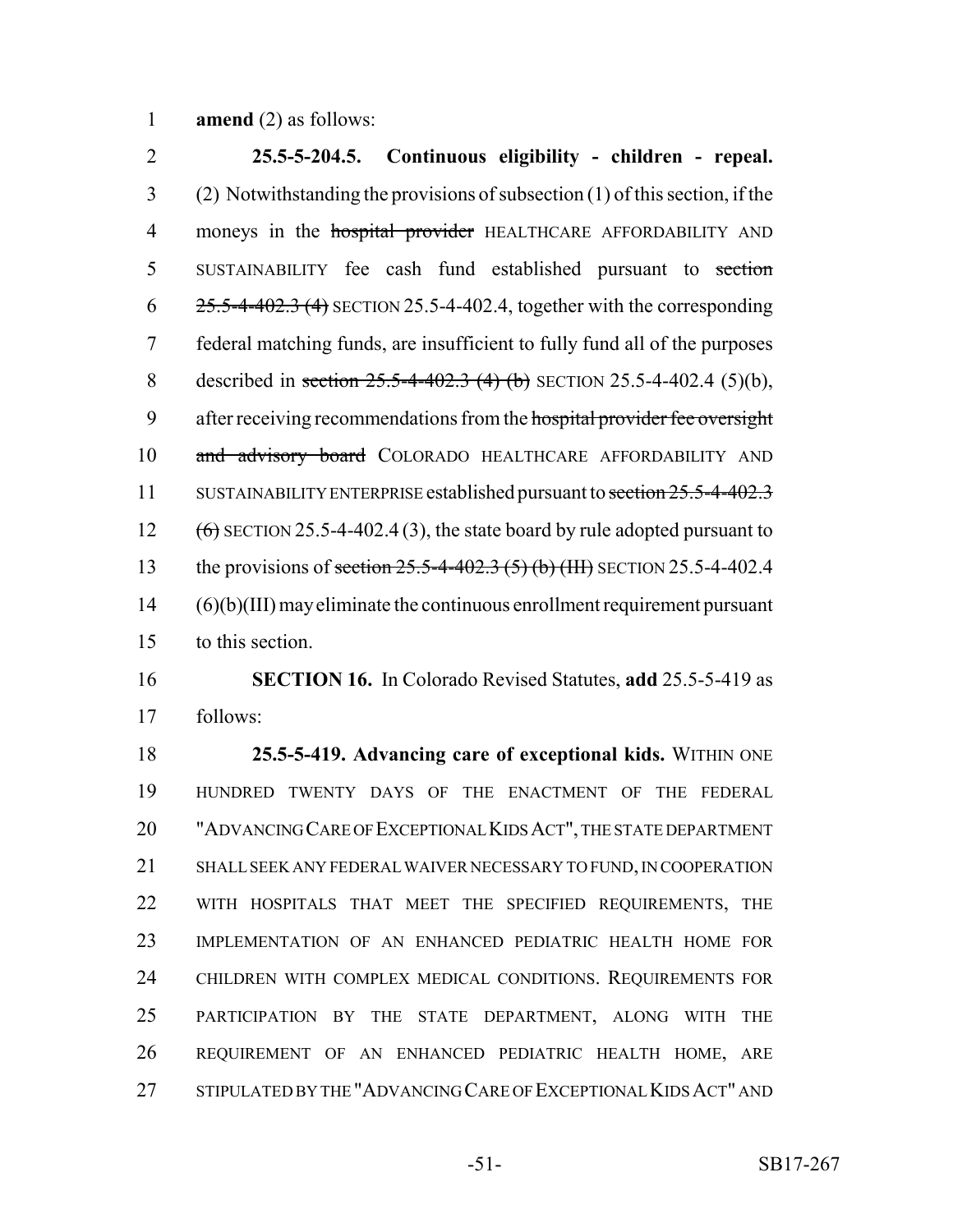amend (2) as follows:

**25.5-5-204.5. Continuous eligibility - children - repeal.** (2) Notwithstanding the provisions of subsection (1) of this section, if the moneys in the ~~hospital provider~~ HEALTHCARE AFFORDABILITY AND SUSTAINABILITY fee cash fund established pursuant to ~~section 25.5-4-402.3 (4)~~ SECTION 25.5-4-402.4, together with the corresponding federal matching funds, are insufficient to fully fund all of the purposes described in ~~section 25.5-4-402.3 (4) (b)~~ SECTION 25.5-4-402.4 (5)(b), after receiving recommendations from the ~~hospital provider fee oversight and advisory board~~ COLORADO HEALTHCARE AFFORDABILITY AND SUSTAINABILITY ENTERPRISE established pursuant to ~~section 25.5-4-402.3 (6)~~ SECTION 25.5-4-402.4 (3), the state board by rule adopted pursuant to the provisions of ~~section 25.5-4-402.3 (5) (b) (III)~~ SECTION 25.5-4-402.4 (6)(b)(III) may eliminate the continuous enrollment requirement pursuant to this section.

**SECTION 16.** In Colorado Revised Statutes, **add** 25.5-5-419 as follows:

**25.5-5-419. Advancing care of exceptional kids.** WITHIN ONE HUNDRED TWENTY DAYS OF THE ENACTMENT OF THE FEDERAL "ADVANCING CARE OF EXCEPTIONAL KIDS ACT", THE STATE DEPARTMENT SHALL SEEK ANY FEDERAL WAIVER NECESSARY TO FUND, IN COOPERATION WITH HOSPITALS THAT MEET THE SPECIFIED REQUIREMENTS, THE IMPLEMENTATION OF AN ENHANCED PEDIATRIC HEALTH HOME FOR CHILDREN WITH COMPLEX MEDICAL CONDITIONS. REQUIREMENTS FOR PARTICIPATION BY THE STATE DEPARTMENT, ALONG WITH THE REQUIREMENT OF AN ENHANCED PEDIATRIC HEALTH HOME, ARE STIPULATED BY THE "ADVANCING CARE OF EXCEPTIONAL KIDS ACT" AND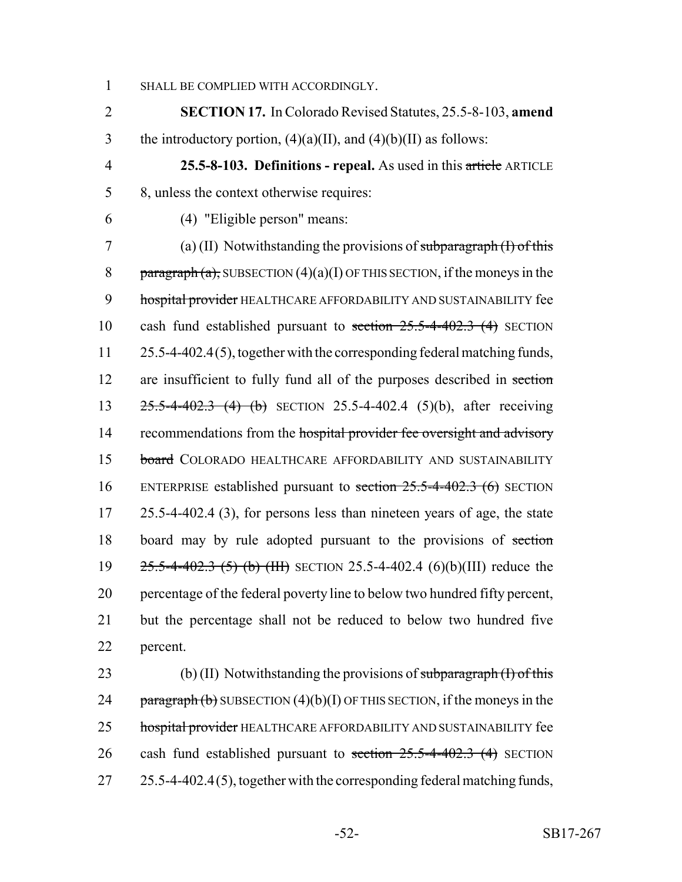SHALL BE COMPLIED WITH ACCORDINGLY.

**SECTION 17.** In Colorado Revised Statutes, 25.5-8-103, **amend** the introductory portion, (4)(a)(II), and (4)(b)(II) as follows:

**25.5-8-103. Definitions - repeal.** As used in this ~~article~~ ARTICLE 8, unless the context otherwise requires:

(4) "Eligible person" means:

(a) (II) Notwithstanding the provisions of ~~subparagraph (I) of this paragraph (a),~~ SUBSECTION (4)(a)(I) OF THIS SECTION, if the moneys in the ~~hospital provider~~ HEALTHCARE AFFORDABILITY AND SUSTAINABILITY fee cash fund established pursuant to ~~section 25.5-4-402.3 (4)~~ SECTION 25.5-4-402.4 (5), together with the corresponding federal matching funds, are insufficient to fully fund all of the purposes described in ~~section 25.5-4-402.3 (4) (b)~~ SECTION 25.5-4-402.4 (5)(b), after receiving recommendations from the ~~hospital provider fee oversight and advisory board~~ COLORADO HEALTHCARE AFFORDABILITY AND SUSTAINABILITY ENTERPRISE established pursuant to ~~section 25.5-4-402.3 (6)~~ SECTION 25.5-4-402.4 (3), for persons less than nineteen years of age, the state board may by rule adopted pursuant to the provisions of ~~section 25.5-4-402.3 (5) (b) (III)~~ SECTION 25.5-4-402.4 (6)(b)(III) reduce the percentage of the federal poverty line to below two hundred fifty percent, but the percentage shall not be reduced to below two hundred five percent.

(b) (II) Notwithstanding the provisions of ~~subparagraph (I) of this paragraph (b)~~ SUBSECTION (4)(b)(I) OF THIS SECTION, if the moneys in the ~~hospital provider~~ HEALTHCARE AFFORDABILITY AND SUSTAINABILITY fee cash fund established pursuant to ~~section 25.5-4-402.3 (4)~~ SECTION 25.5-4-402.4 (5), together with the corresponding federal matching funds,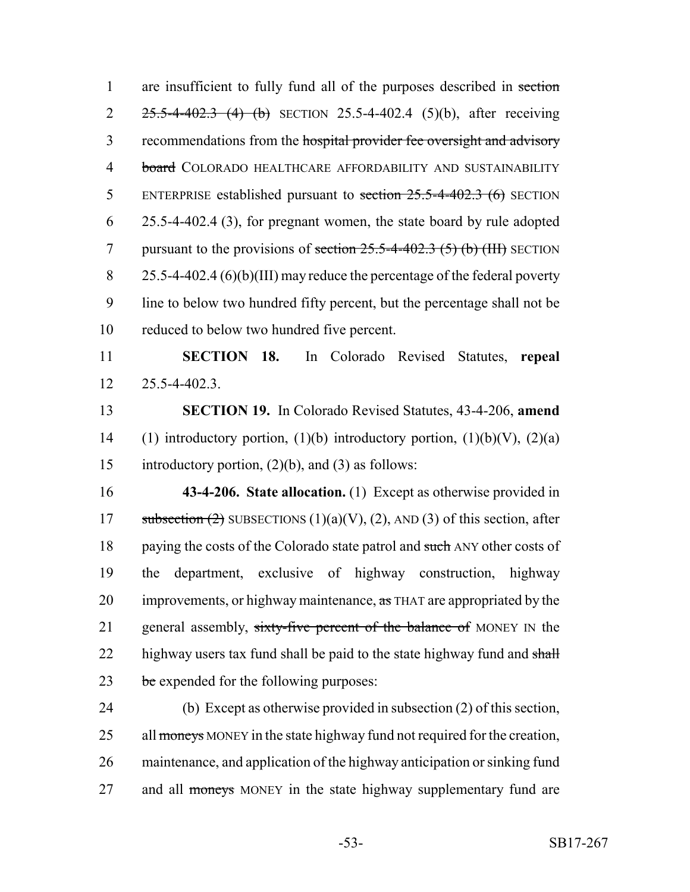1 are insufficient to fully fund all of the purposes described in ~~section~~
2 ~~25.5-4-402.3 (4) (b)~~ SECTION 25.5-4-402.4 (5)(b), after receiving
3 recommendations from the ~~hospital provider fee oversight and advisory~~
4 ~~board~~ COLORADO HEALTHCARE AFFORDABILITY AND SUSTAINABILITY
5 ENTERPRISE established pursuant to ~~section 25.5-4-402.3 (6)~~ SECTION
6 25.5-4-402.4 (3), for pregnant women, the state board by rule adopted
7 pursuant to the provisions of ~~section 25.5-4-402.3 (5) (b) (III)~~ SECTION
8 25.5-4-402.4 (6)(b)(III) may reduce the percentage of the federal poverty
9 line to below two hundred fifty percent, but the percentage shall not be
10 reduced to below two hundred five percent.

11 **SECTION 18.** In Colorado Revised Statutes, **repeal**
12 25.5-4-402.3.

13 **SECTION 19.** In Colorado Revised Statutes, 43-4-206, **amend**
14 (1) introductory portion, (1)(b) introductory portion, (1)(b)(V), (2)(a)
15 introductory portion, (2)(b), and (3) as follows:

16 **43-4-206. State allocation.** (1) Except as otherwise provided in
17 ~~subsection (2)~~ SUBSECTIONS (1)(a)(V), (2), AND (3) of this section, after
18 paying the costs of the Colorado state patrol and ~~such~~ ANY other costs of
19 the department, exclusive of highway construction, highway
20 improvements, or highway maintenance, ~~as~~ THAT are appropriated by the
21 general assembly, ~~sixty-five percent of the balance of~~ MONEY IN the
22 highway users tax fund shall be paid to the state highway fund and ~~shall~~
23 ~~be~~ expended for the following purposes:

24 (b) Except as otherwise provided in subsection (2) of this section,
25 all ~~moneys~~ MONEY in the state highway fund not required for the creation,
26 maintenance, and application of the highway anticipation or sinking fund
27 and all ~~moneys~~ MONEY in the state highway supplementary fund are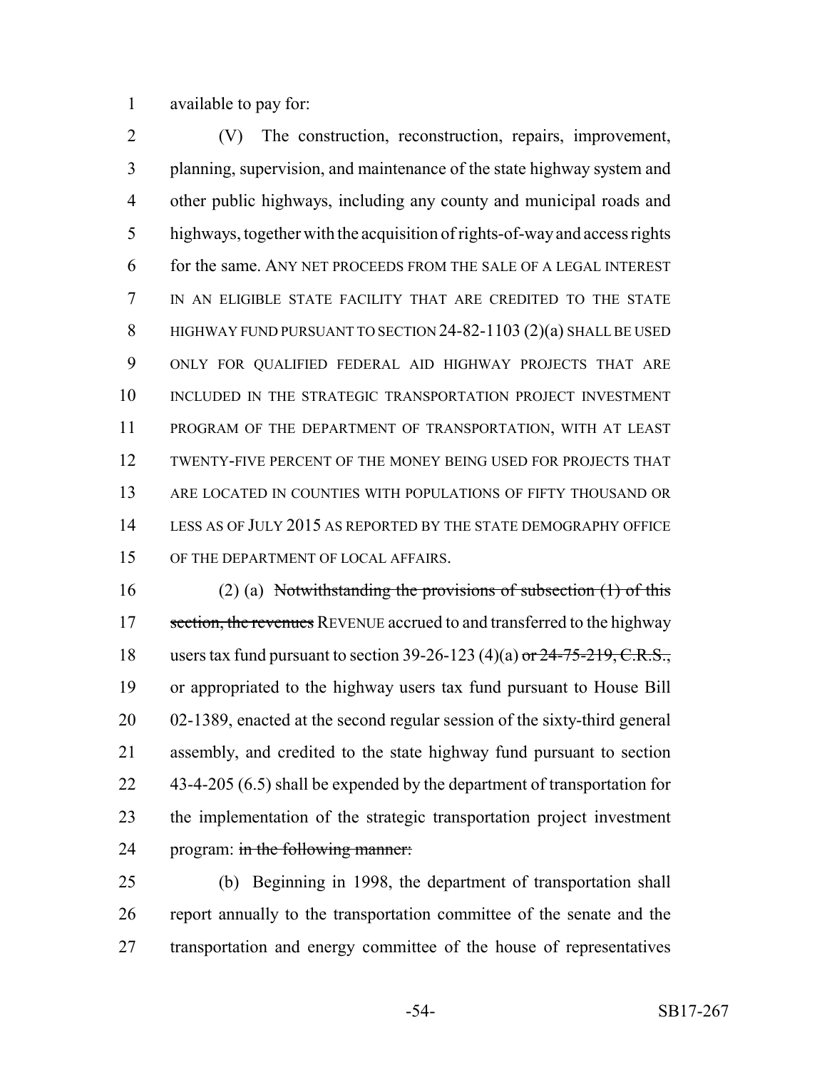available to pay for:

(V) The construction, reconstruction, repairs, improvement, planning, supervision, and maintenance of the state highway system and other public highways, including any county and municipal roads and highways, together with the acquisition of rights-of-way and access rights for the same. ANY NET PROCEEDS FROM THE SALE OF A LEGAL INTEREST IN AN ELIGIBLE STATE FACILITY THAT ARE CREDITED TO THE STATE HIGHWAY FUND PURSUANT TO SECTION 24-82-1103 (2)(a) SHALL BE USED ONLY FOR QUALIFIED FEDERAL AID HIGHWAY PROJECTS THAT ARE INCLUDED IN THE STRATEGIC TRANSPORTATION PROJECT INVESTMENT PROGRAM OF THE DEPARTMENT OF TRANSPORTATION, WITH AT LEAST TWENTY-FIVE PERCENT OF THE MONEY BEING USED FOR PROJECTS THAT ARE LOCATED IN COUNTIES WITH POPULATIONS OF FIFTY THOUSAND OR LESS AS OF JULY 2015 AS REPORTED BY THE STATE DEMOGRAPHY OFFICE OF THE DEPARTMENT OF LOCAL AFFAIRS.

(2) (a) ~~Notwithstanding the provisions of subsection (1) of this section, the revenues~~ REVENUE accrued to and transferred to the highway users tax fund pursuant to section 39-26-123 (4)(a) ~~or 24-75-219, C.R.S.,~~ or appropriated to the highway users tax fund pursuant to House Bill 02-1389, enacted at the second regular session of the sixty-third general assembly, and credited to the state highway fund pursuant to section 43-4-205 (6.5) shall be expended by the department of transportation for the implementation of the strategic transportation project investment program: ~~in the following manner:~~

(b) Beginning in 1998, the department of transportation shall report annually to the transportation committee of the senate and the transportation and energy committee of the house of representatives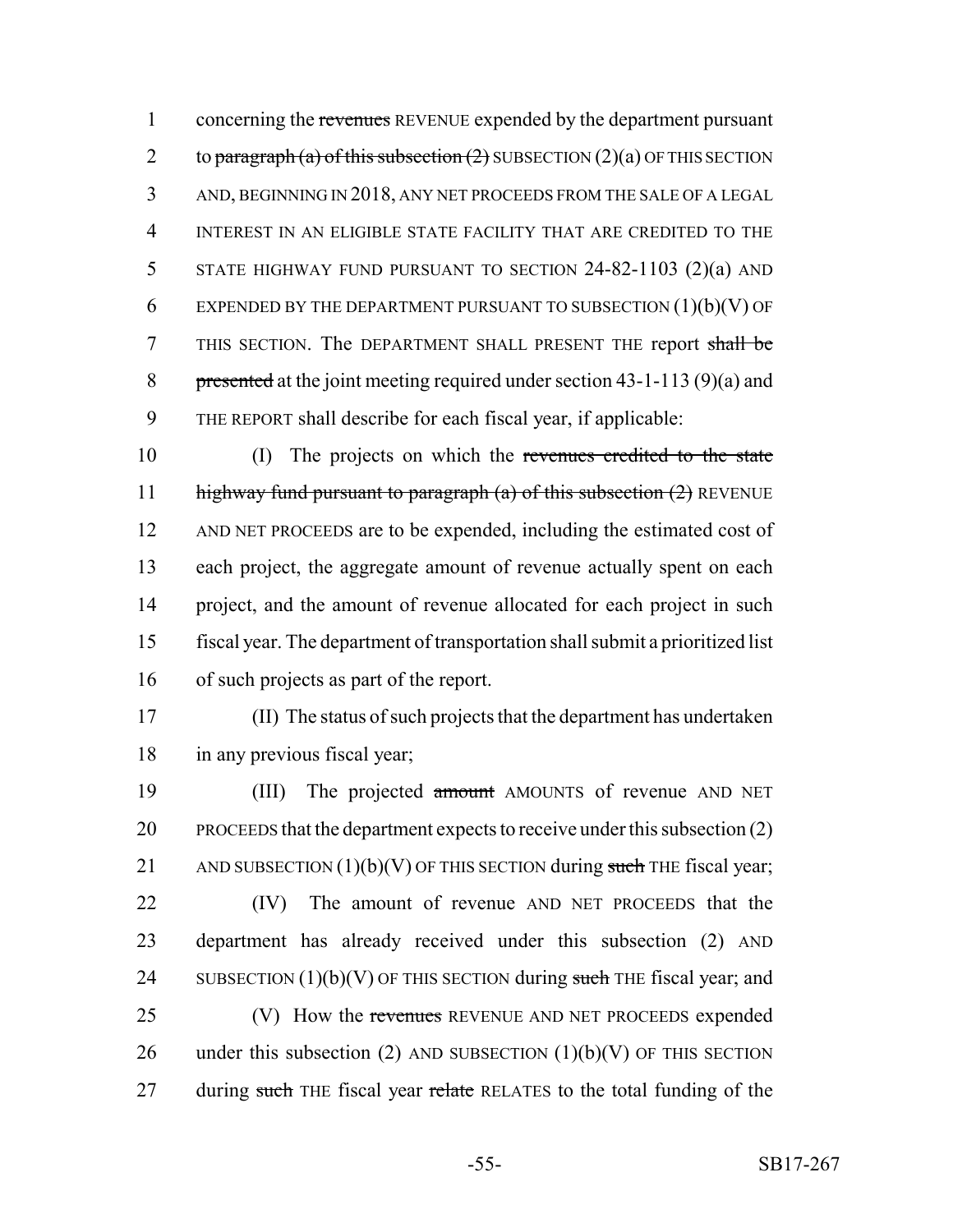concerning the ~~revenues~~ REVENUE expended by the department pursuant to ~~paragraph (a) of this subsection (2)~~ SUBSECTION (2)(a) OF THIS SECTION AND, BEGINNING IN 2018, ANY NET PROCEEDS FROM THE SALE OF A LEGAL INTEREST IN AN ELIGIBLE STATE FACILITY THAT ARE CREDITED TO THE STATE HIGHWAY FUND PURSUANT TO SECTION 24-82-1103 (2)(a) AND EXPENDED BY THE DEPARTMENT PURSUANT TO SUBSECTION (1)(b)(V) OF THIS SECTION. The DEPARTMENT SHALL PRESENT THE report ~~shall be presented~~ at the joint meeting required under section 43-1-113 (9)(a) and THE REPORT shall describe for each fiscal year, if applicable:

(I) The projects on which the ~~revenues credited to the state highway fund pursuant to paragraph (a) of this subsection (2)~~ REVENUE AND NET PROCEEDS are to be expended, including the estimated cost of each project, the aggregate amount of revenue actually spent on each project, and the amount of revenue allocated for each project in such fiscal year. The department of transportation shall submit a prioritized list of such projects as part of the report.

(II) The status of such projects that the department has undertaken in any previous fiscal year;

(III) The projected ~~amount~~ AMOUNTS of revenue AND NET PROCEEDS that the department expects to receive under this subsection (2) AND SUBSECTION (1)(b)(V) OF THIS SECTION during ~~such~~ THE fiscal year;

(IV) The amount of revenue AND NET PROCEEDS that the department has already received under this subsection (2) AND SUBSECTION (1)(b)(V) OF THIS SECTION during ~~such~~ THE fiscal year; and

(V) How the ~~revenues~~ REVENUE AND NET PROCEEDS expended under this subsection (2) AND SUBSECTION (1)(b)(V) OF THIS SECTION during ~~such~~ THE fiscal year ~~relate~~ RELATES to the total funding of the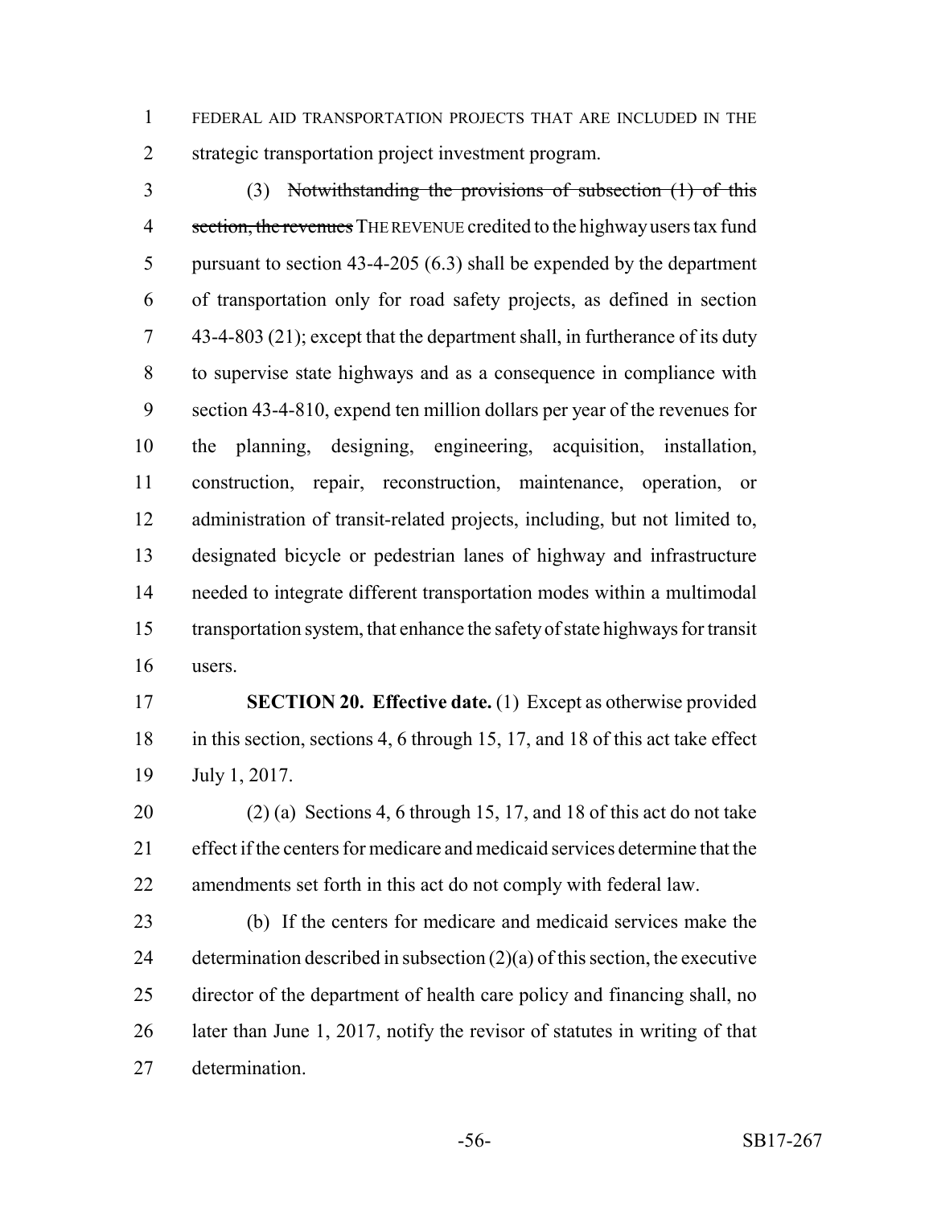FEDERAL AID TRANSPORTATION PROJECTS THAT ARE INCLUDED IN THE strategic transportation project investment program.

(3) ~~Notwithstanding the provisions of subsection (1) of this section, the revenues~~ THE REVENUE credited to the highway users tax fund pursuant to section 43-4-205 (6.3) shall be expended by the department of transportation only for road safety projects, as defined in section 43-4-803 (21); except that the department shall, in furtherance of its duty to supervise state highways and as a consequence in compliance with section 43-4-810, expend ten million dollars per year of the revenues for the planning, designing, engineering, acquisition, installation, construction, repair, reconstruction, maintenance, operation, or administration of transit-related projects, including, but not limited to, designated bicycle or pedestrian lanes of highway and infrastructure needed to integrate different transportation modes within a multimodal transportation system, that enhance the safety of state highways for transit users.

**SECTION 20. Effective date.** (1) Except as otherwise provided in this section, sections 4, 6 through 15, 17, and 18 of this act take effect July 1, 2017.

(2) (a) Sections 4, 6 through 15, 17, and 18 of this act do not take effect if the centers for medicare and medicaid services determine that the amendments set forth in this act do not comply with federal law.

(b) If the centers for medicare and medicaid services make the determination described in subsection (2)(a) of this section, the executive director of the department of health care policy and financing shall, no later than June 1, 2017, notify the revisor of statutes in writing of that determination.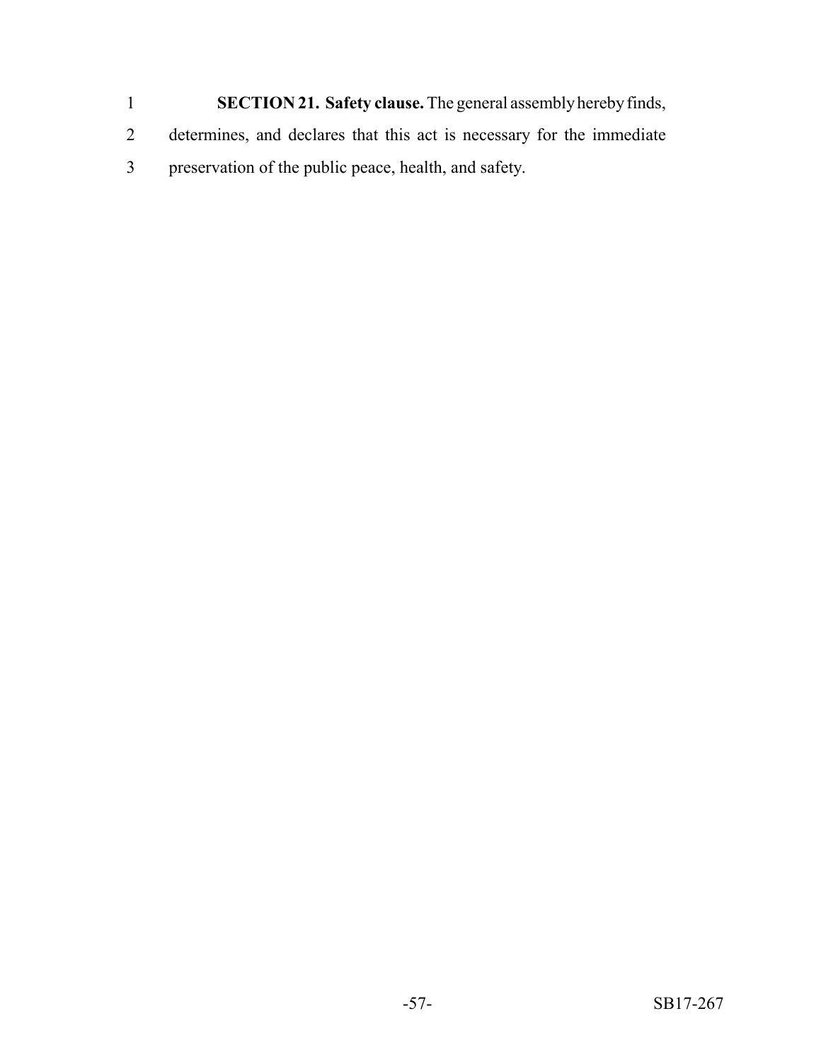**SECTION 21. Safety clause.** The general assembly hereby finds, determines, and declares that this act is necessary for the immediate preservation of the public peace, health, and safety.